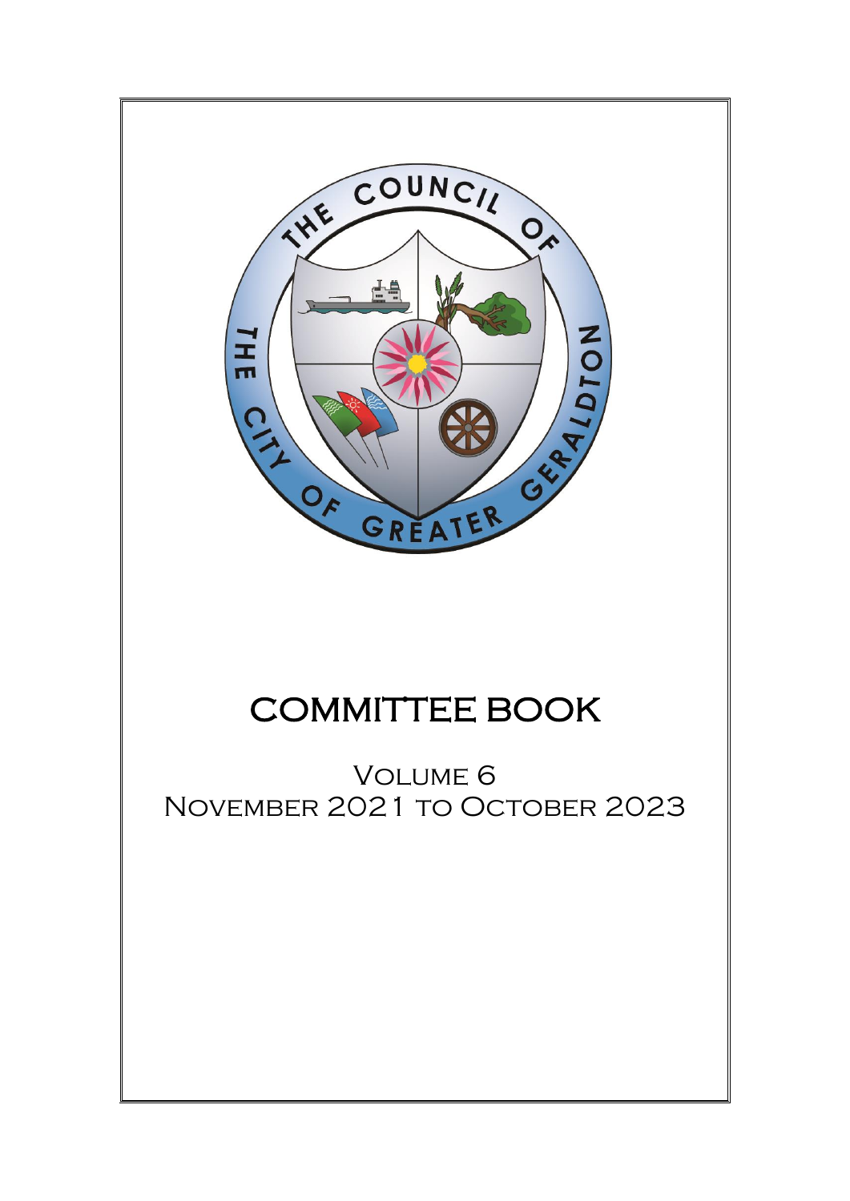# COMMITTEE BOOK

## Volume 6
## November 2021 to October 2023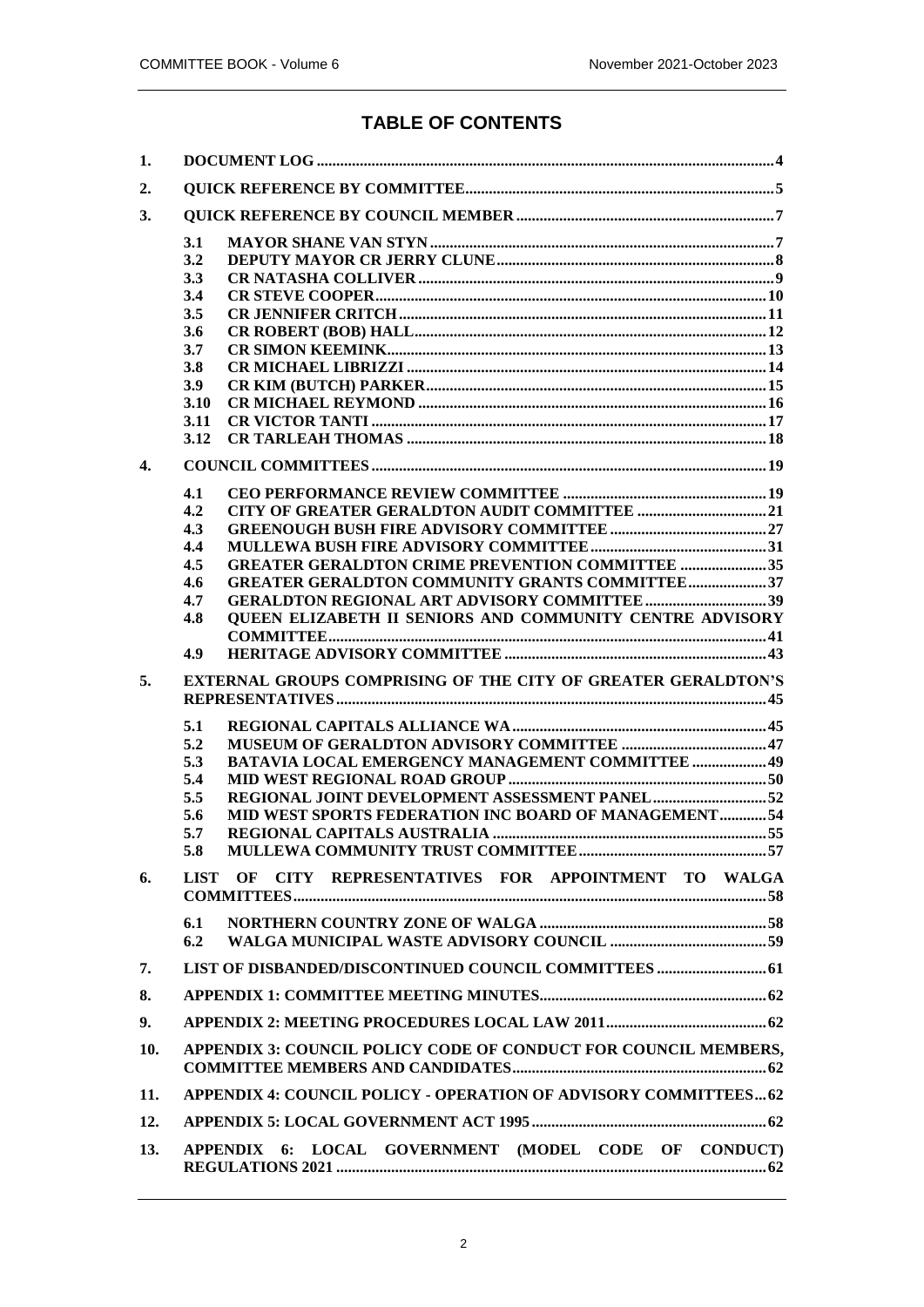## TABLE OF CONTENTS

1. DOCUMENT LOG ..... 4
2. QUICK REFERENCE BY COMMITTEE ..... 5
3. QUICK REFERENCE BY COUNCIL MEMBER ..... 7
   - 3.1 MAYOR SHANE VAN STYN ..... 7
   - 3.2 DEPUTY MAYOR CR JERRY CLUNE ..... 8
   - 3.3 CR NATASHA COLLIVER ..... 9
   - 3.4 CR STEVE COOPER ..... 10
   - 3.5 CR JENNIFER CRITCH ..... 11
   - 3.6 CR ROBERT (BOB) HALL ..... 12
   - 3.7 CR SIMON KEEMINK ..... 13
   - 3.8 CR MICHAEL LIBRIZZI ..... 14
   - 3.9 CR KIM (BUTCH) PARKER ..... 15
   - 3.10 CR MICHAEL REYMOND ..... 16
   - 3.11 CR VICTOR TANTI ..... 17
   - 3.12 CR TARLEAH THOMAS ..... 18
4. COUNCIL COMMITTEES ..... 19
   - 4.1 CEO PERFORMANCE REVIEW COMMITTEE ..... 19
   - 4.2 CITY OF GREATER GERALDTON AUDIT COMMITTEE ..... 21
   - 4.3 GREENOUGH BUSH FIRE ADVISORY COMMITTEE ..... 27
   - 4.4 MULLEWA BUSH FIRE ADVISORY COMMITTEE ..... 31
   - 4.5 GREATER GERALDTON CRIME PREVENTION COMMITTEE ..... 35
   - 4.6 GREATER GERALDTON COMMUNITY GRANTS COMMITTEE ..... 37
   - 4.7 GERALDTON REGIONAL ART ADVISORY COMMITTEE ..... 39
   - 4.8 QUEEN ELIZABETH II SENIORS AND COMMUNITY CENTRE ADVISORY COMMITTEE ..... 41
   - 4.9 HERITAGE ADVISORY COMMITTEE ..... 43
5. EXTERNAL GROUPS COMPRISING OF THE CITY OF GREATER GERALDTON'S REPRESENTATIVES ..... 45
   - 5.1 REGIONAL CAPITALS ALLIANCE WA ..... 45
   - 5.2 MUSEUM OF GERALDTON ADVISORY COMMITTEE ..... 47
   - 5.3 BATAVIA LOCAL EMERGENCY MANAGEMENT COMMITTEE ..... 49
   - 5.4 MID WEST REGIONAL ROAD GROUP ..... 50
   - 5.5 REGIONAL JOINT DEVELOPMENT ASSESSMENT PANEL ..... 52
   - 5.6 MID WEST SPORTS FEDERATION INC BOARD OF MANAGEMENT ..... 54
   - 5.7 REGIONAL CAPITALS AUSTRALIA ..... 55
   - 5.8 MULLEWA COMMUNITY TRUST COMMITTEE ..... 57
6. LIST OF CITY REPRESENTATIVES FOR APPOINTMENT TO WALGA COMMITTEES ..... 58
   - 6.1 NORTHERN COUNTRY ZONE OF WALGA ..... 58
   - 6.2 WALGA MUNICIPAL WASTE ADVISORY COUNCIL ..... 59
7. LIST OF DISBANDED/DISCONTINUED COUNCIL COMMITTEES ..... 61
8. APPENDIX 1: COMMITTEE MEETING MINUTES ..... 62
9. APPENDIX 2: MEETING PROCEDURES LOCAL LAW 2011 ..... 62
10. APPENDIX 3: COUNCIL POLICY CODE OF CONDUCT FOR COUNCIL MEMBERS, COMMITTEE MEMBERS AND CANDIDATES ..... 62
11. APPENDIX 4: COUNCIL POLICY - OPERATION OF ADVISORY COMMITTEES ..... 62
12. APPENDIX 5: LOCAL GOVERNMENT ACT 1995 ..... 62
13. APPENDIX 6: LOCAL GOVERNMENT (MODEL CODE OF CONDUCT) REGULATIONS 2021 ..... 62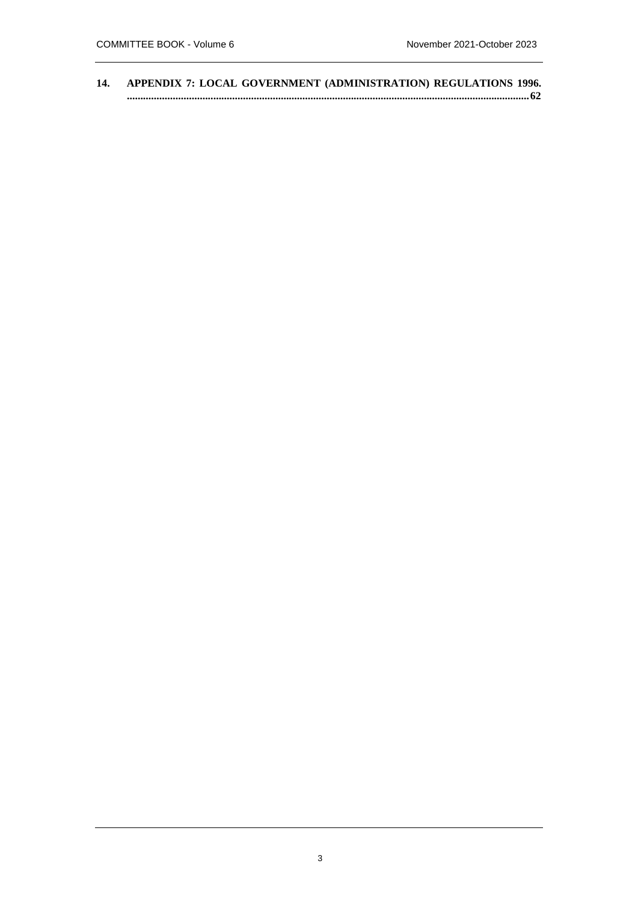14. **APPENDIX 7: LOCAL GOVERNMENT (ADMINISTRATION) REGULATIONS 1996.** ......................................................................................................................................... **62**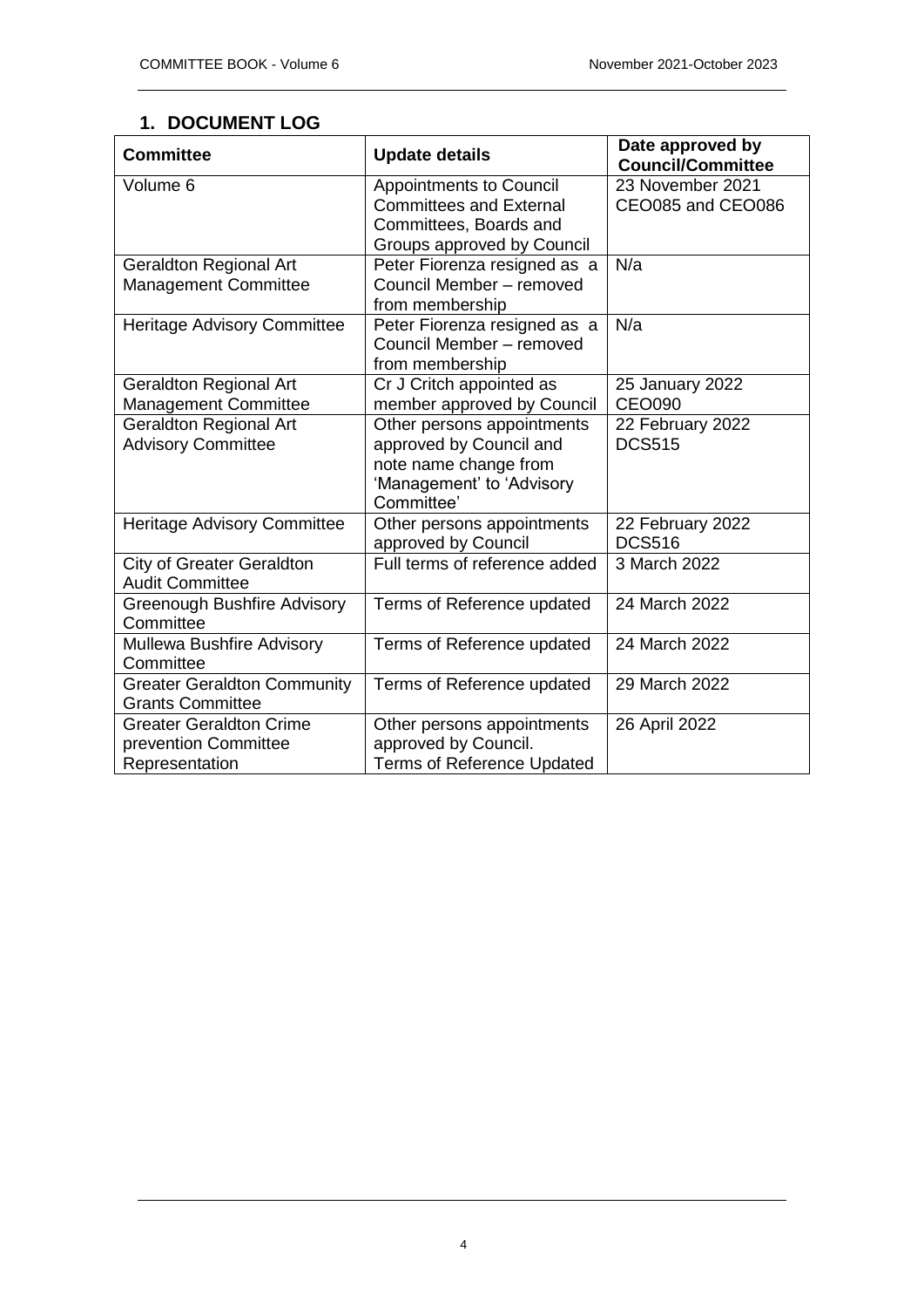## 1. DOCUMENT LOG

| Committee | Update details | Date approved by Council/Committee |
|---|---|---|
| Volume 6 | Appointments to Council Committees and External Committees, Boards and Groups approved by Council | 23 November 2021 CEO085 and CEO086 |
| Geraldton Regional Art Management Committee | Peter Fiorenza resigned as a Council Member – removed from membership | N/a |
| Heritage Advisory Committee | Peter Fiorenza resigned as a Council Member – removed from membership | N/a |
| Geraldton Regional Art Management Committee | Cr J Critch appointed as member approved by Council | 25 January 2022 CEO090 |
| Geraldton Regional Art Advisory Committee | Other persons appointments approved by Council and note name change from 'Management' to 'Advisory Committee' | 22 February 2022 DCS515 |
| Heritage Advisory Committee | Other persons appointments approved by Council | 22 February 2022 DCS516 |
| City of Greater Geraldton Audit Committee | Full terms of reference added | 3 March 2022 |
| Greenough Bushfire Advisory Committee | Terms of Reference updated | 24 March 2022 |
| Mullewa Bushfire Advisory Committee | Terms of Reference updated | 24 March 2022 |
| Greater Geraldton Community Grants Committee | Terms of Reference updated | 29 March 2022 |
| Greater Geraldton Crime prevention Committee Representation | Other persons appointments approved by Council. Terms of Reference Updated | 26 April 2022 |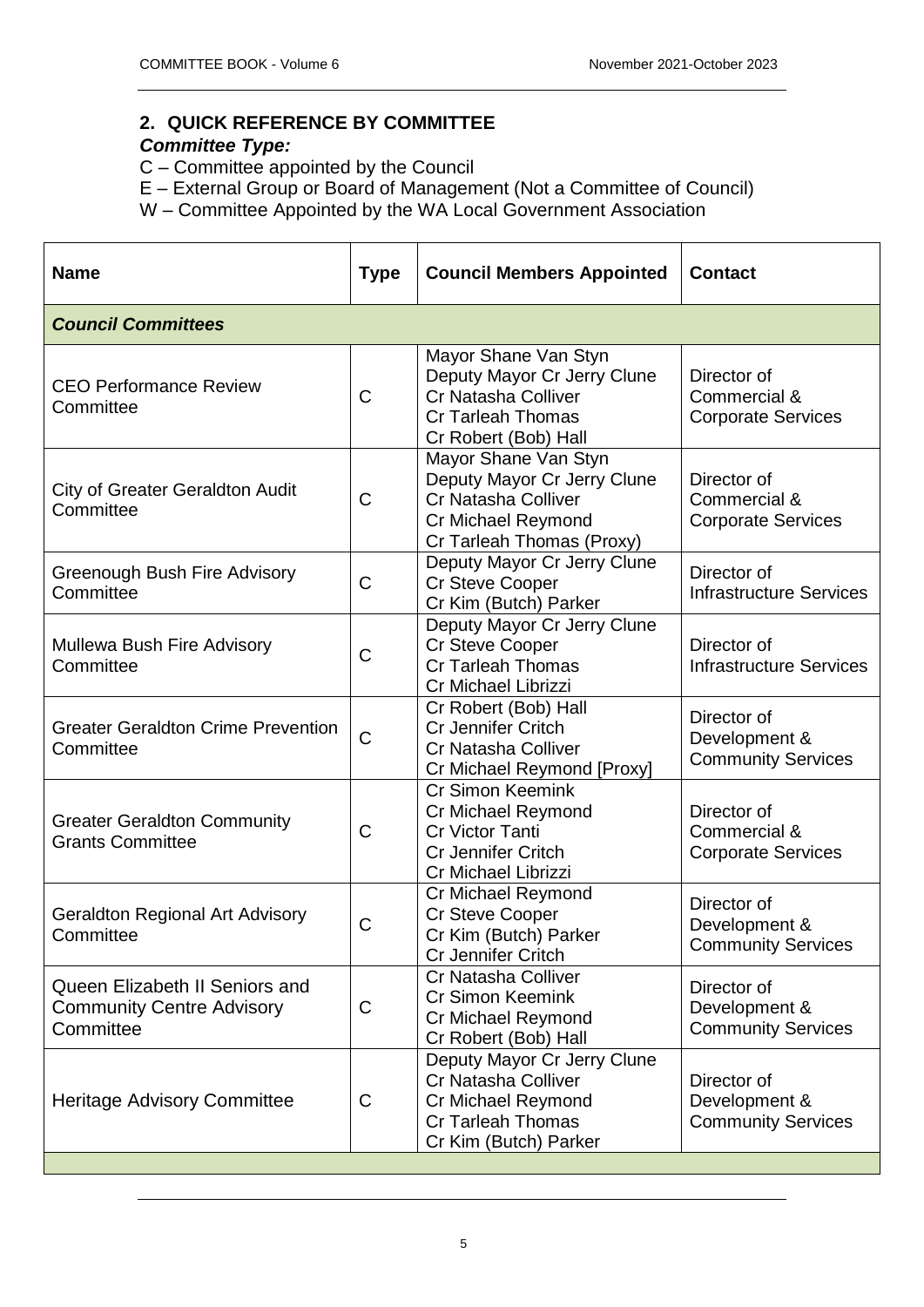## 2. QUICK REFERENCE BY COMMITTEE

***Committee Type:***

C – Committee appointed by the Council
E – External Group or Board of Management (Not a Committee of Council)
W – Committee Appointed by the WA Local Government Association

| Name | Type | Council Members Appointed | Contact |
|---|---|---|---|
| ***Council Committees*** | | | |
| CEO Performance Review Committee | C | Mayor Shane Van Styn<br>Deputy Mayor Cr Jerry Clune<br>Cr Natasha Colliver<br>Cr Tarleah Thomas<br>Cr Robert (Bob) Hall | Director of Commercial & Corporate Services |
| City of Greater Geraldton Audit Committee | C | Mayor Shane Van Styn<br>Deputy Mayor Cr Jerry Clune<br>Cr Natasha Colliver<br>Cr Michael Reymond<br>Cr Tarleah Thomas (Proxy) | Director of Commercial & Corporate Services |
| Greenough Bush Fire Advisory Committee | C | Deputy Mayor Cr Jerry Clune<br>Cr Steve Cooper<br>Cr Kim (Butch) Parker | Director of Infrastructure Services |
| Mullewa Bush Fire Advisory Committee | C | Deputy Mayor Cr Jerry Clune<br>Cr Steve Cooper<br>Cr Tarleah Thomas<br>Cr Michael Librizzi | Director of Infrastructure Services |
| Greater Geraldton Crime Prevention Committee | C | Cr Robert (Bob) Hall<br>Cr Jennifer Critch<br>Cr Natasha Colliver<br>Cr Michael Reymond [Proxy] | Director of Development & Community Services |
| Greater Geraldton Community Grants Committee | C | Cr Simon Keemink<br>Cr Michael Reymond<br>Cr Victor Tanti<br>Cr Jennifer Critch<br>Cr Michael Librizzi | Director of Commercial & Corporate Services |
| Geraldton Regional Art Advisory Committee | C | Cr Michael Reymond<br>Cr Steve Cooper<br>Cr Kim (Butch) Parker<br>Cr Jennifer Critch | Director of Development & Community Services |
| Queen Elizabeth II Seniors and Community Centre Advisory Committee | C | Cr Natasha Colliver<br>Cr Simon Keemink<br>Cr Michael Reymond<br>Cr Robert (Bob) Hall | Director of Development & Community Services |
| Heritage Advisory Committee | C | Deputy Mayor Cr Jerry Clune<br>Cr Natasha Colliver<br>Cr Michael Reymond<br>Cr Tarleah Thomas<br>Cr Kim (Butch) Parker | Director of Development & Community Services |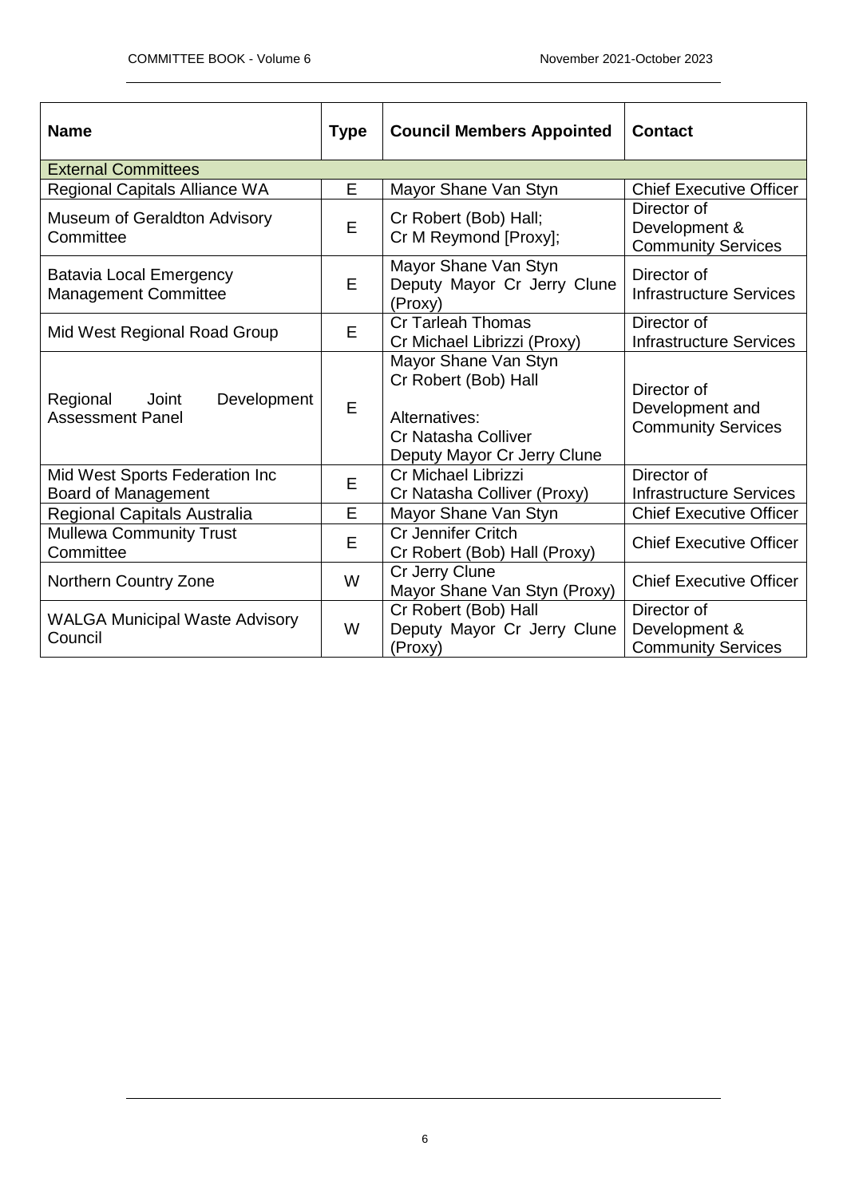| Name | Type | Council Members Appointed | Contact |
|---|---|---|---|
| External Committees | | | |
| Regional Capitals Alliance WA | E | Mayor Shane Van Styn | Chief Executive Officer |
| Museum of Geraldton Advisory Committee | E | Cr Robert (Bob) Hall;<br>Cr M Reymond [Proxy]; | Director of Development & Community Services |
| Batavia Local Emergency Management Committee | E | Mayor Shane Van Styn<br>Deputy Mayor Cr Jerry Clune (Proxy) | Director of Infrastructure Services |
| Mid West Regional Road Group | E | Cr Tarleah Thomas<br>Cr Michael Librizzi (Proxy) | Director of Infrastructure Services |
| Regional Joint Development Assessment Panel | E | Mayor Shane Van Styn<br>Cr Robert (Bob) Hall<br><br>Alternatives:<br>Cr Natasha Colliver<br>Deputy Mayor Cr Jerry Clune | Director of Development and Community Services |
| Mid West Sports Federation Inc Board of Management | E | Cr Michael Librizzi<br>Cr Natasha Colliver (Proxy) | Director of Infrastructure Services |
| Regional Capitals Australia | E | Mayor Shane Van Styn | Chief Executive Officer |
| Mullewa Community Trust Committee | E | Cr Jennifer Critch<br>Cr Robert (Bob) Hall (Proxy) | Chief Executive Officer |
| Northern Country Zone | W | Cr Jerry Clune<br>Mayor Shane Van Styn (Proxy) | Chief Executive Officer |
| WALGA Municipal Waste Advisory Council | W | Cr Robert (Bob) Hall<br>Deputy Mayor Cr Jerry Clune (Proxy) | Director of Development & Community Services |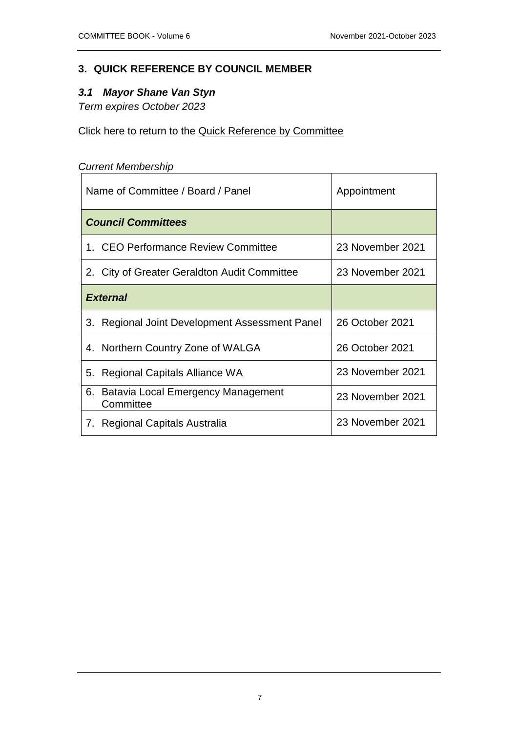## 3. QUICK REFERENCE BY COUNCIL MEMBER

### *3.1 Mayor Shane Van Styn*

*Term expires October 2023*

Click here to return to the Quick Reference by Committee

*Current Membership*

| Name of Committee / Board / Panel | Appointment |
|---|---|
| ***Council Committees*** | |
| 1. CEO Performance Review Committee | 23 November 2021 |
| 2. City of Greater Geraldton Audit Committee | 23 November 2021 |
| ***External*** | |
| 3. Regional Joint Development Assessment Panel | 26 October 2021 |
| 4. Northern Country Zone of WALGA | 26 October 2021 |
| 5. Regional Capitals Alliance WA | 23 November 2021 |
| 6. Batavia Local Emergency Management Committee | 23 November 2021 |
| 7. Regional Capitals Australia | 23 November 2021 |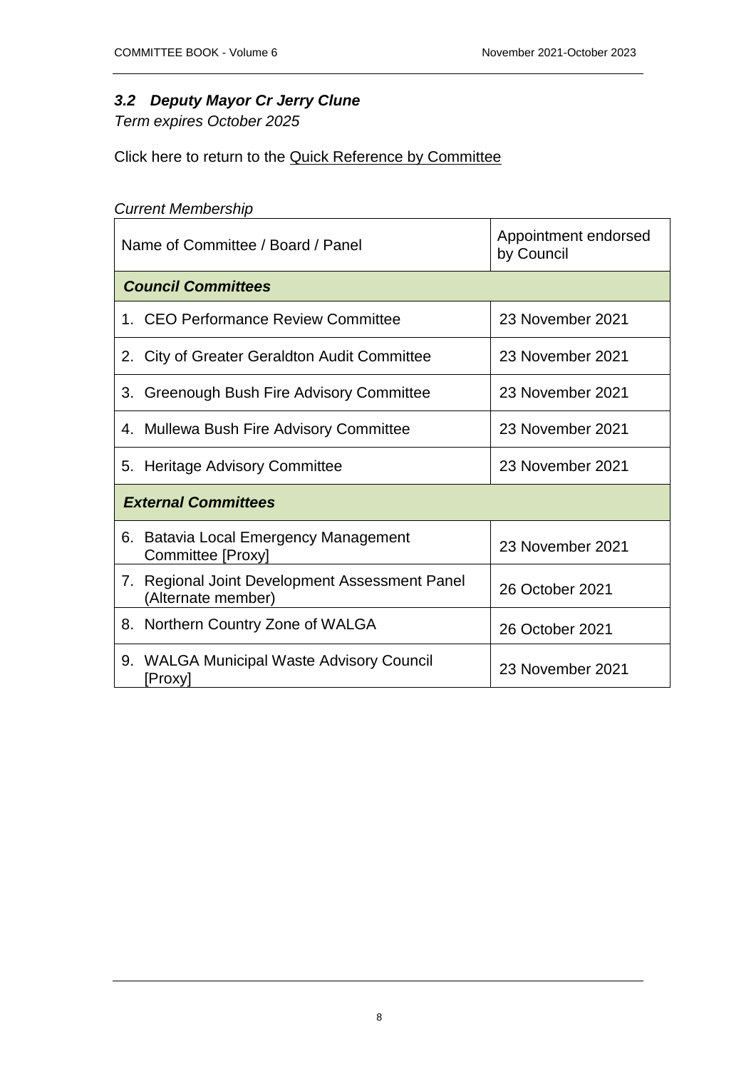### *3.2 Deputy Mayor Cr Jerry Clune*

*Term expires October 2025*

Click here to return to the Quick Reference by Committee

*Current Membership*

| Name of Committee / Board / Panel | Appointment endorsed by Council |
|---|---|
| ***Council Committees*** | |
| 1. CEO Performance Review Committee | 23 November 2021 |
| 2. City of Greater Geraldton Audit Committee | 23 November 2021 |
| 3. Greenough Bush Fire Advisory Committee | 23 November 2021 |
| 4. Mullewa Bush Fire Advisory Committee | 23 November 2021 |
| 5. Heritage Advisory Committee | 23 November 2021 |
| ***External Committees*** | |
| 6. Batavia Local Emergency Management Committee [Proxy] | 23 November 2021 |
| 7. Regional Joint Development Assessment Panel (Alternate member) | 26 October 2021 |
| 8. Northern Country Zone of WALGA | 26 October 2021 |
| 9. WALGA Municipal Waste Advisory Council [Proxy] | 23 November 2021 |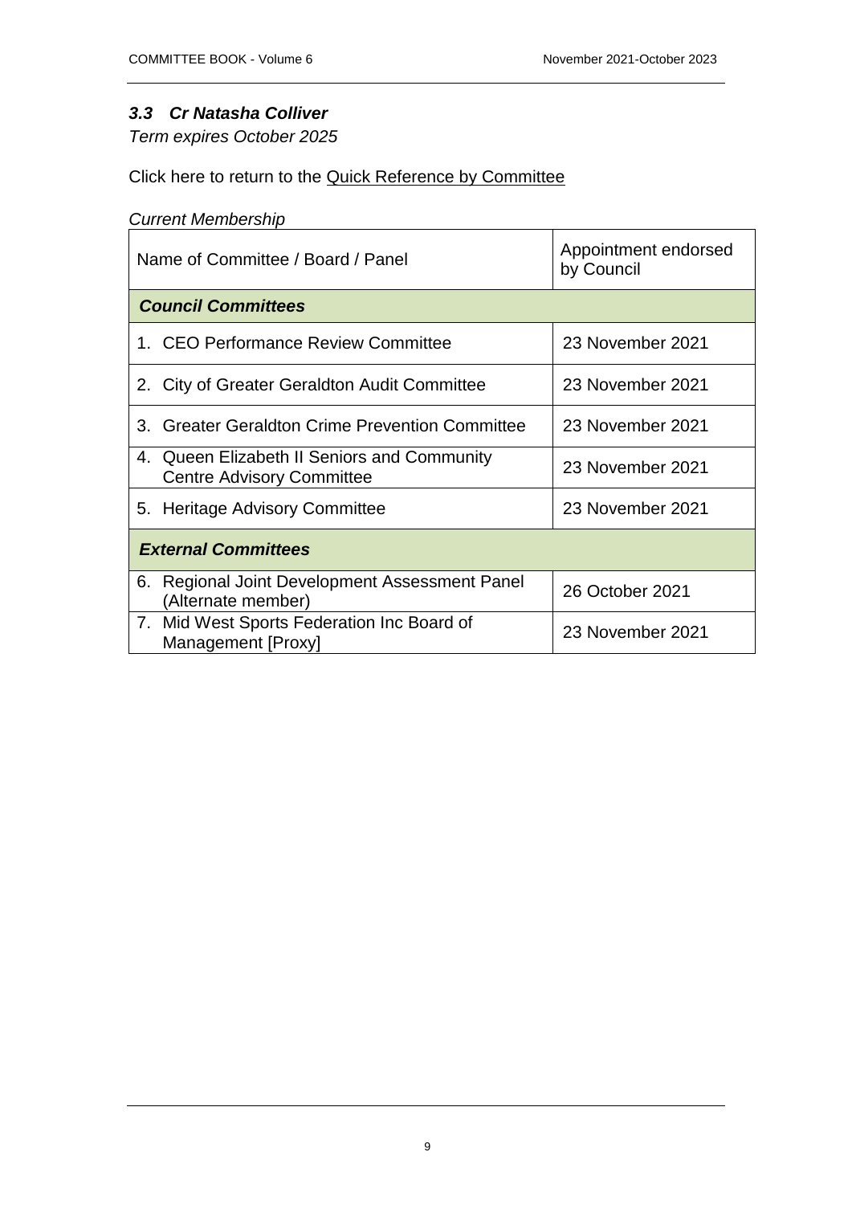### *3.3 Cr Natasha Colliver*

*Term expires October 2025*

Click here to return to the Quick Reference by Committee

*Current Membership*

| Name of Committee / Board / Panel | Appointment endorsed by Council |
| --- | --- |
| ***Council Committees*** | |
| 1. CEO Performance Review Committee | 23 November 2021 |
| 2. City of Greater Geraldton Audit Committee | 23 November 2021 |
| 3. Greater Geraldton Crime Prevention Committee | 23 November 2021 |
| 4. Queen Elizabeth II Seniors and Community Centre Advisory Committee | 23 November 2021 |
| 5. Heritage Advisory Committee | 23 November 2021 |
| ***External Committees*** | |
| 6. Regional Joint Development Assessment Panel (Alternate member) | 26 October 2021 |
| 7. Mid West Sports Federation Inc Board of Management [Proxy] | 23 November 2021 |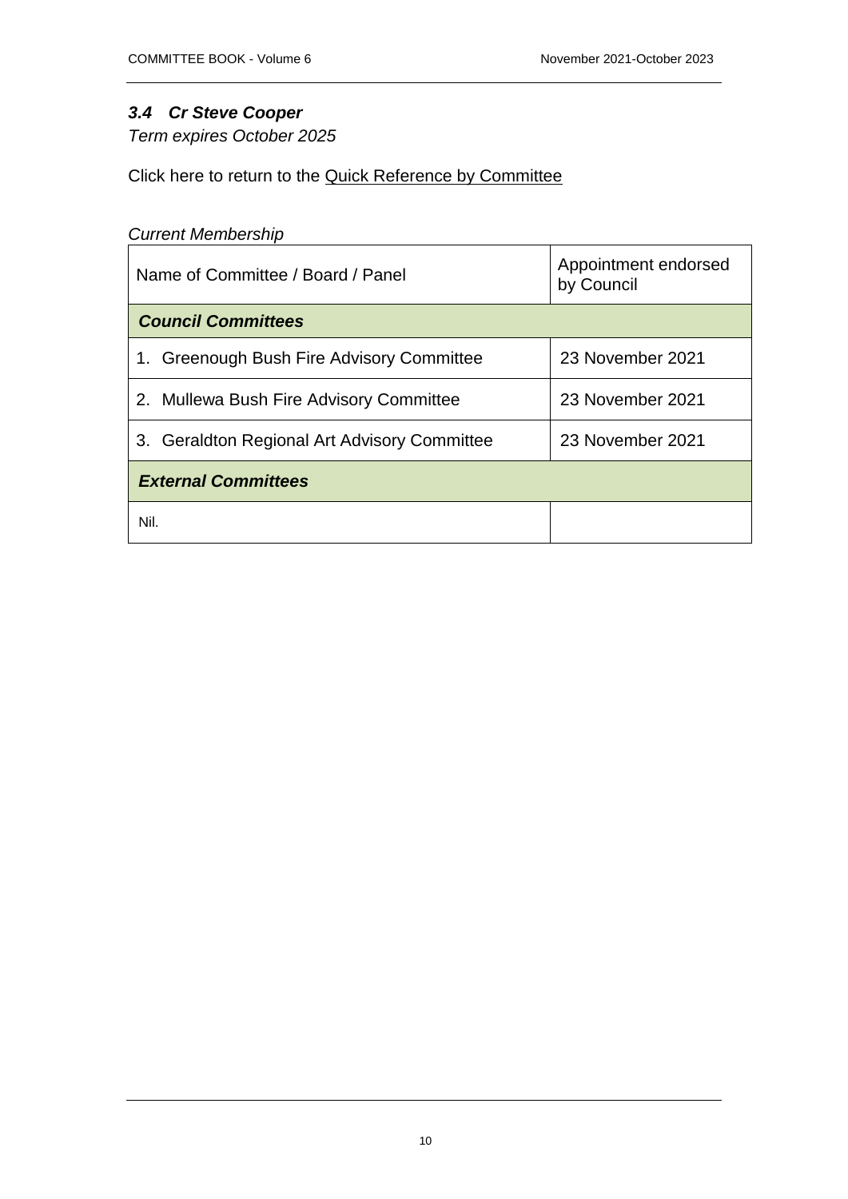### *3.4 Cr Steve Cooper*

*Term expires October 2025*

Click here to return to the Quick Reference by Committee

*Current Membership*

| Name of Committee / Board / Panel | Appointment endorsed by Council |
|---|---|
| ***Council Committees*** | |
| 1. Greenough Bush Fire Advisory Committee | 23 November 2021 |
| 2. Mullewa Bush Fire Advisory Committee | 23 November 2021 |
| 3. Geraldton Regional Art Advisory Committee | 23 November 2021 |
| ***External Committees*** | |
| Nil. | |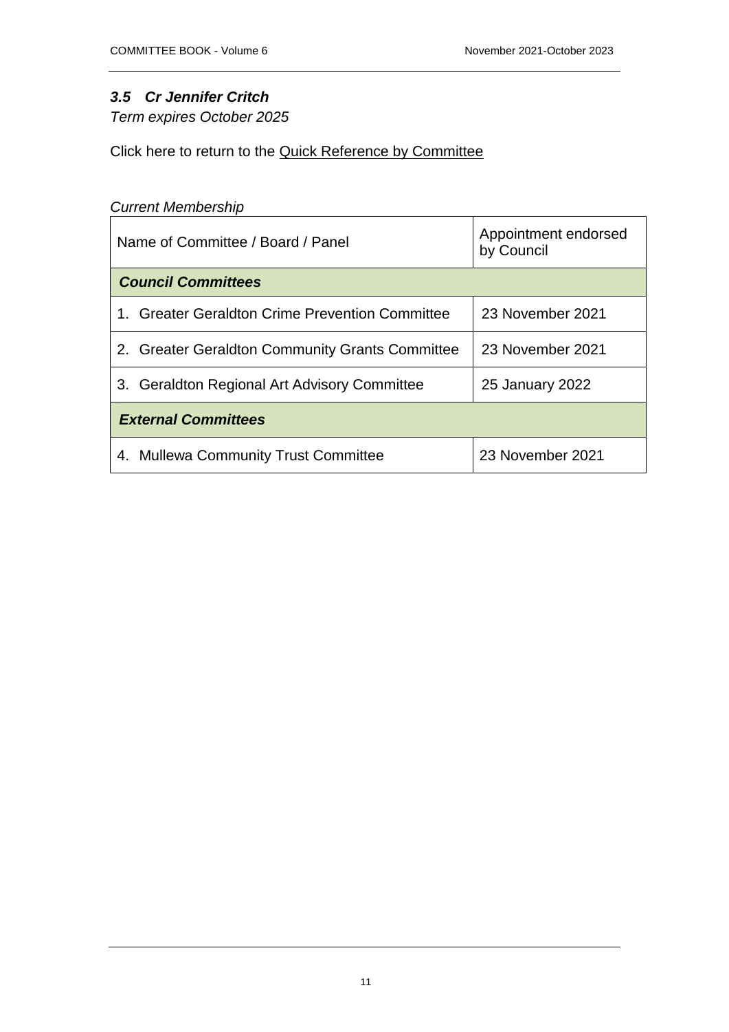### *3.5 Cr Jennifer Critch*

*Term expires October 2025*

Click here to return to the Quick Reference by Committee

*Current Membership*

| Name of Committee / Board / Panel | Appointment endorsed by Council |
|---|---|
| ***Council Committees*** | |
| 1. Greater Geraldton Crime Prevention Committee | 23 November 2021 |
| 2. Greater Geraldton Community Grants Committee | 23 November 2021 |
| 3. Geraldton Regional Art Advisory Committee | 25 January 2022 |
| ***External Committees*** | |
| 4. Mullewa Community Trust Committee | 23 November 2021 |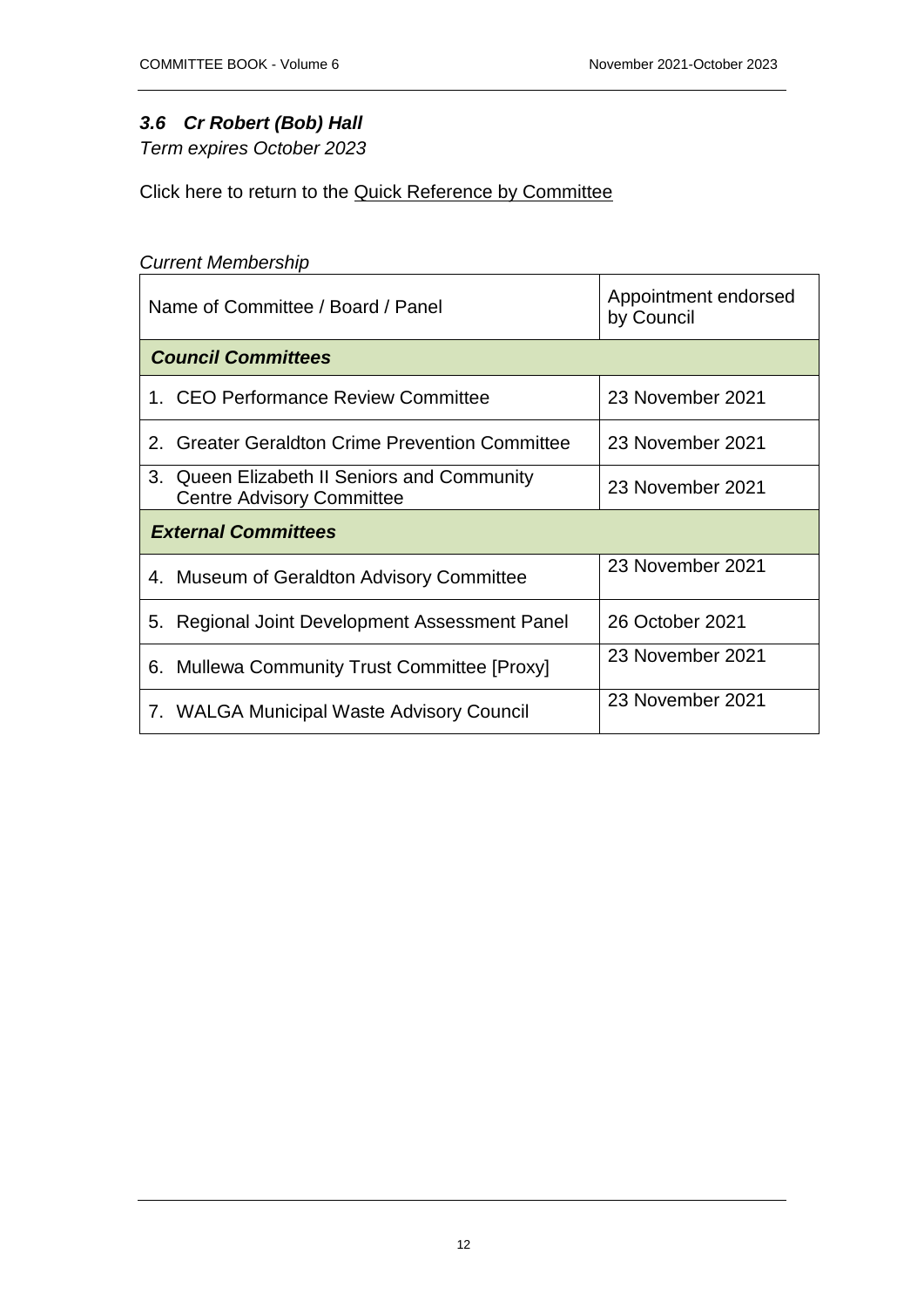### *3.6 Cr Robert (Bob) Hall*

*Term expires October 2023*

Click here to return to the Quick Reference by Committee

*Current Membership*

| Name of Committee / Board / Panel | Appointment endorsed by Council |
|---|---|
| ***Council Committees*** | |
| 1. CEO Performance Review Committee | 23 November 2021 |
| 2. Greater Geraldton Crime Prevention Committee | 23 November 2021 |
| 3. Queen Elizabeth II Seniors and Community Centre Advisory Committee | 23 November 2021 |
| ***External Committees*** | |
| 4. Museum of Geraldton Advisory Committee | 23 November 2021 |
| 5. Regional Joint Development Assessment Panel | 26 October 2021 |
| 6. Mullewa Community Trust Committee [Proxy] | 23 November 2021 |
| 7. WALGA Municipal Waste Advisory Council | 23 November 2021 |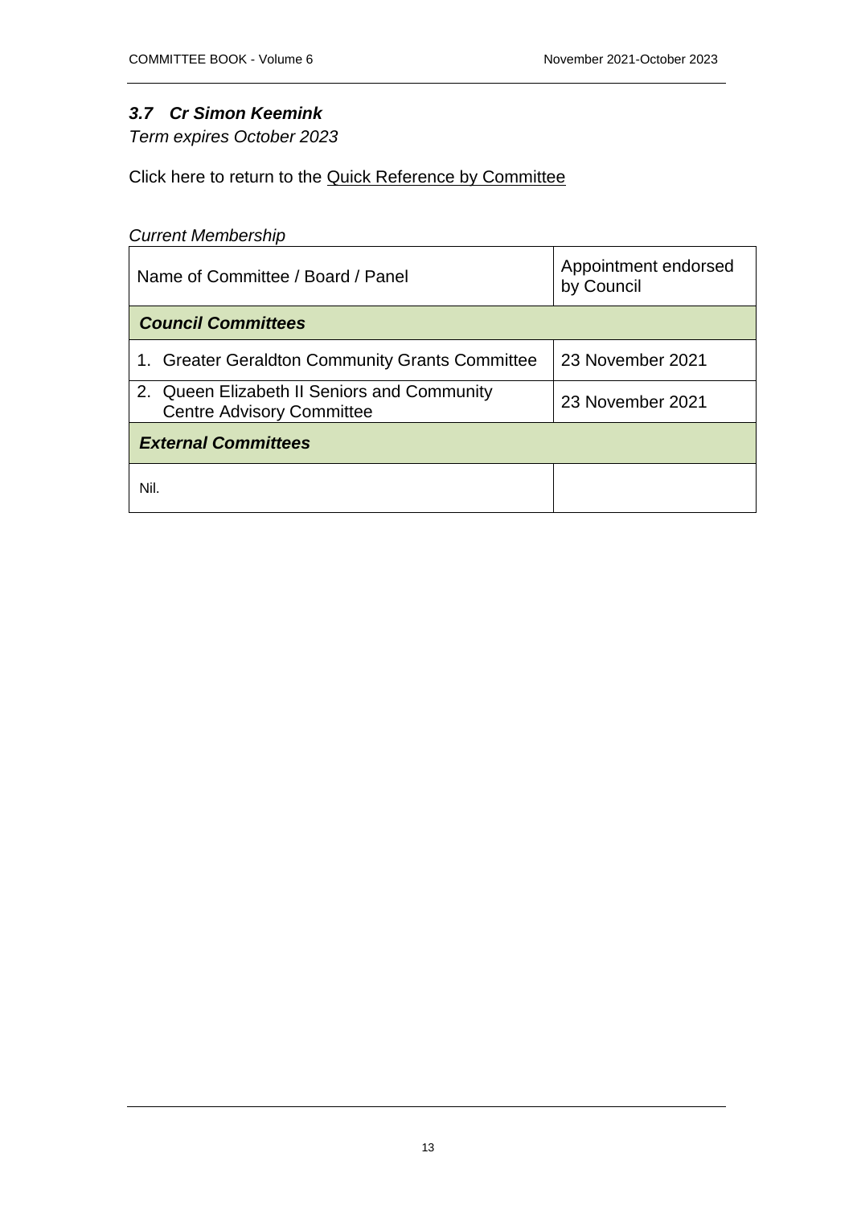### *3.7 Cr Simon Keemink*

*Term expires October 2023*

Click here to return to the Quick Reference by Committee

*Current Membership*

| Name of Committee / Board / Panel | Appointment endorsed by Council |
|---|---|
| ***Council Committees*** | |
| 1. Greater Geraldton Community Grants Committee | 23 November 2021 |
| 2. Queen Elizabeth II Seniors and Community Centre Advisory Committee | 23 November 2021 |
| ***External Committees*** | |
| Nil. | |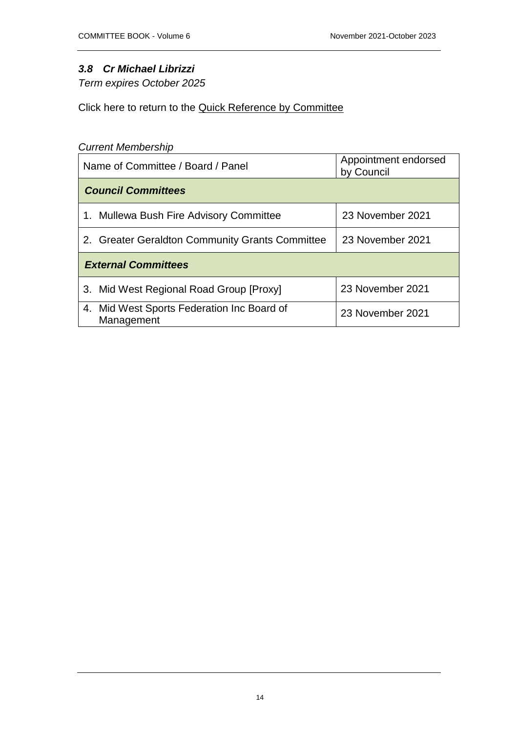### *3.8 Cr Michael Librizzi*

*Term expires October 2025*

Click here to return to the Quick Reference by Committee

*Current Membership*

| Name of Committee / Board / Panel | Appointment endorsed by Council |
|---|---|
| ***Council Committees*** | |
| 1. Mullewa Bush Fire Advisory Committee | 23 November 2021 |
| 2. Greater Geraldton Community Grants Committee | 23 November 2021 |
| ***External Committees*** | |
| 3. Mid West Regional Road Group [Proxy] | 23 November 2021 |
| 4. Mid West Sports Federation Inc Board of Management | 23 November 2021 |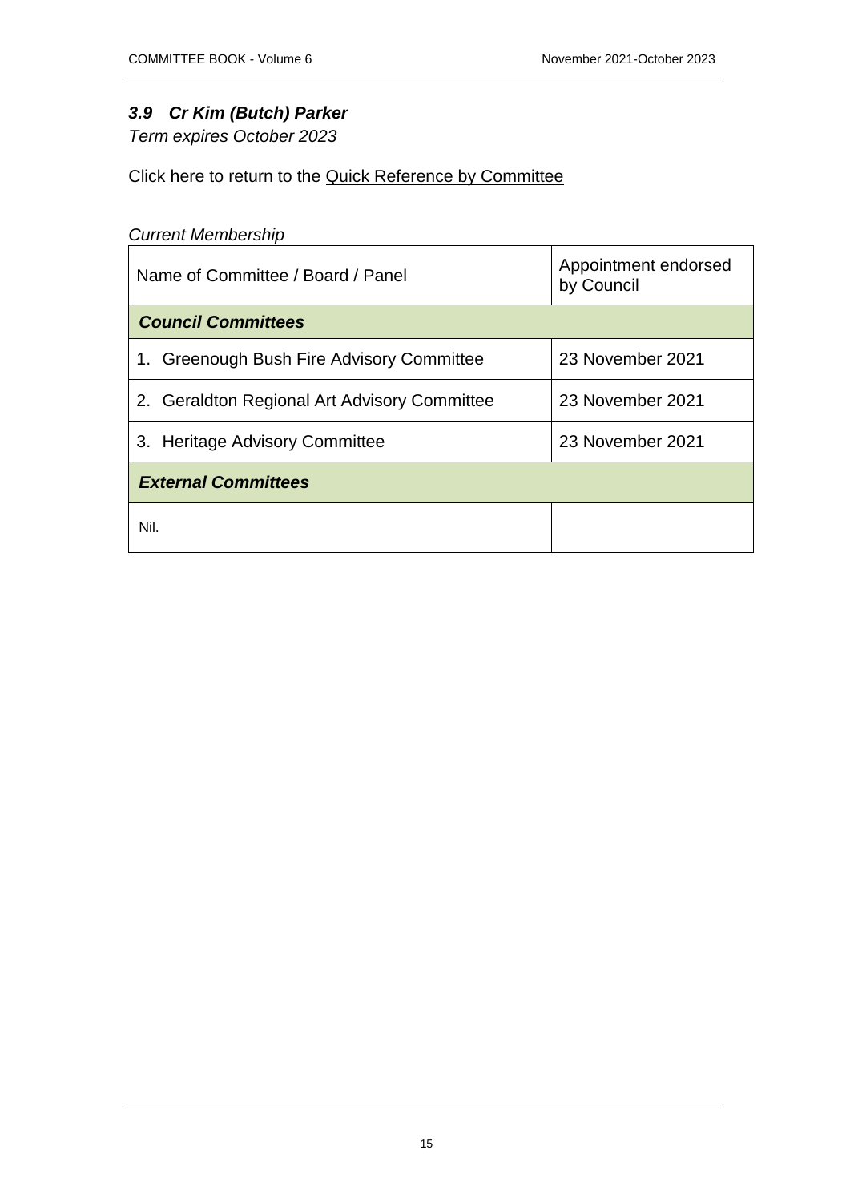### *3.9 Cr Kim (Butch) Parker*

*Term expires October 2023*

Click here to return to the Quick Reference by Committee

*Current Membership*

| Name of Committee / Board / Panel | Appointment endorsed by Council |
|---|---|
| ***Council Committees*** | |
| 1. Greenough Bush Fire Advisory Committee | 23 November 2021 |
| 2. Geraldton Regional Art Advisory Committee | 23 November 2021 |
| 3. Heritage Advisory Committee | 23 November 2021 |
| ***External Committees*** | |
| Nil. | |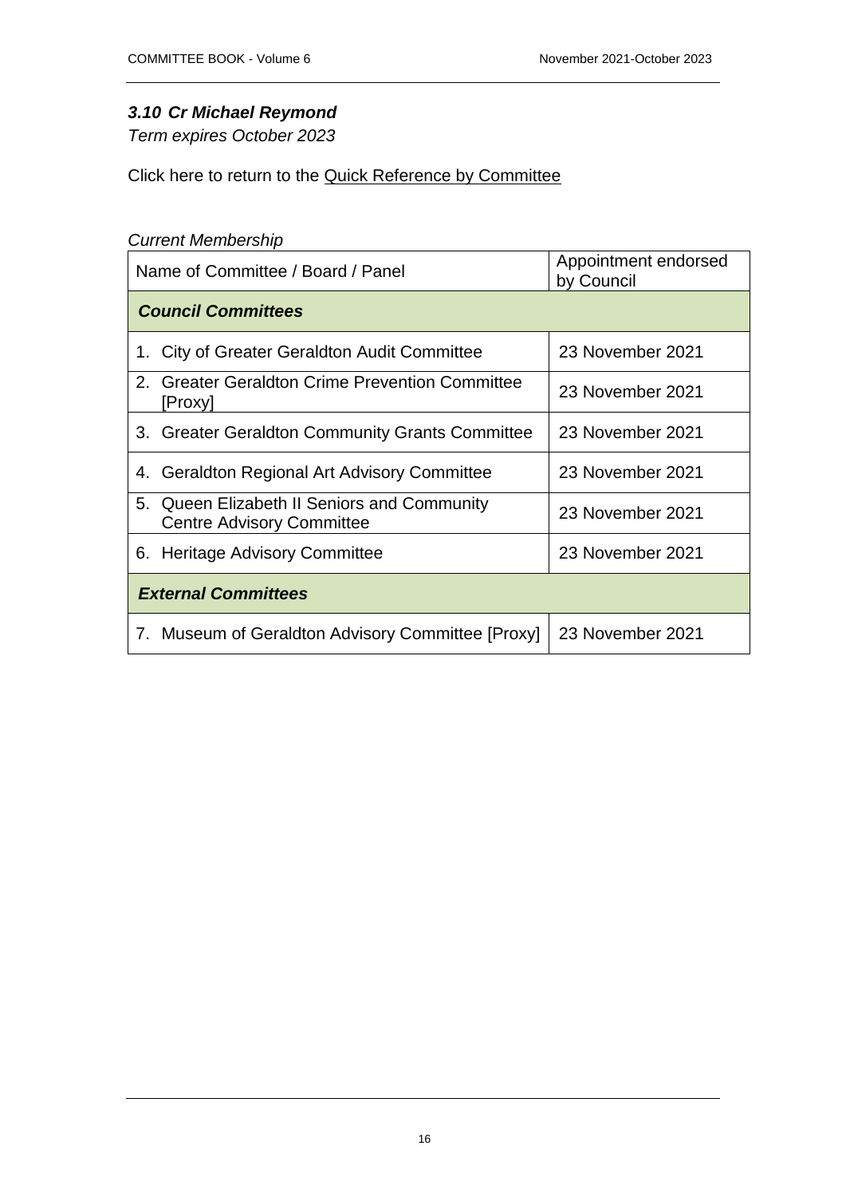### *3.10 Cr Michael Reymond*

*Term expires October 2023*

Click here to return to the Quick Reference by Committee

*Current Membership*

| Name of Committee / Board / Panel | Appointment endorsed by Council |
|---|---|
| ***Council Committees*** | |
| 1. City of Greater Geraldton Audit Committee | 23 November 2021 |
| 2. Greater Geraldton Crime Prevention Committee [Proxy] | 23 November 2021 |
| 3. Greater Geraldton Community Grants Committee | 23 November 2021 |
| 4. Geraldton Regional Art Advisory Committee | 23 November 2021 |
| 5. Queen Elizabeth II Seniors and Community Centre Advisory Committee | 23 November 2021 |
| 6. Heritage Advisory Committee | 23 November 2021 |
| ***External Committees*** | |
| 7. Museum of Geraldton Advisory Committee [Proxy] | 23 November 2021 |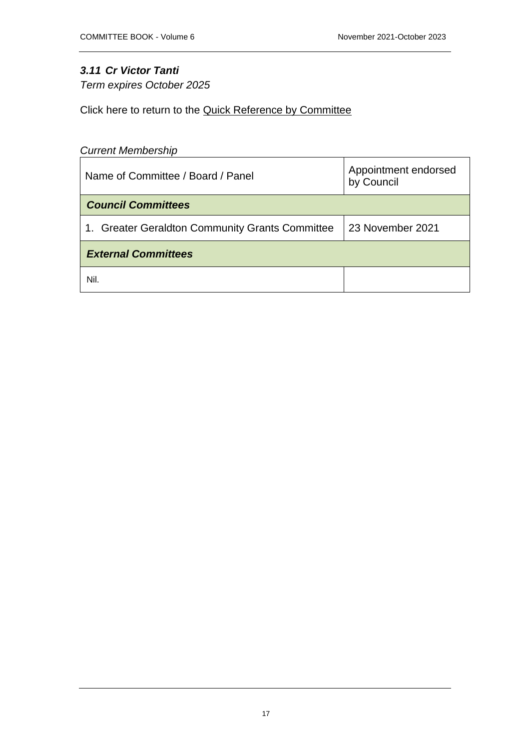### *3.11 Cr Victor Tanti*

*Term expires October 2025*

Click here to return to the Quick Reference by Committee

*Current Membership*

| Name of Committee / Board / Panel | Appointment endorsed by Council |
|---|---|
| ***Council Committees*** | |
| 1. Greater Geraldton Community Grants Committee | 23 November 2021 |
| ***External Committees*** | |
| Nil. | |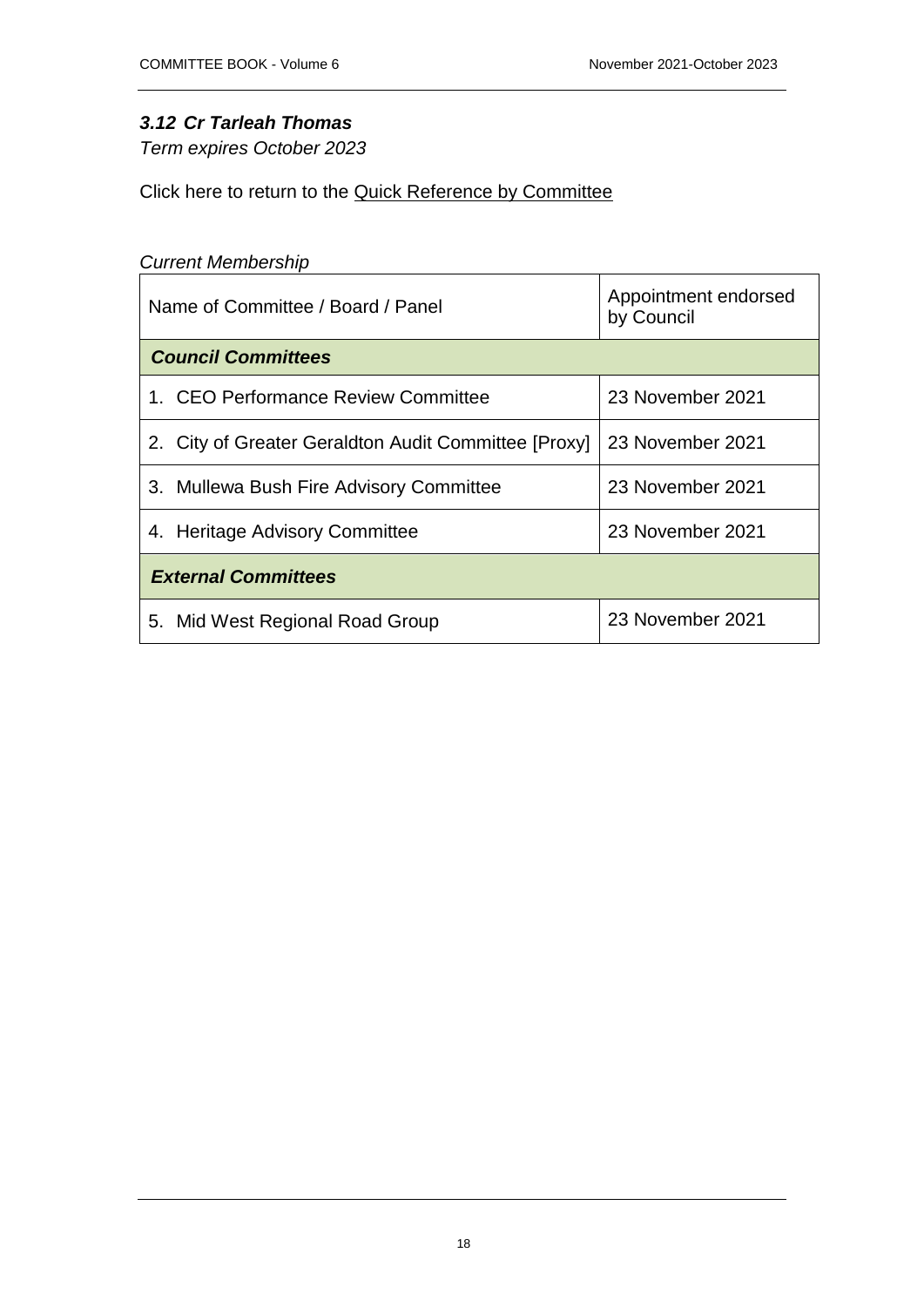### *3.12 Cr Tarleah Thomas*

*Term expires October 2023*

Click here to return to the Quick Reference by Committee

*Current Membership*

| Name of Committee / Board / Panel | Appointment endorsed by Council |
|---|---|
| ***Council Committees*** | |
| 1. CEO Performance Review Committee | 23 November 2021 |
| 2. City of Greater Geraldton Audit Committee [Proxy] | 23 November 2021 |
| 3. Mullewa Bush Fire Advisory Committee | 23 November 2021 |
| 4. Heritage Advisory Committee | 23 November 2021 |
| ***External Committees*** | |
| 5. Mid West Regional Road Group | 23 November 2021 |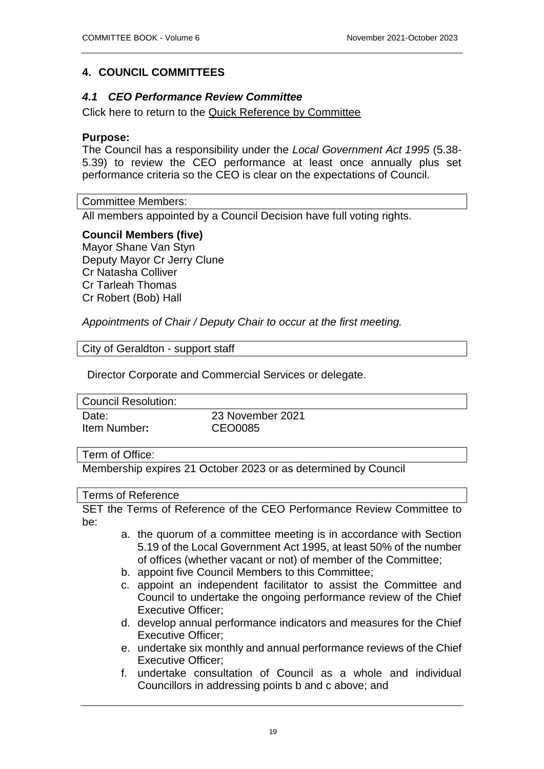## 4. COUNCIL COMMITTEES

### *4.1 CEO Performance Review Committee*

Click here to return to the Quick Reference by Committee

**Purpose:**

The Council has a responsibility under the *Local Government Act 1995* (5.38-5.39) to review the CEO performance at least once annually plus set performance criteria so the CEO is clear on the expectations of Council.

Committee Members:

All members appointed by a Council Decision have full voting rights.

**Council Members (five)**

Mayor Shane Van Styn
Deputy Mayor Cr Jerry Clune
Cr Natasha Colliver
Cr Tarleah Thomas
Cr Robert (Bob) Hall

*Appointments of Chair / Deputy Chair to occur at the first meeting.*

City of Geraldton - support staff

Director Corporate and Commercial Services or delegate.

Council Resolution:

| | |
|---|---|
| Date: | 23 November 2021 |
| Item Number**:** | CEO0085 |

Term of Office:

Membership expires 21 October 2023 or as determined by Council

Terms of Reference

SET the Terms of Reference of the CEO Performance Review Committee to be:

a. the quorum of a committee meeting is in accordance with Section 5.19 of the Local Government Act 1995, at least 50% of the number of offices (whether vacant or not) of member of the Committee;
b. appoint five Council Members to this Committee;
c. appoint an independent facilitator to assist the Committee and Council to undertake the ongoing performance review of the Chief Executive Officer;
d. develop annual performance indicators and measures for the Chief Executive Officer;
e. undertake six monthly and annual performance reviews of the Chief Executive Officer;
f. undertake consultation of Council as a whole and individual Councillors in addressing points b and c above; and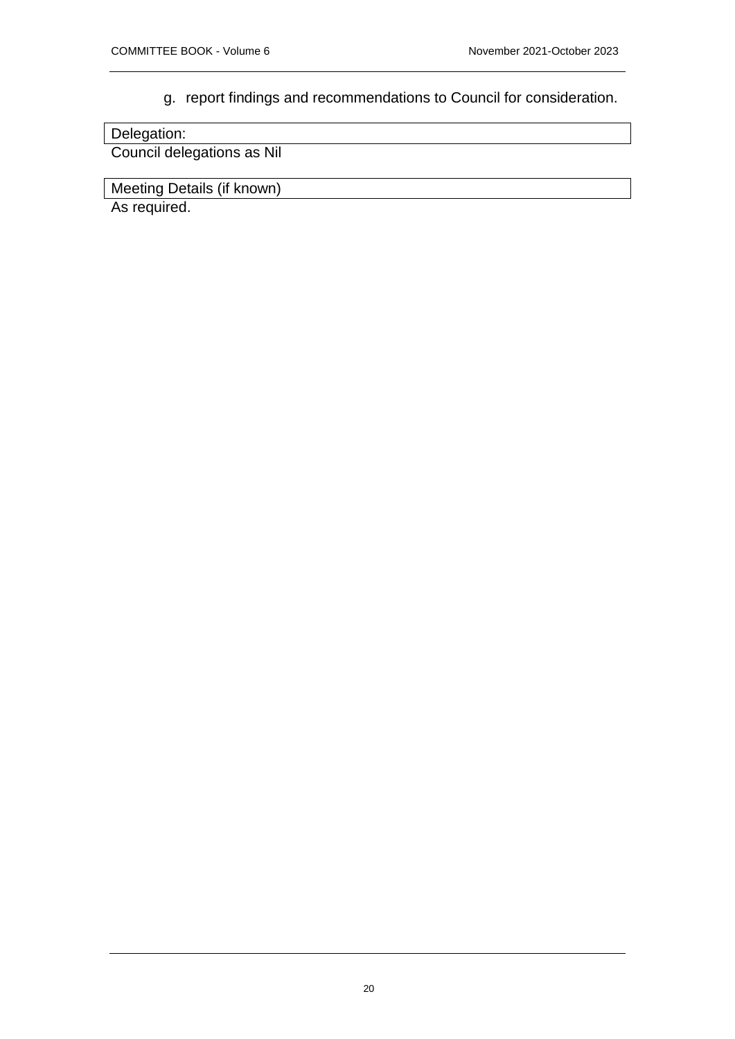g. report findings and recommendations to Council for consideration.

| Delegation: |
| --- |

Council delegations as Nil

| Meeting Details (if known) |
| --- |

As required.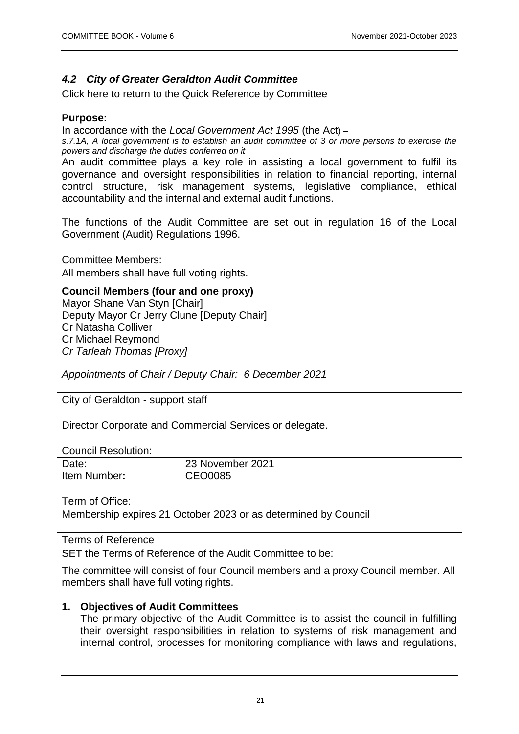## *4.2 City of Greater Geraldton Audit Committee*

Click here to return to the Quick Reference by Committee

**Purpose:**

In accordance with the *Local Government Act 1995* (the Act) –

*s.7.1A, A local government is to establish an audit committee of 3 or more persons to exercise the powers and discharge the duties conferred on it*

An audit committee plays a key role in assisting a local government to fulfil its governance and oversight responsibilities in relation to financial reporting, internal control structure, risk management systems, legislative compliance, ethical accountability and the internal and external audit functions.

The functions of the Audit Committee are set out in regulation 16 of the Local Government (Audit) Regulations 1996.

| Committee Members: |
|---|

All members shall have full voting rights.

**Council Members (four and one proxy)**

Mayor Shane Van Styn [Chair]
Deputy Mayor Cr Jerry Clune [Deputy Chair]
Cr Natasha Colliver
Cr Michael Reymond
*Cr Tarleah Thomas [Proxy]*

*Appointments of Chair / Deputy Chair: 6 December 2021*

| City of Geraldton - support staff |
|---|

Director Corporate and Commercial Services or delegate.

| Council Resolution: | |
|---|---|
| Date: | 23 November 2021 |
| Item Number**:** | CEO0085 |

| Term of Office: |
|---|

Membership expires 21 October 2023 or as determined by Council

| Terms of Reference |
|---|

SET the Terms of Reference of the Audit Committee to be:

The committee will consist of four Council members and a proxy Council member. All members shall have full voting rights.

**1. Objectives of Audit Committees**

The primary objective of the Audit Committee is to assist the council in fulfilling their oversight responsibilities in relation to systems of risk management and internal control, processes for monitoring compliance with laws and regulations,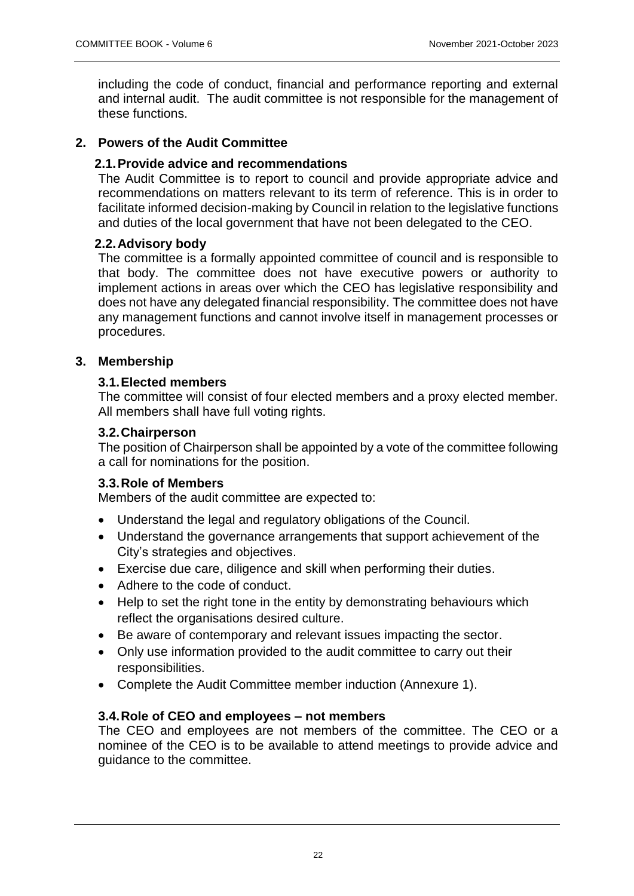including the code of conduct, financial and performance reporting and external and internal audit. The audit committee is not responsible for the management of these functions.

## 2. Powers of the Audit Committee

### 2.1. Provide advice and recommendations

The Audit Committee is to report to council and provide appropriate advice and recommendations on matters relevant to its term of reference. This is in order to facilitate informed decision-making by Council in relation to the legislative functions and duties of the local government that have not been delegated to the CEO.

### 2.2. Advisory body

The committee is a formally appointed committee of council and is responsible to that body. The committee does not have executive powers or authority to implement actions in areas over which the CEO has legislative responsibility and does not have any delegated financial responsibility. The committee does not have any management functions and cannot involve itself in management processes or procedures.

## 3. Membership

### 3.1. Elected members

The committee will consist of four elected members and a proxy elected member. All members shall have full voting rights.

### 3.2. Chairperson

The position of Chairperson shall be appointed by a vote of the committee following a call for nominations for the position.

### 3.3. Role of Members

Members of the audit committee are expected to:

- Understand the legal and regulatory obligations of the Council.
- Understand the governance arrangements that support achievement of the City's strategies and objectives.
- Exercise due care, diligence and skill when performing their duties.
- Adhere to the code of conduct.
- Help to set the right tone in the entity by demonstrating behaviours which reflect the organisations desired culture.
- Be aware of contemporary and relevant issues impacting the sector.
- Only use information provided to the audit committee to carry out their responsibilities.
- Complete the Audit Committee member induction (Annexure 1).

### 3.4. Role of CEO and employees – not members

The CEO and employees are not members of the committee. The CEO or a nominee of the CEO is to be available to attend meetings to provide advice and guidance to the committee.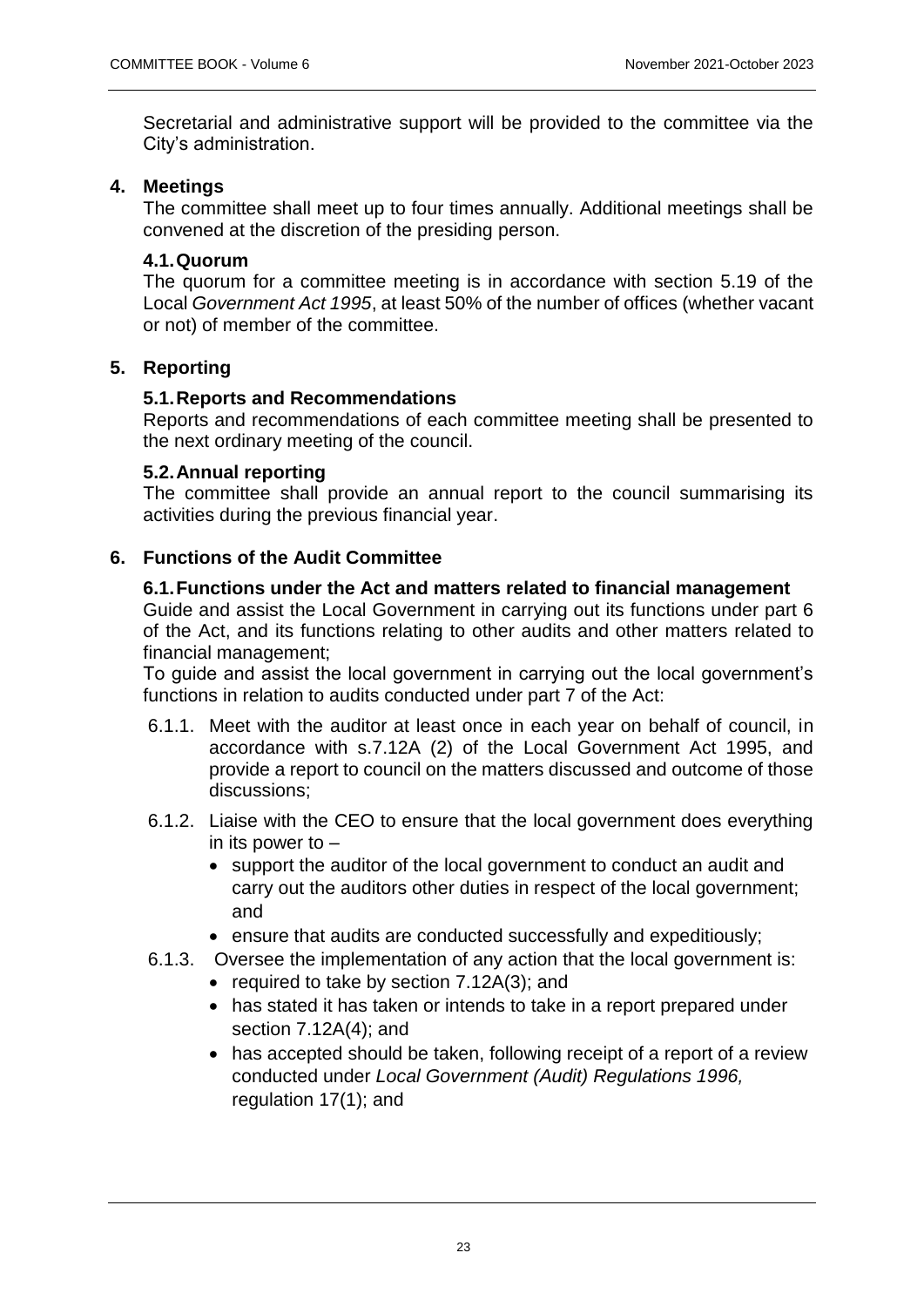Secretarial and administrative support will be provided to the committee via the City's administration.

## 4. Meetings

The committee shall meet up to four times annually. Additional meetings shall be convened at the discretion of the presiding person.

### 4.1. Quorum

The quorum for a committee meeting is in accordance with section 5.19 of the Local *Government Act 1995*, at least 50% of the number of offices (whether vacant or not) of member of the committee.

## 5. Reporting

### 5.1. Reports and Recommendations

Reports and recommendations of each committee meeting shall be presented to the next ordinary meeting of the council.

### 5.2. Annual reporting

The committee shall provide an annual report to the council summarising its activities during the previous financial year.

## 6. Functions of the Audit Committee

### 6.1. Functions under the Act and matters related to financial management

Guide and assist the Local Government in carrying out its functions under part 6 of the Act, and its functions relating to other audits and other matters related to financial management;

To guide and assist the local government in carrying out the local government's functions in relation to audits conducted under part 7 of the Act:

6.1.1. Meet with the auditor at least once in each year on behalf of council, in accordance with s.7.12A (2) of the Local Government Act 1995, and provide a report to council on the matters discussed and outcome of those discussions;

6.1.2. Liaise with the CEO to ensure that the local government does everything in its power to –

- support the auditor of the local government to conduct an audit and carry out the auditors other duties in respect of the local government; and
- ensure that audits are conducted successfully and expeditiously;

6.1.3. Oversee the implementation of any action that the local government is:

- required to take by section 7.12A(3); and
- has stated it has taken or intends to take in a report prepared under section 7.12A(4); and
- has accepted should be taken, following receipt of a report of a review conducted under *Local Government (Audit) Regulations 1996,* regulation 17(1); and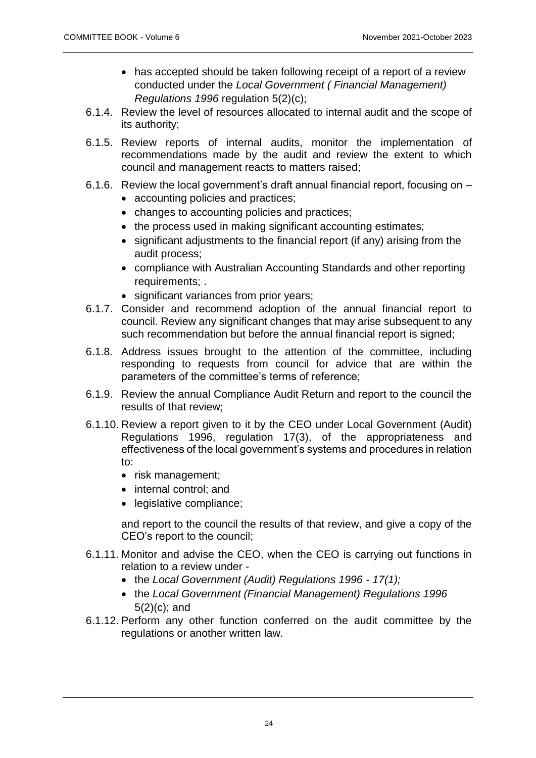- has accepted should be taken following receipt of a report of a review conducted under the *Local Government ( Financial Management) Regulations 1996* regulation 5(2)(c);

6.1.4. Review the level of resources allocated to internal audit and the scope of its authority;

6.1.5. Review reports of internal audits, monitor the implementation of recommendations made by the audit and review the extent to which council and management reacts to matters raised;

6.1.6. Review the local government's draft annual financial report, focusing on –

- accounting policies and practices;
- changes to accounting policies and practices;
- the process used in making significant accounting estimates;
- significant adjustments to the financial report (if any) arising from the audit process;
- compliance with Australian Accounting Standards and other reporting requirements; .
- significant variances from prior years;

6.1.7. Consider and recommend adoption of the annual financial report to council. Review any significant changes that may arise subsequent to any such recommendation but before the annual financial report is signed;

6.1.8. Address issues brought to the attention of the committee, including responding to requests from council for advice that are within the parameters of the committee's terms of reference;

6.1.9. Review the annual Compliance Audit Return and report to the council the results of that review;

6.1.10. Review a report given to it by the CEO under Local Government (Audit) Regulations 1996, regulation 17(3), of the appropriateness and effectiveness of the local government's systems and procedures in relation to:

- risk management;
- internal control; and
- legislative compliance;

and report to the council the results of that review, and give a copy of the CEO's report to the council;

6.1.11. Monitor and advise the CEO, when the CEO is carrying out functions in relation to a review under -

- the *Local Government (Audit) Regulations 1996 - 17(1);*
- the *Local Government (Financial Management) Regulations 1996* 5(2)(c); and

6.1.12. Perform any other function conferred on the audit committee by the regulations or another written law.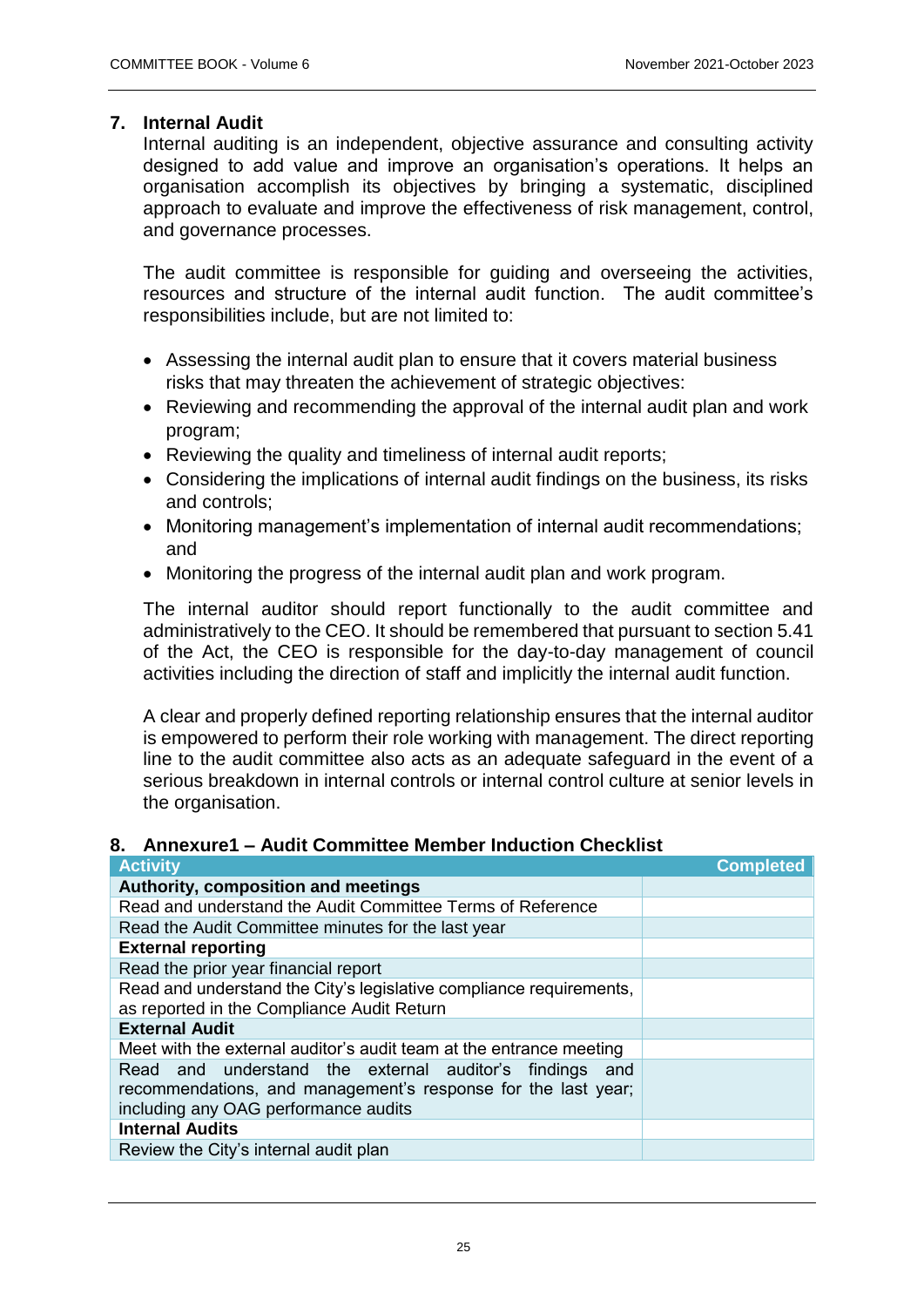## 7. Internal Audit

Internal auditing is an independent, objective assurance and consulting activity designed to add value and improve an organisation's operations. It helps an organisation accomplish its objectives by bringing a systematic, disciplined approach to evaluate and improve the effectiveness of risk management, control, and governance processes.

The audit committee is responsible for guiding and overseeing the activities, resources and structure of the internal audit function. The audit committee's responsibilities include, but are not limited to:

- Assessing the internal audit plan to ensure that it covers material business risks that may threaten the achievement of strategic objectives:
- Reviewing and recommending the approval of the internal audit plan and work program;
- Reviewing the quality and timeliness of internal audit reports;
- Considering the implications of internal audit findings on the business, its risks and controls;
- Monitoring management's implementation of internal audit recommendations; and
- Monitoring the progress of the internal audit plan and work program.

The internal auditor should report functionally to the audit committee and administratively to the CEO. It should be remembered that pursuant to section 5.41 of the Act, the CEO is responsible for the day-to-day management of council activities including the direction of staff and implicitly the internal audit function.

A clear and properly defined reporting relationship ensures that the internal auditor is empowered to perform their role working with management. The direct reporting line to the audit committee also acts as an adequate safeguard in the event of a serious breakdown in internal controls or internal control culture at senior levels in the organisation.

## 8. Annexure1 – Audit Committee Member Induction Checklist

| Activity | Completed |
|---|---|
| **Authority, composition and meetings** | |
| Read and understand the Audit Committee Terms of Reference | |
| Read the Audit Committee minutes for the last year | |
| **External reporting** | |
| Read the prior year financial report | |
| Read and understand the City's legislative compliance requirements, as reported in the Compliance Audit Return | |
| **External Audit** | |
| Meet with the external auditor's audit team at the entrance meeting | |
| Read and understand the external auditor's findings and recommendations, and management's response for the last year; including any OAG performance audits | |
| **Internal Audits** | |
| Review the City's internal audit plan | |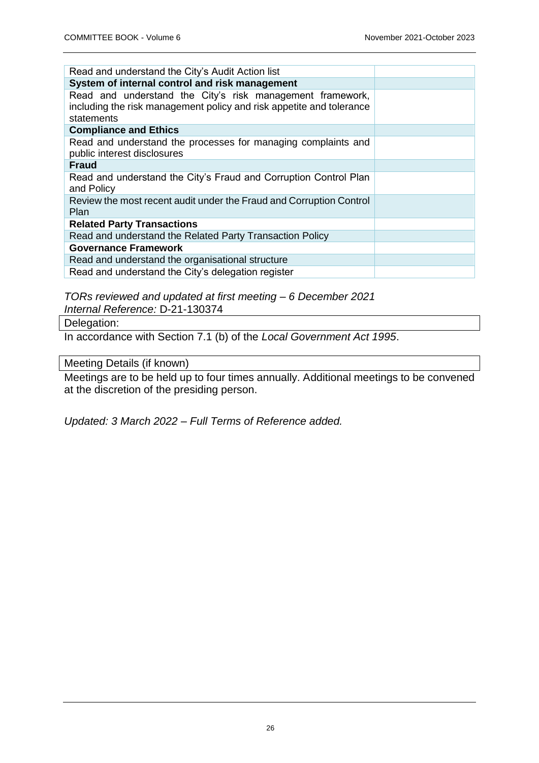| Read and understand the City's Audit Action list | |
|---|---|
| **System of internal control and risk management** | |
| Read and understand the City's risk management framework, including the risk management policy and risk appetite and tolerance statements | |
| **Compliance and Ethics** | |
| Read and understand the processes for managing complaints and public interest disclosures | |
| **Fraud** | |
| Read and understand the City's Fraud and Corruption Control Plan and Policy | |
| Review the most recent audit under the Fraud and Corruption Control Plan | |
| **Related Party Transactions** | |
| Read and understand the Related Party Transaction Policy | |
| **Governance Framework** | |
| Read and understand the organisational structure | |
| Read and understand the City's delegation register | |

*TORs reviewed and updated at first meeting – 6 December 2021*
*Internal Reference:* D-21-130374

Delegation:

In accordance with Section 7.1 (b) of the *Local Government Act 1995*.

Meeting Details (if known)

Meetings are to be held up to four times annually. Additional meetings to be convened at the discretion of the presiding person.

*Updated: 3 March 2022 – Full Terms of Reference added.*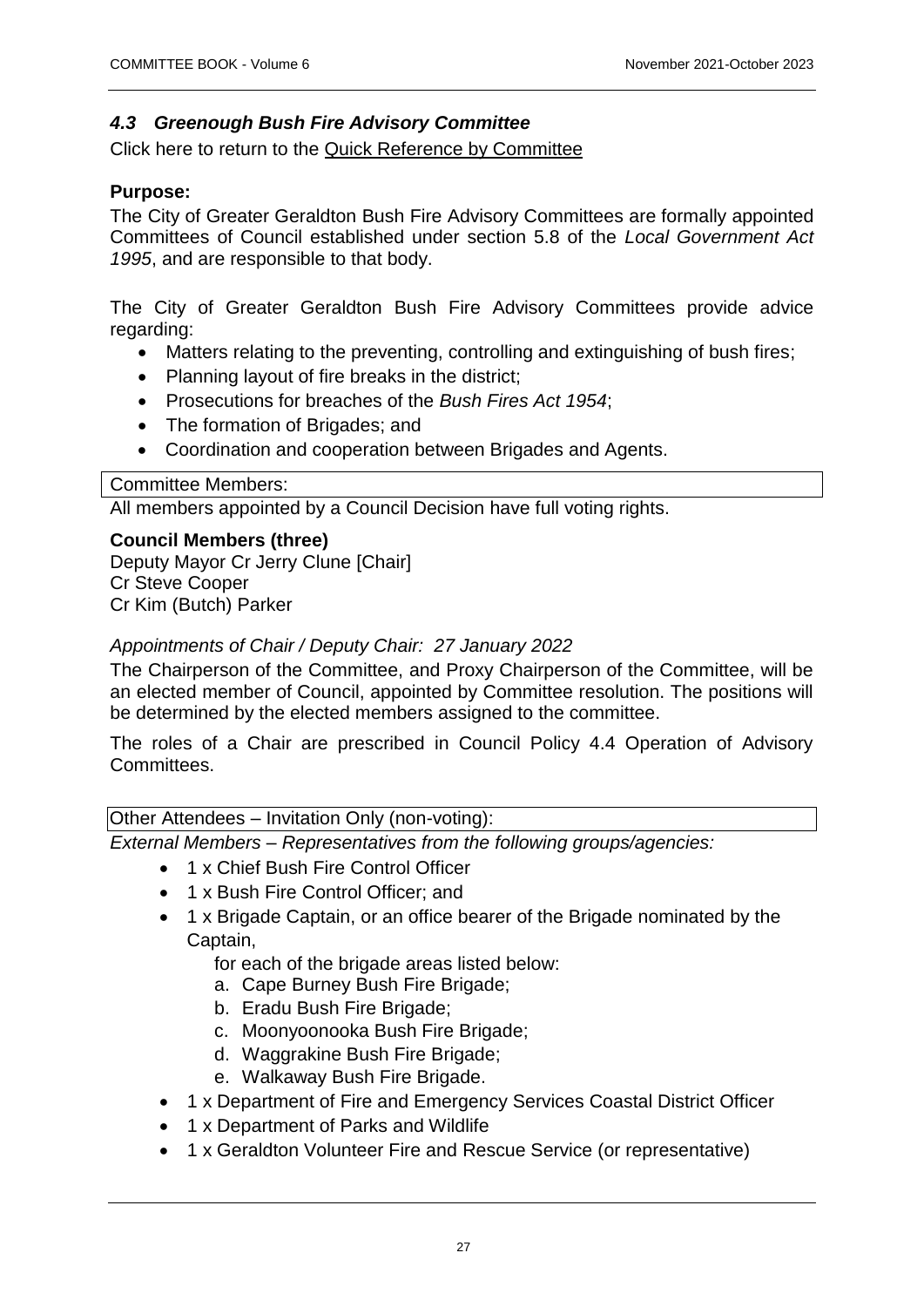### *4.3 Greenough Bush Fire Advisory Committee*

Click here to return to the Quick Reference by Committee

**Purpose:**

The City of Greater Geraldton Bush Fire Advisory Committees are formally appointed Committees of Council established under section 5.8 of the *Local Government Act 1995*, and are responsible to that body.

The City of Greater Geraldton Bush Fire Advisory Committees provide advice regarding:

- Matters relating to the preventing, controlling and extinguishing of bush fires;
- Planning layout of fire breaks in the district;
- Prosecutions for breaches of the *Bush Fires Act 1954*;
- The formation of Brigades; and
- Coordination and cooperation between Brigades and Agents.

Committee Members:

All members appointed by a Council Decision have full voting rights.

**Council Members (three)**

Deputy Mayor Cr Jerry Clune [Chair]
Cr Steve Cooper
Cr Kim (Butch) Parker

*Appointments of Chair / Deputy Chair: 27 January 2022*

The Chairperson of the Committee, and Proxy Chairperson of the Committee, will be an elected member of Council, appointed by Committee resolution. The positions will be determined by the elected members assigned to the committee.

The roles of a Chair are prescribed in Council Policy 4.4 Operation of Advisory Committees.

Other Attendees – Invitation Only (non-voting):

*External Members – Representatives from the following groups/agencies:*

- 1 x Chief Bush Fire Control Officer
- 1 x Bush Fire Control Officer; and
- 1 x Brigade Captain, or an office bearer of the Brigade nominated by the Captain,

  for each of the brigade areas listed below:

  a. Cape Burney Bush Fire Brigade;
  b. Eradu Bush Fire Brigade;
  c. Moonyoonooka Bush Fire Brigade;
  d. Waggrakine Bush Fire Brigade;
  e. Walkaway Bush Fire Brigade.
- 1 x Department of Fire and Emergency Services Coastal District Officer
- 1 x Department of Parks and Wildlife
- 1 x Geraldton Volunteer Fire and Rescue Service (or representative)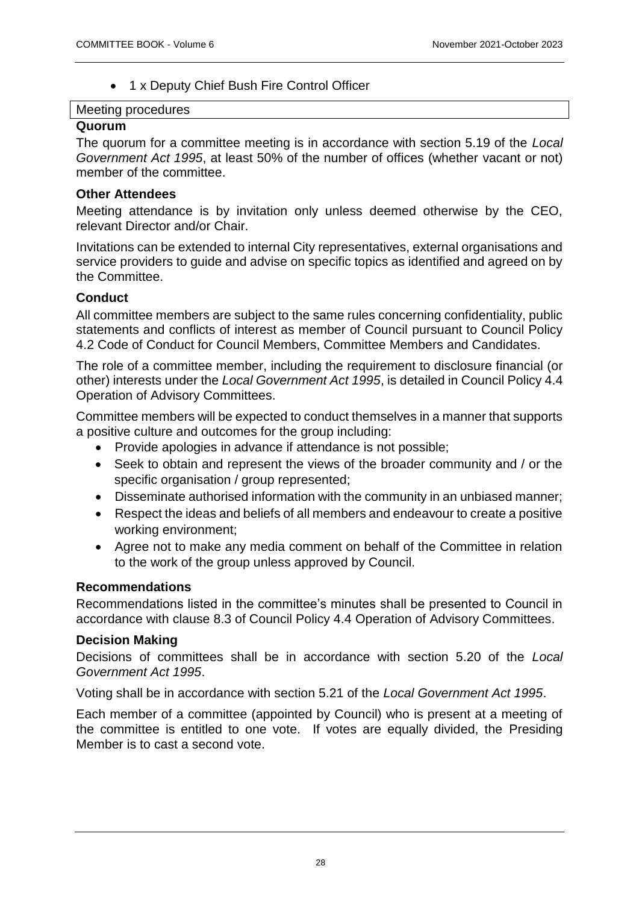- 1 x Deputy Chief Bush Fire Control Officer

Meeting procedures

**Quorum**

The quorum for a committee meeting is in accordance with section 5.19 of the *Local Government Act 1995*, at least 50% of the number of offices (whether vacant or not) member of the committee.

**Other Attendees**

Meeting attendance is by invitation only unless deemed otherwise by the CEO, relevant Director and/or Chair.

Invitations can be extended to internal City representatives, external organisations and service providers to guide and advise on specific topics as identified and agreed on by the Committee.

**Conduct**

All committee members are subject to the same rules concerning confidentiality, public statements and conflicts of interest as member of Council pursuant to Council Policy 4.2 Code of Conduct for Council Members, Committee Members and Candidates.

The role of a committee member, including the requirement to disclosure financial (or other) interests under the *Local Government Act 1995*, is detailed in Council Policy 4.4 Operation of Advisory Committees.

Committee members will be expected to conduct themselves in a manner that supports a positive culture and outcomes for the group including:

- Provide apologies in advance if attendance is not possible;
- Seek to obtain and represent the views of the broader community and / or the specific organisation / group represented;
- Disseminate authorised information with the community in an unbiased manner;
- Respect the ideas and beliefs of all members and endeavour to create a positive working environment;
- Agree not to make any media comment on behalf of the Committee in relation to the work of the group unless approved by Council.

**Recommendations**

Recommendations listed in the committee's minutes shall be presented to Council in accordance with clause 8.3 of Council Policy 4.4 Operation of Advisory Committees.

**Decision Making**

Decisions of committees shall be in accordance with section 5.20 of the *Local Government Act 1995*.

Voting shall be in accordance with section 5.21 of the *Local Government Act 1995*.

Each member of a committee (appointed by Council) who is present at a meeting of the committee is entitled to one vote. If votes are equally divided, the Presiding Member is to cast a second vote.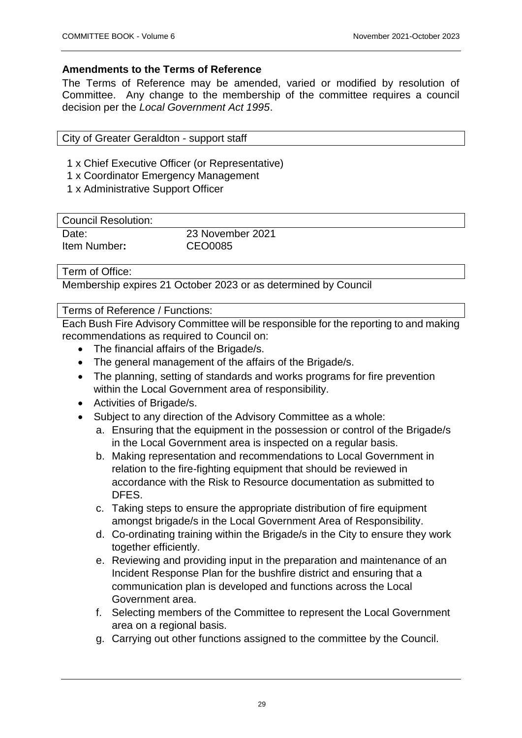**Amendments to the Terms of Reference**

The Terms of Reference may be amended, varied or modified by resolution of Committee. Any change to the membership of the committee requires a council decision per the *Local Government Act 1995*.

City of Greater Geraldton - support staff

1 x Chief Executive Officer (or Representative)
1 x Coordinator Emergency Management
1 x Administrative Support Officer

| Council Resolution: | |
|---|---|
| Date: | 23 November 2021 |
| Item Number**:** | CEO0085 |

Term of Office:

Membership expires 21 October 2023 or as determined by Council

Terms of Reference / Functions:

Each Bush Fire Advisory Committee will be responsible for the reporting to and making recommendations as required to Council on:

- The financial affairs of the Brigade/s.
- The general management of the affairs of the Brigade/s.
- The planning, setting of standards and works programs for fire prevention within the Local Government area of responsibility.
- Activities of Brigade/s.
- Subject to any direction of the Advisory Committee as a whole:
    a. Ensuring that the equipment in the possession or control of the Brigade/s in the Local Government area is inspected on a regular basis.
    b. Making representation and recommendations to Local Government in relation to the fire-fighting equipment that should be reviewed in accordance with the Risk to Resource documentation as submitted to DFES.
    c. Taking steps to ensure the appropriate distribution of fire equipment amongst brigade/s in the Local Government Area of Responsibility.
    d. Co-ordinating training within the Brigade/s in the City to ensure they work together efficiently.
    e. Reviewing and providing input in the preparation and maintenance of an Incident Response Plan for the bushfire district and ensuring that a communication plan is developed and functions across the Local Government area.
    f. Selecting members of the Committee to represent the Local Government area on a regional basis.
    g. Carrying out other functions assigned to the committee by the Council.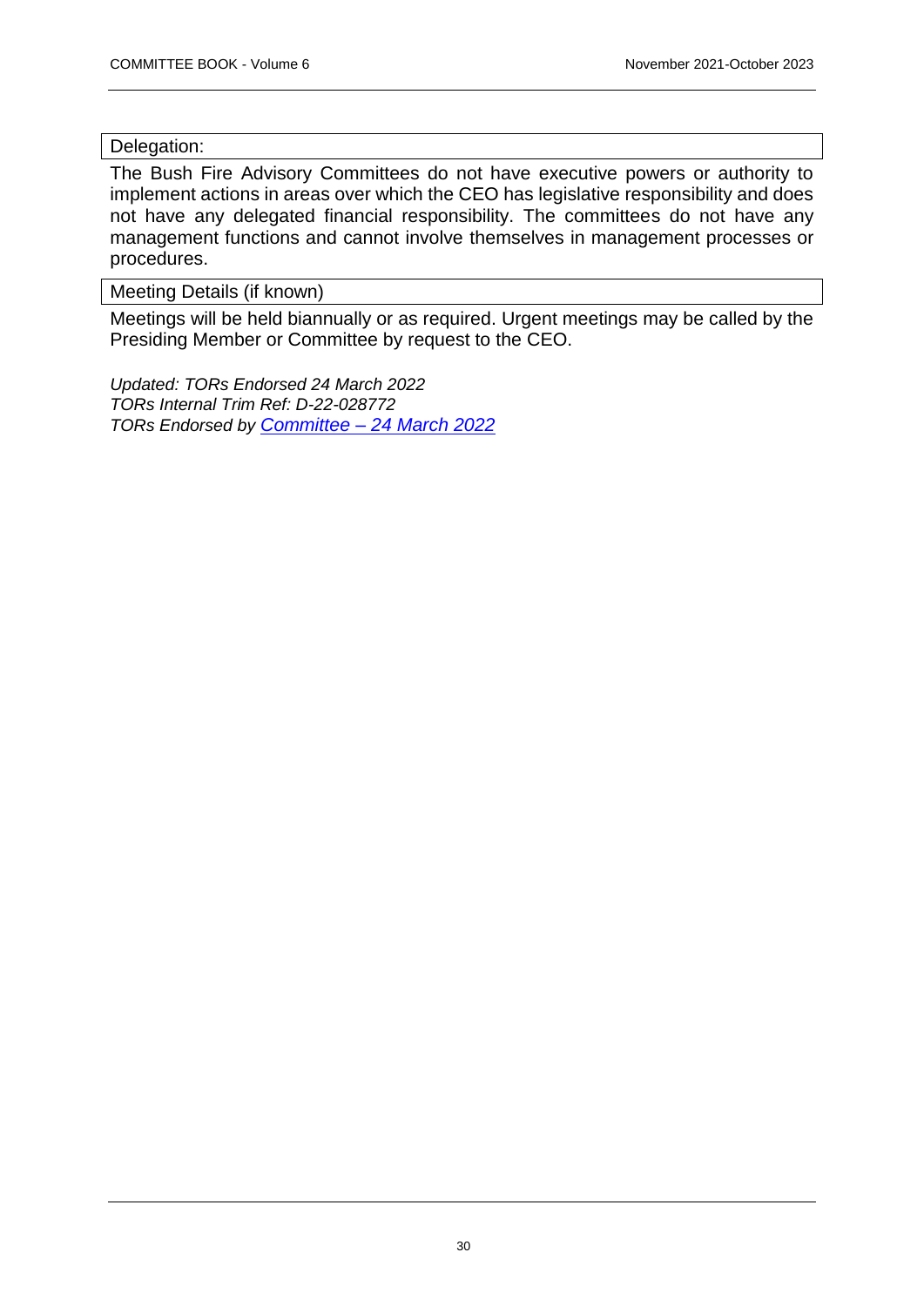Delegation:

The Bush Fire Advisory Committees do not have executive powers or authority to implement actions in areas over which the CEO has legislative responsibility and does not have any delegated financial responsibility. The committees do not have any management functions and cannot involve themselves in management processes or procedures.

Meeting Details (if known)

Meetings will be held biannually or as required. Urgent meetings may be called by the Presiding Member or Committee by request to the CEO.

*Updated: TORs Endorsed 24 March 2022*
*TORs Internal Trim Ref: D-22-028772*
*TORs Endorsed by Committee – 24 March 2022*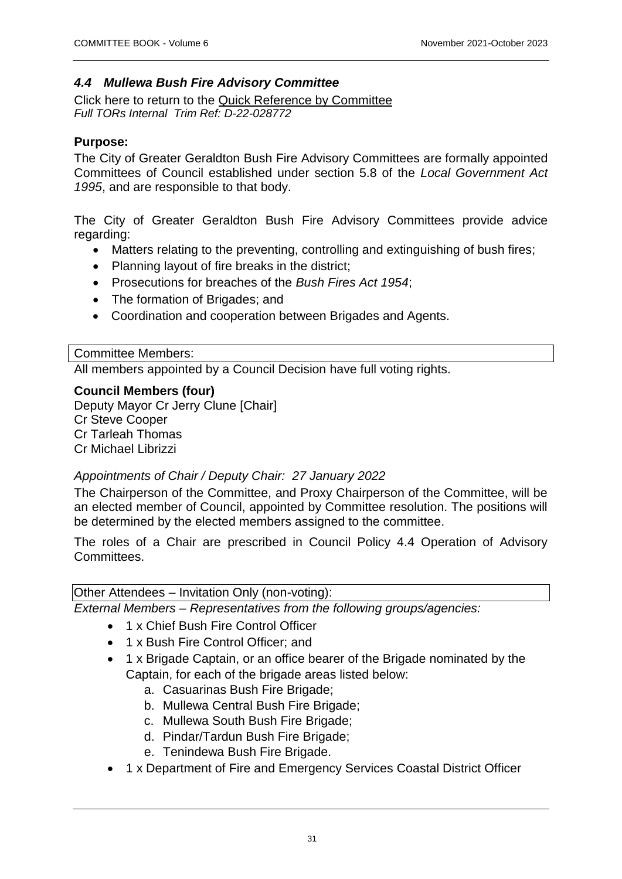### *4.4 Mullewa Bush Fire Advisory Committee*

Click here to return to the Quick Reference by Committee
*Full TORs Internal Trim Ref: D-22-028772*

**Purpose:**

The City of Greater Geraldton Bush Fire Advisory Committees are formally appointed Committees of Council established under section 5.8 of the *Local Government Act 1995*, and are responsible to that body.

The City of Greater Geraldton Bush Fire Advisory Committees provide advice regarding:

- Matters relating to the preventing, controlling and extinguishing of bush fires;
- Planning layout of fire breaks in the district;
- Prosecutions for breaches of the *Bush Fires Act 1954*;
- The formation of Brigades; and
- Coordination and cooperation between Brigades and Agents.

Committee Members:

All members appointed by a Council Decision have full voting rights.

**Council Members (four)**

Deputy Mayor Cr Jerry Clune [Chair]
Cr Steve Cooper
Cr Tarleah Thomas
Cr Michael Librizzi

*Appointments of Chair / Deputy Chair: 27 January 2022*

The Chairperson of the Committee, and Proxy Chairperson of the Committee, will be an elected member of Council, appointed by Committee resolution. The positions will be determined by the elected members assigned to the committee.

The roles of a Chair are prescribed in Council Policy 4.4 Operation of Advisory Committees.

Other Attendees – Invitation Only (non-voting):

*External Members – Representatives from the following groups/agencies:*

- 1 x Chief Bush Fire Control Officer
- 1 x Bush Fire Control Officer; and
- 1 x Brigade Captain, or an office bearer of the Brigade nominated by the Captain, for each of the brigade areas listed below:
    a. Casuarinas Bush Fire Brigade;
    b. Mullewa Central Bush Fire Brigade;
    c. Mullewa South Bush Fire Brigade;
    d. Pindar/Tardun Bush Fire Brigade;
    e. Tenindewa Bush Fire Brigade.
- 1 x Department of Fire and Emergency Services Coastal District Officer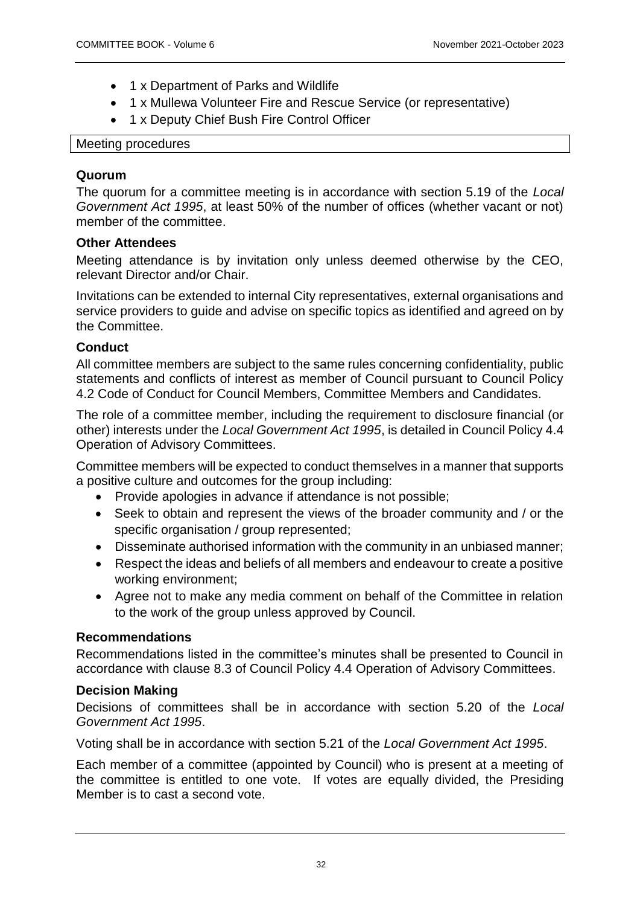- 1 x Department of Parks and Wildlife
- 1 x Mullewa Volunteer Fire and Rescue Service (or representative)
- 1 x Deputy Chief Bush Fire Control Officer

| Meeting procedures |
| --- |

### Quorum

The quorum for a committee meeting is in accordance with section 5.19 of the *Local Government Act 1995*, at least 50% of the number of offices (whether vacant or not) member of the committee.

### Other Attendees

Meeting attendance is by invitation only unless deemed otherwise by the CEO, relevant Director and/or Chair.

Invitations can be extended to internal City representatives, external organisations and service providers to guide and advise on specific topics as identified and agreed on by the Committee.

### Conduct

All committee members are subject to the same rules concerning confidentiality, public statements and conflicts of interest as member of Council pursuant to Council Policy 4.2 Code of Conduct for Council Members, Committee Members and Candidates.

The role of a committee member, including the requirement to disclosure financial (or other) interests under the *Local Government Act 1995*, is detailed in Council Policy 4.4 Operation of Advisory Committees.

Committee members will be expected to conduct themselves in a manner that supports a positive culture and outcomes for the group including:

- Provide apologies in advance if attendance is not possible;
- Seek to obtain and represent the views of the broader community and / or the specific organisation / group represented;
- Disseminate authorised information with the community in an unbiased manner;
- Respect the ideas and beliefs of all members and endeavour to create a positive working environment;
- Agree not to make any media comment on behalf of the Committee in relation to the work of the group unless approved by Council.

### Recommendations

Recommendations listed in the committee's minutes shall be presented to Council in accordance with clause 8.3 of Council Policy 4.4 Operation of Advisory Committees.

### Decision Making

Decisions of committees shall be in accordance with section 5.20 of the *Local Government Act 1995*.

Voting shall be in accordance with section 5.21 of the *Local Government Act 1995*.

Each member of a committee (appointed by Council) who is present at a meeting of the committee is entitled to one vote. If votes are equally divided, the Presiding Member is to cast a second vote.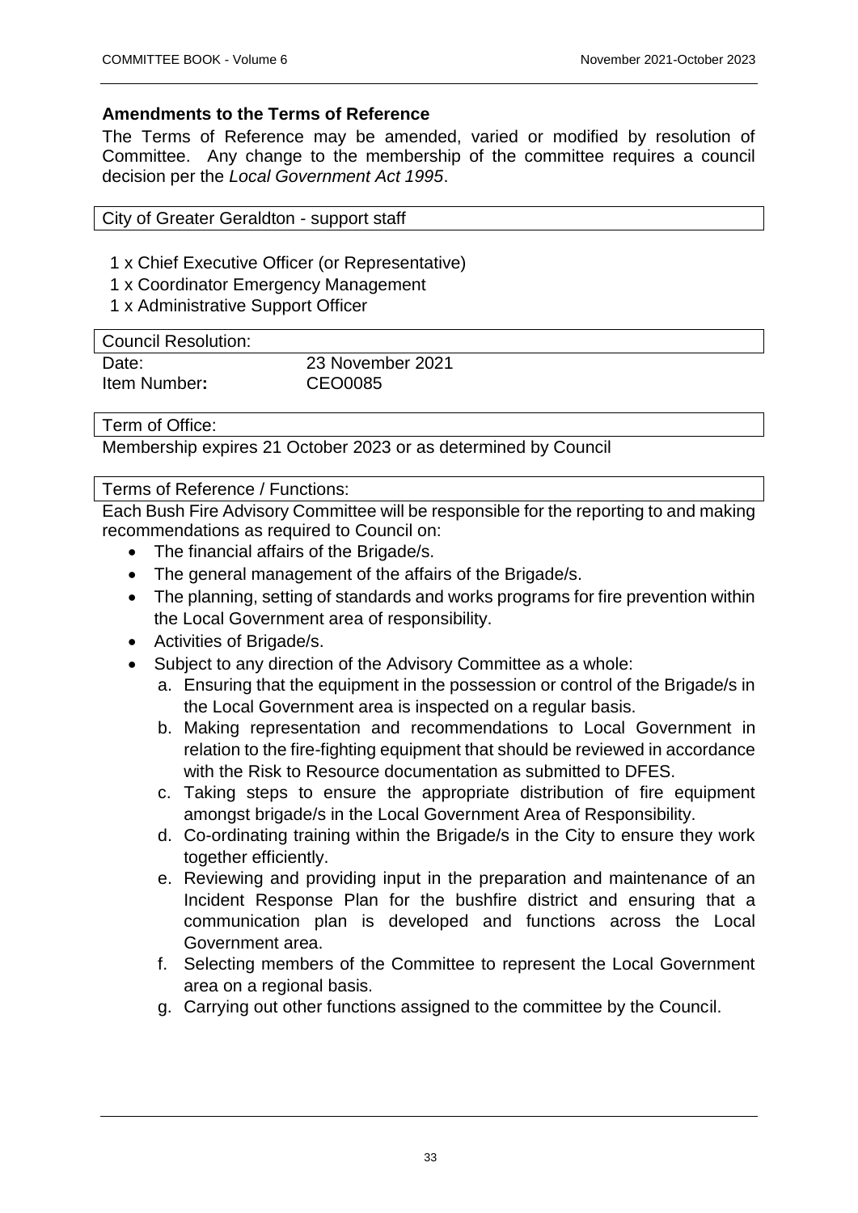**Amendments to the Terms of Reference**

The Terms of Reference may be amended, varied or modified by resolution of Committee. Any change to the membership of the committee requires a council decision per the *Local Government Act 1995*.

City of Greater Geraldton - support staff

1 x Chief Executive Officer (or Representative)
1 x Coordinator Emergency Management
1 x Administrative Support Officer

Council Resolution:

| | |
|---|---|
| Date: | 23 November 2021 |
| Item Number**:** | CEO0085 |

Term of Office:

Membership expires 21 October 2023 or as determined by Council

Terms of Reference / Functions:

Each Bush Fire Advisory Committee will be responsible for the reporting to and making recommendations as required to Council on:

- The financial affairs of the Brigade/s.
- The general management of the affairs of the Brigade/s.
- The planning, setting of standards and works programs for fire prevention within the Local Government area of responsibility.
- Activities of Brigade/s.
- Subject to any direction of the Advisory Committee as a whole:
    a. Ensuring that the equipment in the possession or control of the Brigade/s in the Local Government area is inspected on a regular basis.
    b. Making representation and recommendations to Local Government in relation to the fire-fighting equipment that should be reviewed in accordance with the Risk to Resource documentation as submitted to DFES.
    c. Taking steps to ensure the appropriate distribution of fire equipment amongst brigade/s in the Local Government Area of Responsibility.
    d. Co-ordinating training within the Brigade/s in the City to ensure they work together efficiently.
    e. Reviewing and providing input in the preparation and maintenance of an Incident Response Plan for the bushfire district and ensuring that a communication plan is developed and functions across the Local Government area.
    f. Selecting members of the Committee to represent the Local Government area on a regional basis.
    g. Carrying out other functions assigned to the committee by the Council.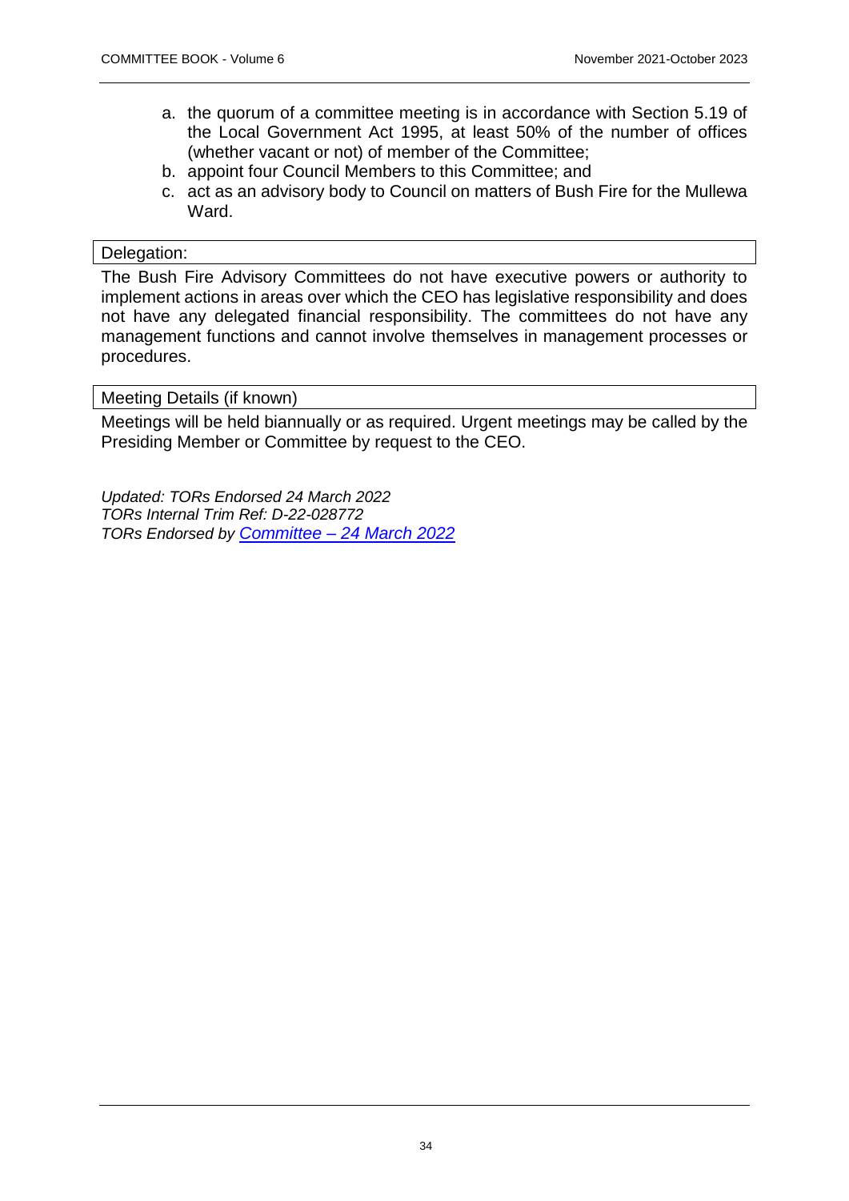a. the quorum of a committee meeting is in accordance with Section 5.19 of the Local Government Act 1995, at least 50% of the number of offices (whether vacant or not) of member of the Committee;
b. appoint four Council Members to this Committee; and
c. act as an advisory body to Council on matters of Bush Fire for the Mullewa Ward.

| Delegation: |
| --- |

The Bush Fire Advisory Committees do not have executive powers or authority to implement actions in areas over which the CEO has legislative responsibility and does not have any delegated financial responsibility. The committees do not have any management functions and cannot involve themselves in management processes or procedures.

| Meeting Details (if known) |
| --- |

Meetings will be held biannually or as required. Urgent meetings may be called by the Presiding Member or Committee by request to the CEO.

*Updated: TORs Endorsed 24 March 2022*
*TORs Internal Trim Ref: D-22-028772*
*TORs Endorsed by Committee – 24 March 2022*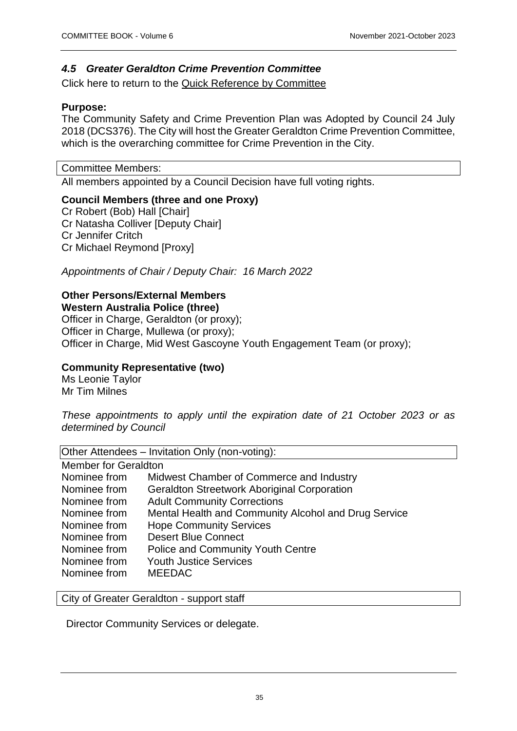## *4.5 Greater Geraldton Crime Prevention Committee*

Click here to return to the Quick Reference by Committee

**Purpose:**

The Community Safety and Crime Prevention Plan was Adopted by Council 24 July 2018 (DCS376). The City will host the Greater Geraldton Crime Prevention Committee, which is the overarching committee for Crime Prevention in the City.

| Committee Members: |
|---|

All members appointed by a Council Decision have full voting rights.

**Council Members (three and one Proxy)**

Cr Robert (Bob) Hall [Chair]
Cr Natasha Colliver [Deputy Chair]
Cr Jennifer Critch
Cr Michael Reymond [Proxy]

*Appointments of Chair / Deputy Chair: 16 March 2022*

**Other Persons/External Members**

**Western Australia Police (three)**

Officer in Charge, Geraldton (or proxy);
Officer in Charge, Mullewa (or proxy);
Officer in Charge, Mid West Gascoyne Youth Engagement Team (or proxy);

**Community Representative (two)**

Ms Leonie Taylor
Mr Tim Milnes

*These appointments to apply until the expiration date of 21 October 2023 or as determined by Council*

| Other Attendees – Invitation Only (non-voting): |
|---|

Member for Geraldton

| | |
|---|---|
| Nominee from | Midwest Chamber of Commerce and Industry |
| Nominee from | Geraldton Streetwork Aboriginal Corporation |
| Nominee from | Adult Community Corrections |
| Nominee from | Mental Health and Community Alcohol and Drug Service |
| Nominee from | Hope Community Services |
| Nominee from | Desert Blue Connect |
| Nominee from | Police and Community Youth Centre |
| Nominee from | Youth Justice Services |
| Nominee from | MEEDAC |

| City of Greater Geraldton - support staff |
|---|

Director Community Services or delegate.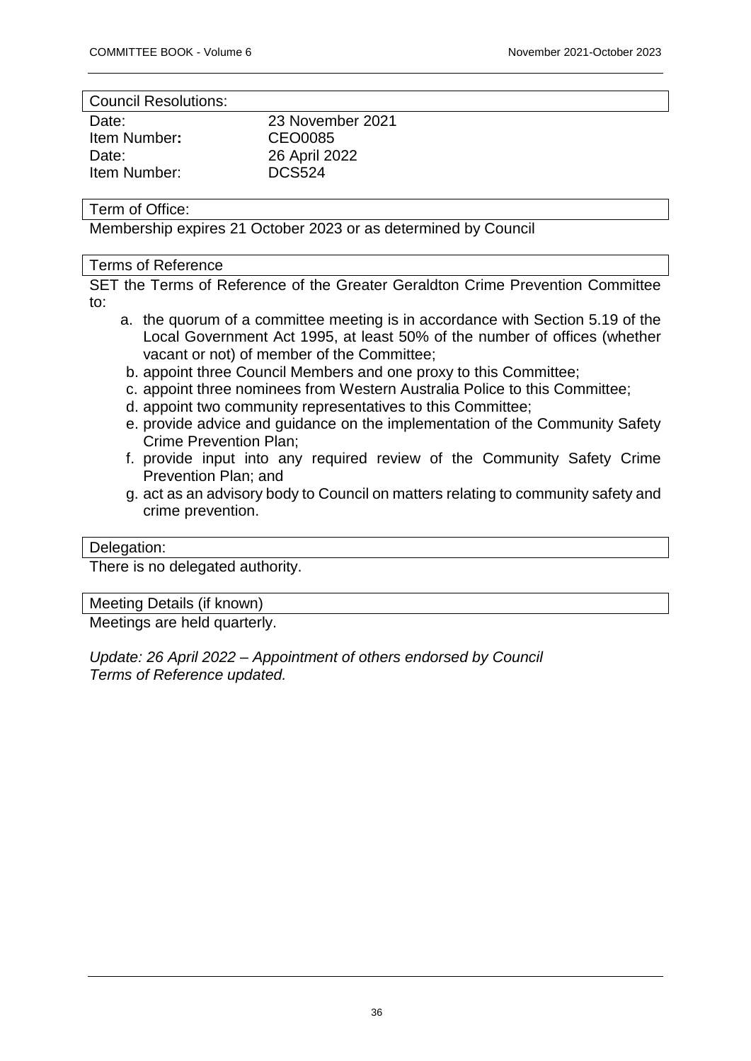Council Resolutions:

| | |
|---|---|
| Date: | 23 November 2021 |
| Item Number**:** | CEO0085 |
| Date: | 26 April 2022 |
| Item Number: | DCS524 |

Term of Office:

Membership expires 21 October 2023 or as determined by Council

Terms of Reference

SET the Terms of Reference of the Greater Geraldton Crime Prevention Committee to:

a. the quorum of a committee meeting is in accordance with Section 5.19 of the Local Government Act 1995, at least 50% of the number of offices (whether vacant or not) of member of the Committee;
b. appoint three Council Members and one proxy to this Committee;
c. appoint three nominees from Western Australia Police to this Committee;
d. appoint two community representatives to this Committee;
e. provide advice and guidance on the implementation of the Community Safety Crime Prevention Plan;
f. provide input into any required review of the Community Safety Crime Prevention Plan; and
g. act as an advisory body to Council on matters relating to community safety and crime prevention.

Delegation:

There is no delegated authority.

Meeting Details (if known)

Meetings are held quarterly.

*Update: 26 April 2022 – Appointment of others endorsed by Council*
*Terms of Reference updated.*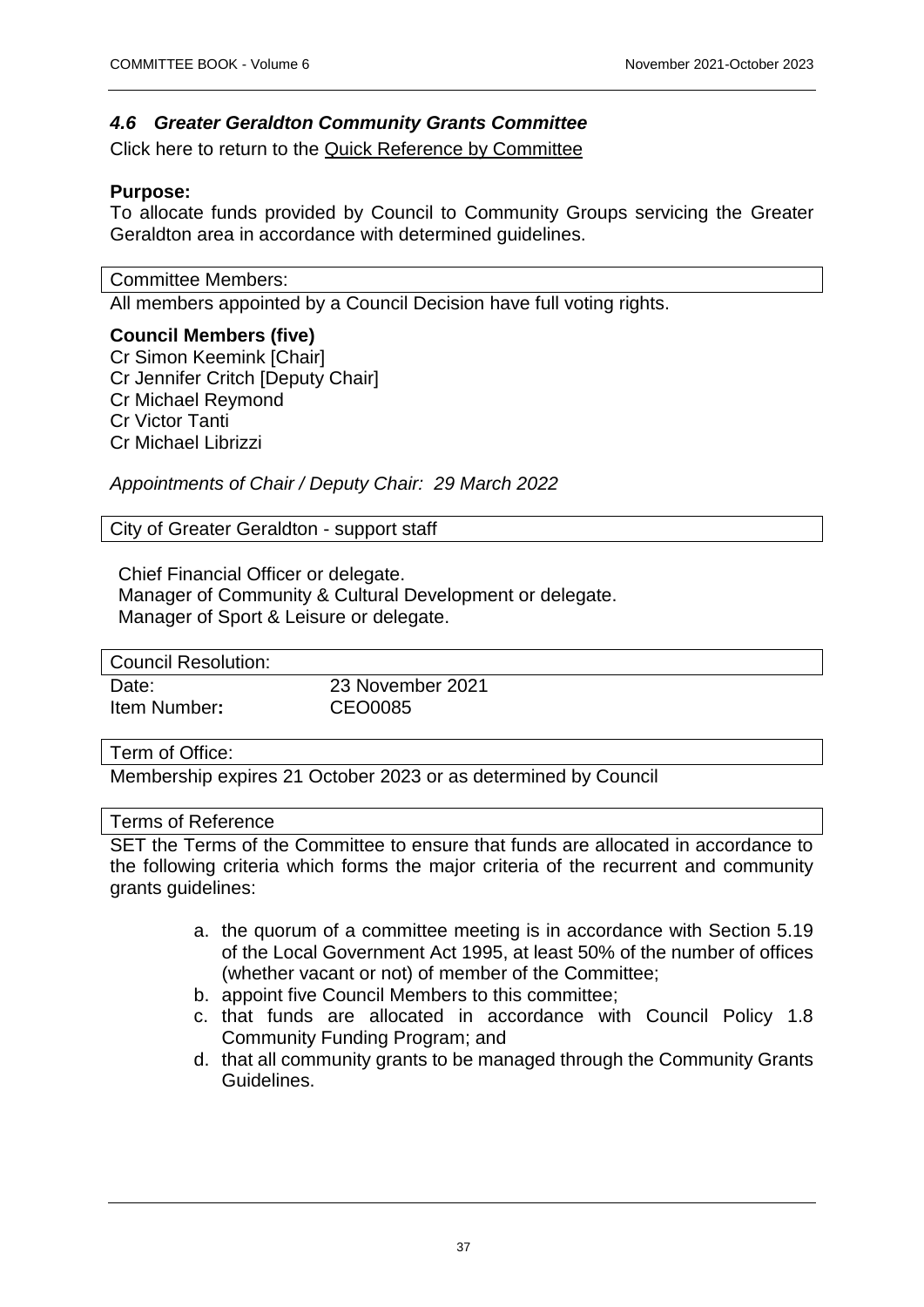## *4.6 Greater Geraldton Community Grants Committee*

Click here to return to the Quick Reference by Committee

**Purpose:**
To allocate funds provided by Council to Community Groups servicing the Greater Geraldton area in accordance with determined guidelines.

Committee Members:

All members appointed by a Council Decision have full voting rights.

**Council Members (five)**
Cr Simon Keemink [Chair]
Cr Jennifer Critch [Deputy Chair]
Cr Michael Reymond
Cr Victor Tanti
Cr Michael Librizzi

*Appointments of Chair / Deputy Chair: 29 March 2022*

City of Greater Geraldton - support staff

Chief Financial Officer or delegate.
Manager of Community & Cultural Development or delegate.
Manager of Sport & Leisure or delegate.

Council Resolution:

| | |
|---|---|
| Date: | 23 November 2021 |
| Item Number**:** | CEO0085 |

Term of Office:

Membership expires 21 October 2023 or as determined by Council

Terms of Reference

SET the Terms of the Committee to ensure that funds are allocated in accordance to the following criteria which forms the major criteria of the recurrent and community grants guidelines:

a. the quorum of a committee meeting is in accordance with Section 5.19 of the Local Government Act 1995, at least 50% of the number of offices (whether vacant or not) of member of the Committee;
b. appoint five Council Members to this committee;
c. that funds are allocated in accordance with Council Policy 1.8 Community Funding Program; and
d. that all community grants to be managed through the Community Grants Guidelines.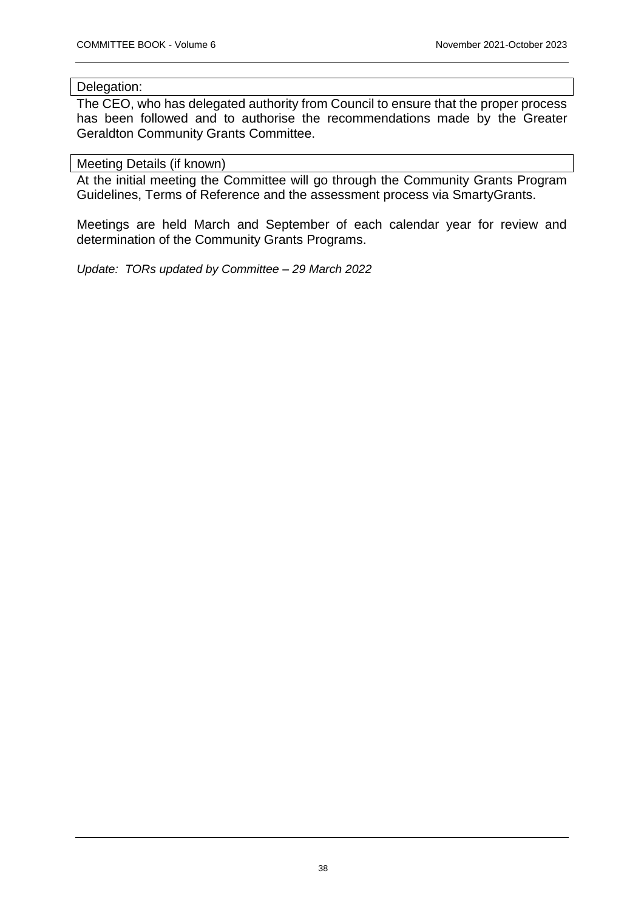Delegation:

The CEO, who has delegated authority from Council to ensure that the proper process has been followed and to authorise the recommendations made by the Greater Geraldton Community Grants Committee.

Meeting Details (if known)

At the initial meeting the Committee will go through the Community Grants Program Guidelines, Terms of Reference and the assessment process via SmartyGrants.

Meetings are held March and September of each calendar year for review and determination of the Community Grants Programs.

*Update: TORs updated by Committee – 29 March 2022*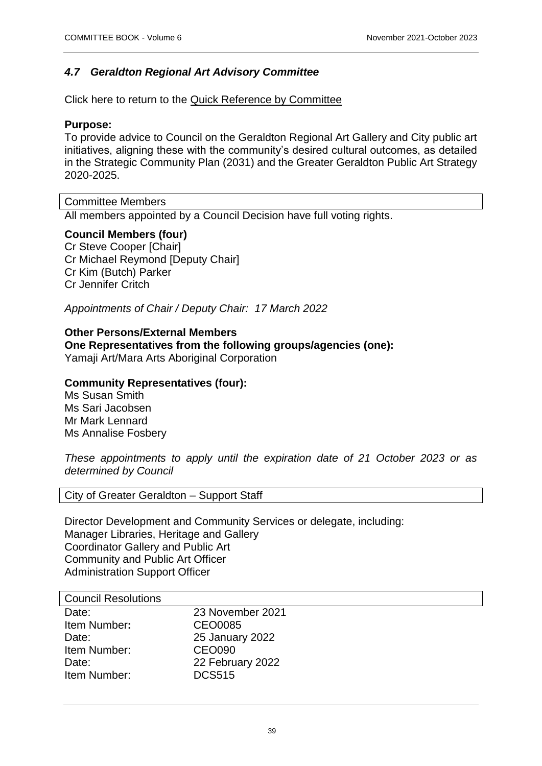### *4.7 Geraldton Regional Art Advisory Committee*

Click here to return to the Quick Reference by Committee

**Purpose:**
To provide advice to Council on the Geraldton Regional Art Gallery and City public art initiatives, aligning these with the community's desired cultural outcomes, as detailed in the Strategic Community Plan (2031) and the Greater Geraldton Public Art Strategy 2020-2025.

| Committee Members |
|---|

All members appointed by a Council Decision have full voting rights.

**Council Members (four)**
Cr Steve Cooper [Chair]
Cr Michael Reymond [Deputy Chair]
Cr Kim (Butch) Parker
Cr Jennifer Critch

*Appointments of Chair / Deputy Chair: 17 March 2022*

**Other Persons/External Members**
**One Representatives from the following groups/agencies (one):**
Yamaji Art/Mara Arts Aboriginal Corporation

**Community Representatives (four):**
Ms Susan Smith
Ms Sari Jacobsen
Mr Mark Lennard
Ms Annalise Fosbery

*These appointments to apply until the expiration date of 21 October 2023 or as determined by Council*

| City of Greater Geraldton – Support Staff |
|---|

Director Development and Community Services or delegate, including:
Manager Libraries, Heritage and Gallery
Coordinator Gallery and Public Art
Community and Public Art Officer
Administration Support Officer

| Council Resolutions | |
|---|---|
| Date: | 23 November 2021 |
| Item Number**:** | CEO0085 |
| Date: | 25 January 2022 |
| Item Number: | CEO090 |
| Date: | 22 February 2022 |
| Item Number: | DCS515 |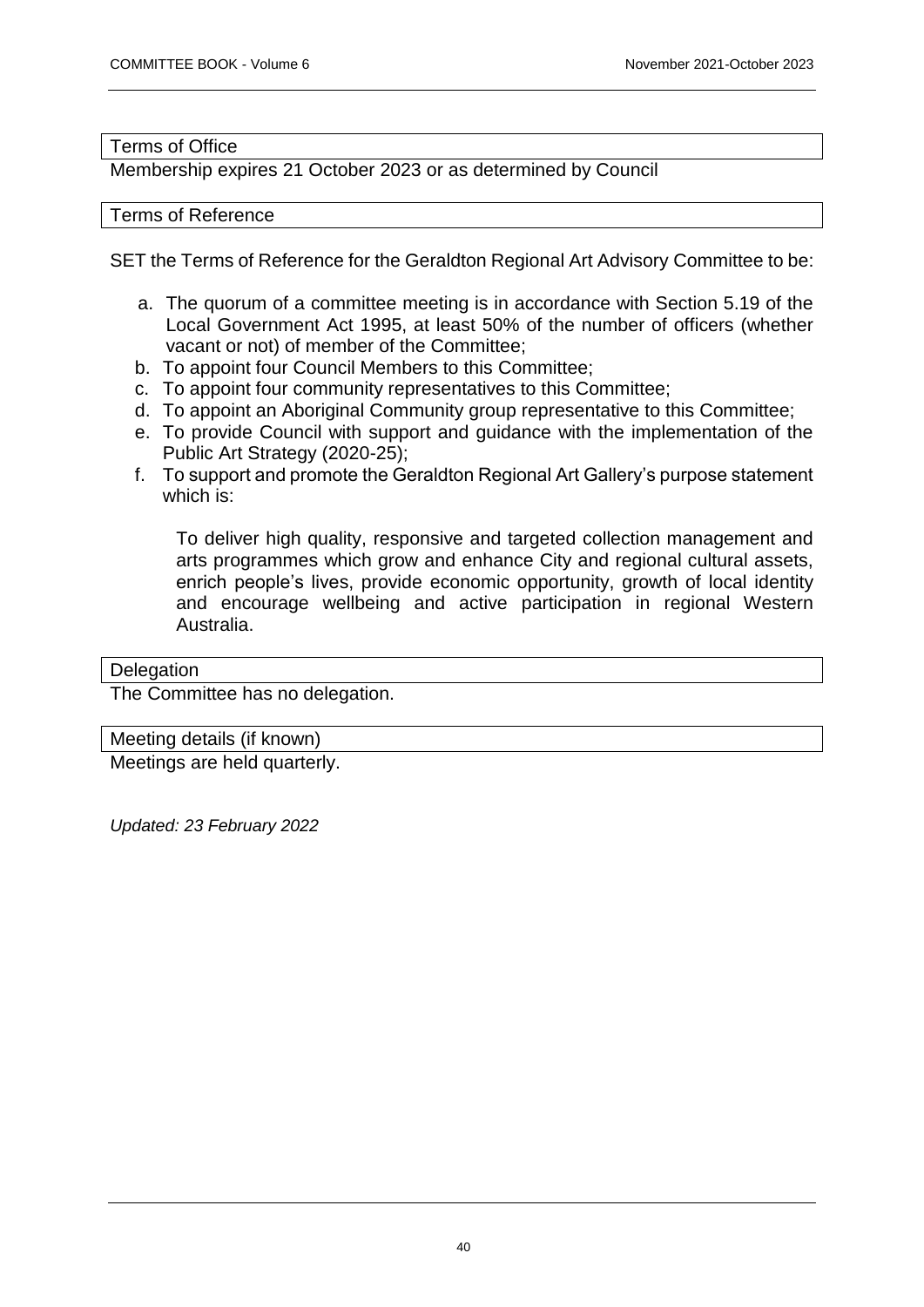## Terms of Office

Membership expires 21 October 2023 or as determined by Council

## Terms of Reference

SET the Terms of Reference for the Geraldton Regional Art Advisory Committee to be:

a. The quorum of a committee meeting is in accordance with Section 5.19 of the Local Government Act 1995, at least 50% of the number of officers (whether vacant or not) of member of the Committee;
b. To appoint four Council Members to this Committee;
c. To appoint four community representatives to this Committee;
d. To appoint an Aboriginal Community group representative to this Committee;
e. To provide Council with support and guidance with the implementation of the Public Art Strategy (2020-25);
f. To support and promote the Geraldton Regional Art Gallery's purpose statement which is:

   To deliver high quality, responsive and targeted collection management and arts programmes which grow and enhance City and regional cultural assets, enrich people's lives, provide economic opportunity, growth of local identity and encourage wellbeing and active participation in regional Western Australia.

## Delegation

The Committee has no delegation.

## Meeting details (if known)

Meetings are held quarterly.

*Updated: 23 February 2022*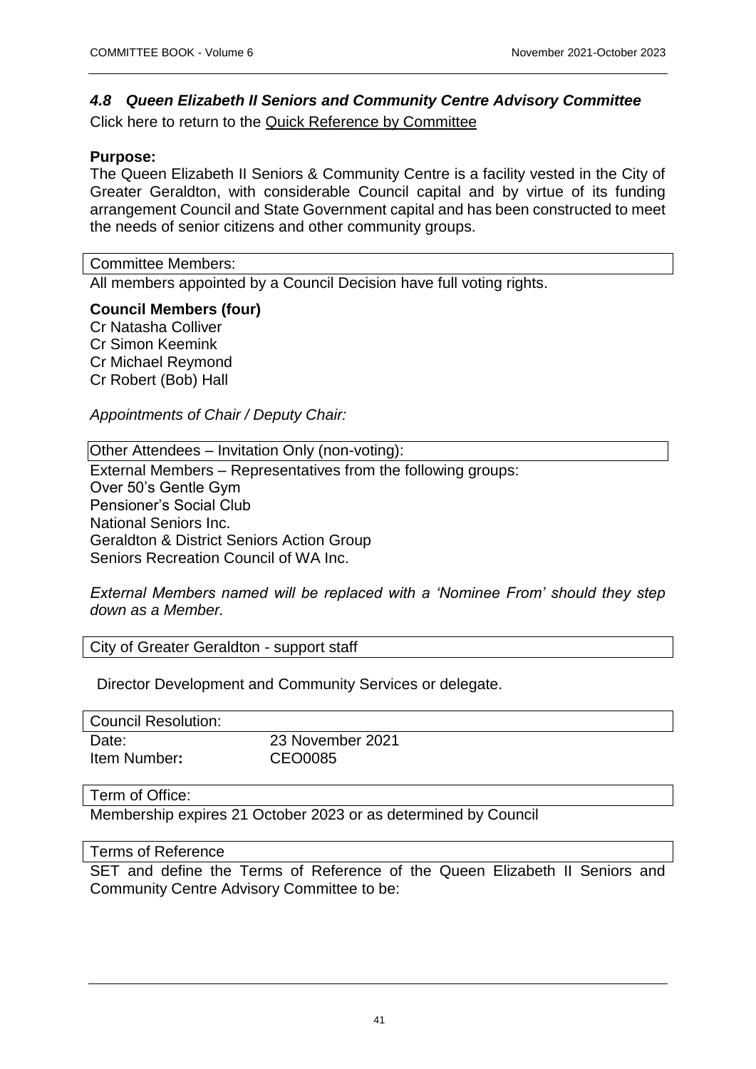## *4.8 Queen Elizabeth II Seniors and Community Centre Advisory Committee*

Click here to return to the Quick Reference by Committee

**Purpose:**

The Queen Elizabeth II Seniors & Community Centre is a facility vested in the City of Greater Geraldton, with considerable Council capital and by virtue of its funding arrangement Council and State Government capital and has been constructed to meet the needs of senior citizens and other community groups.

Committee Members:

All members appointed by a Council Decision have full voting rights.

**Council Members (four)**

Cr Natasha Colliver
Cr Simon Keemink
Cr Michael Reymond
Cr Robert (Bob) Hall

*Appointments of Chair / Deputy Chair:*

Other Attendees – Invitation Only (non-voting):

External Members – Representatives from the following groups:
Over 50's Gentle Gym
Pensioner's Social Club
National Seniors Inc.
Geraldton & District Seniors Action Group
Seniors Recreation Council of WA Inc.

*External Members named will be replaced with a 'Nominee From' should they step down as a Member.*

City of Greater Geraldton - support staff

Director Development and Community Services or delegate.

Council Resolution:

| | |
|---|---|
| Date: | 23 November 2021 |
| Item Number**:** | CEO0085 |

Term of Office:

Membership expires 21 October 2023 or as determined by Council

Terms of Reference

SET and define the Terms of Reference of the Queen Elizabeth II Seniors and Community Centre Advisory Committee to be: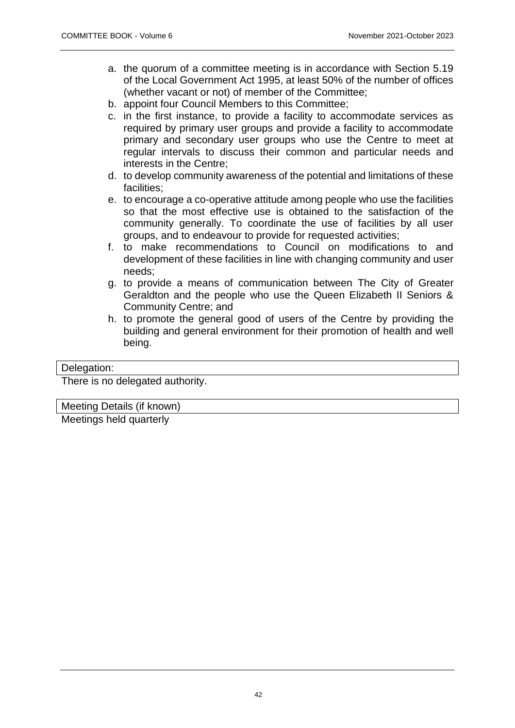a. the quorum of a committee meeting is in accordance with Section 5.19 of the Local Government Act 1995, at least 50% of the number of offices (whether vacant or not) of member of the Committee;
b. appoint four Council Members to this Committee;
c. in the first instance, to provide a facility to accommodate services as required by primary user groups and provide a facility to accommodate primary and secondary user groups who use the Centre to meet at regular intervals to discuss their common and particular needs and interests in the Centre;
d. to develop community awareness of the potential and limitations of these facilities;
e. to encourage a co-operative attitude among people who use the facilities so that the most effective use is obtained to the satisfaction of the community generally. To coordinate the use of facilities by all user groups, and to endeavour to provide for requested activities;
f. to make recommendations to Council on modifications to and development of these facilities in line with changing community and user needs;
g. to provide a means of communication between The City of Greater Geraldton and the people who use the Queen Elizabeth II Seniors & Community Centre; and
h. to promote the general good of users of the Centre by providing the building and general environment for their promotion of health and well being.

| Delegation: |
| --- |

There is no delegated authority.

| Meeting Details (if known) |
| --- |

Meetings held quarterly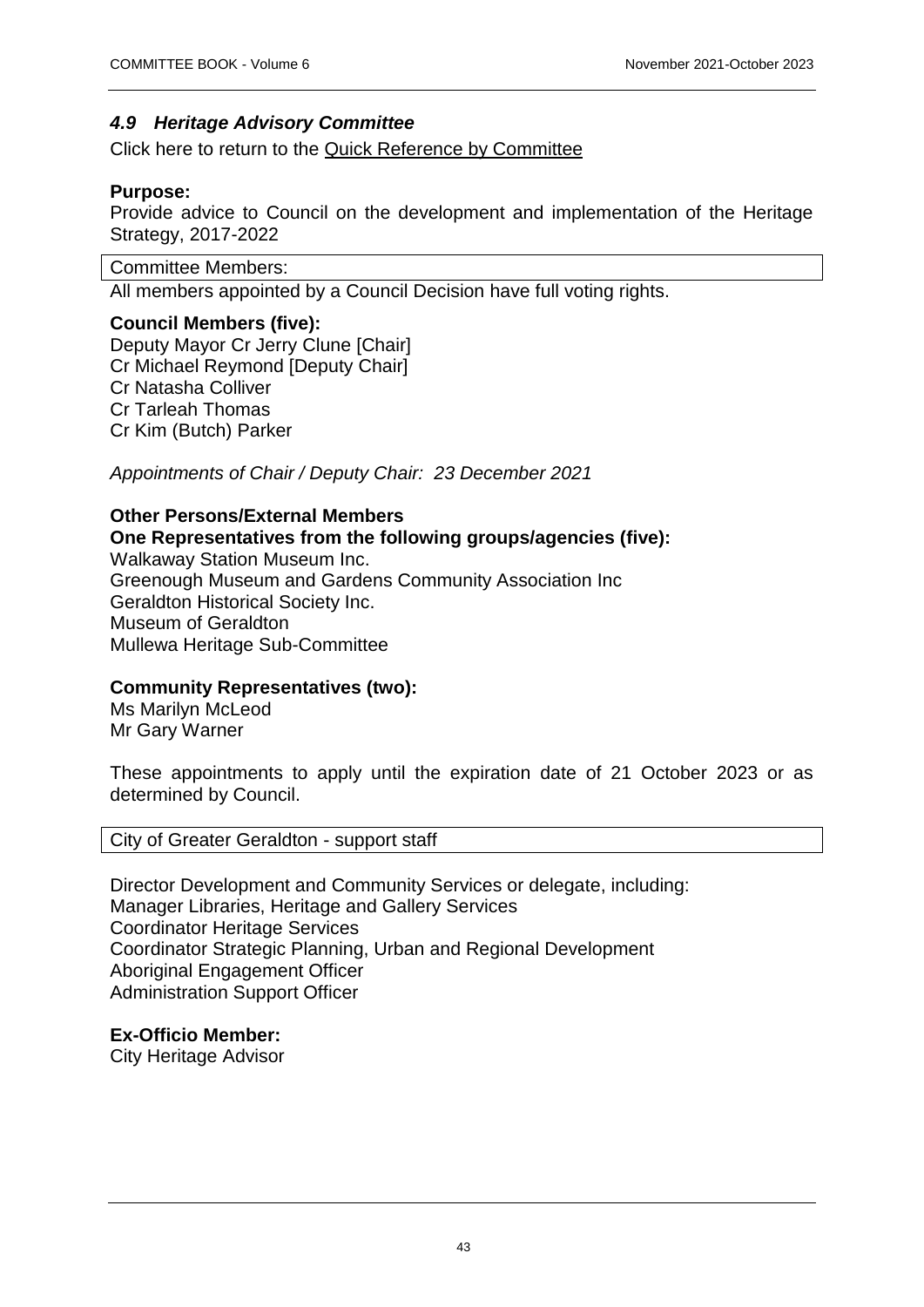### *4.9 Heritage Advisory Committee*

Click here to return to the Quick Reference by Committee

**Purpose:**
Provide advice to Council on the development and implementation of the Heritage Strategy, 2017-2022

Committee Members:

All members appointed by a Council Decision have full voting rights.

**Council Members (five):**
Deputy Mayor Cr Jerry Clune [Chair]
Cr Michael Reymond [Deputy Chair]
Cr Natasha Colliver
Cr Tarleah Thomas
Cr Kim (Butch) Parker

*Appointments of Chair / Deputy Chair: 23 December 2021*

**Other Persons/External Members**
**One Representatives from the following groups/agencies (five):**
Walkaway Station Museum Inc.
Greenough Museum and Gardens Community Association Inc
Geraldton Historical Society Inc.
Museum of Geraldton
Mullewa Heritage Sub-Committee

**Community Representatives (two):**
Ms Marilyn McLeod
Mr Gary Warner

These appointments to apply until the expiration date of 21 October 2023 or as determined by Council.

City of Greater Geraldton - support staff

Director Development and Community Services or delegate, including:
Manager Libraries, Heritage and Gallery Services
Coordinator Heritage Services
Coordinator Strategic Planning, Urban and Regional Development
Aboriginal Engagement Officer
Administration Support Officer

**Ex-Officio Member:**
City Heritage Advisor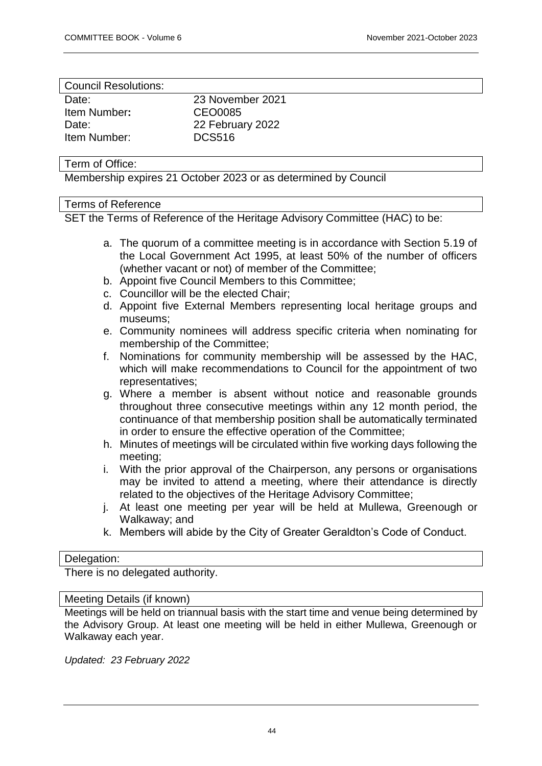| Council Resolutions: | |
|---|---|
| Date: | 23 November 2021 |
| Item Number**:** | CEO0085 |
| Date: | 22 February 2022 |
| Item Number: | DCS516 |

Term of Office:

Membership expires 21 October 2023 or as determined by Council

Terms of Reference

SET the Terms of Reference of the Heritage Advisory Committee (HAC) to be:

a. The quorum of a committee meeting is in accordance with Section 5.19 of the Local Government Act 1995, at least 50% of the number of officers (whether vacant or not) of member of the Committee;
b. Appoint five Council Members to this Committee;
c. Councillor will be the elected Chair;
d. Appoint five External Members representing local heritage groups and museums;
e. Community nominees will address specific criteria when nominating for membership of the Committee;
f. Nominations for community membership will be assessed by the HAC, which will make recommendations to Council for the appointment of two representatives;
g. Where a member is absent without notice and reasonable grounds throughout three consecutive meetings within any 12 month period, the continuance of that membership position shall be automatically terminated in order to ensure the effective operation of the Committee;
h. Minutes of meetings will be circulated within five working days following the meeting;
i. With the prior approval of the Chairperson, any persons or organisations may be invited to attend a meeting, where their attendance is directly related to the objectives of the Heritage Advisory Committee;
j. At least one meeting per year will be held at Mullewa, Greenough or Walkaway; and
k. Members will abide by the City of Greater Geraldton's Code of Conduct.

Delegation:

There is no delegated authority.

Meeting Details (if known)

Meetings will be held on triannual basis with the start time and venue being determined by the Advisory Group. At least one meeting will be held in either Mullewa, Greenough or Walkaway each year.

*Updated: 23 February 2022*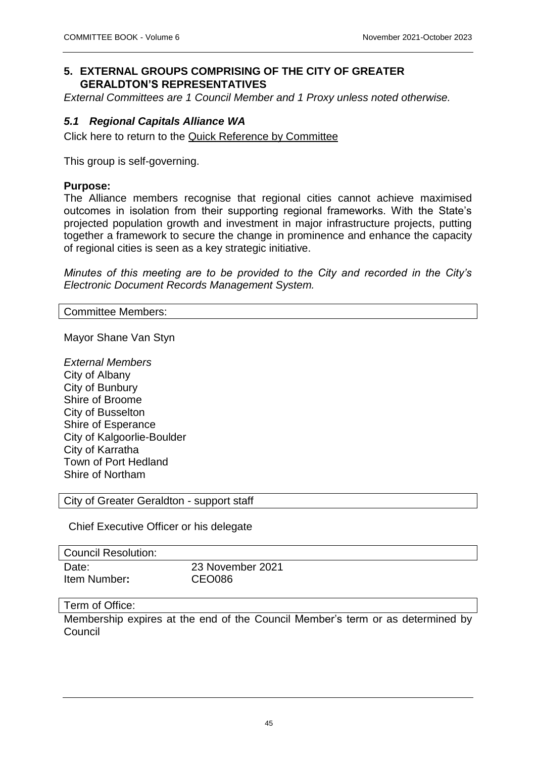## 5. EXTERNAL GROUPS COMPRISING OF THE CITY OF GREATER GERALDTON'S REPRESENTATIVES

*External Committees are 1 Council Member and 1 Proxy unless noted otherwise.*

### *5.1 Regional Capitals Alliance WA*

Click here to return to the Quick Reference by Committee

This group is self-governing.

**Purpose:**
The Alliance members recognise that regional cities cannot achieve maximised outcomes in isolation from their supporting regional frameworks. With the State's projected population growth and investment in major infrastructure projects, putting together a framework to secure the change in prominence and enhance the capacity of regional cities is seen as a key strategic initiative.

*Minutes of this meeting are to be provided to the City and recorded in the City's Electronic Document Records Management System.*

| Committee Members: |
|---|

Mayor Shane Van Styn

*External Members*
City of Albany
City of Bunbury
Shire of Broome
City of Busselton
Shire of Esperance
City of Kalgoorlie-Boulder
City of Karratha
Town of Port Hedland
Shire of Northam

| City of Greater Geraldton - support staff |
|---|

Chief Executive Officer or his delegate

| Council Resolution: | |
|---|---|
| Date: | 23 November 2021 |
| Item Number**:** | CEO086 |

| Term of Office: |
|---|
| Membership expires at the end of the Council Member's term or as determined by Council |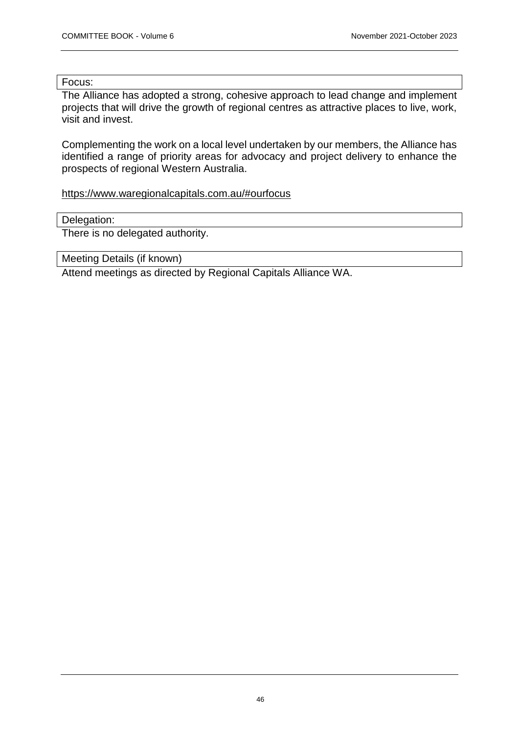Focus:

The Alliance has adopted a strong, cohesive approach to lead change and implement projects that will drive the growth of regional centres as attractive places to live, work, visit and invest.

Complementing the work on a local level undertaken by our members, the Alliance has identified a range of priority areas for advocacy and project delivery to enhance the prospects of regional Western Australia.

https://www.waregionalcapitals.com.au/#ourfocus

Delegation:

There is no delegated authority.

Meeting Details (if known)

Attend meetings as directed by Regional Capitals Alliance WA.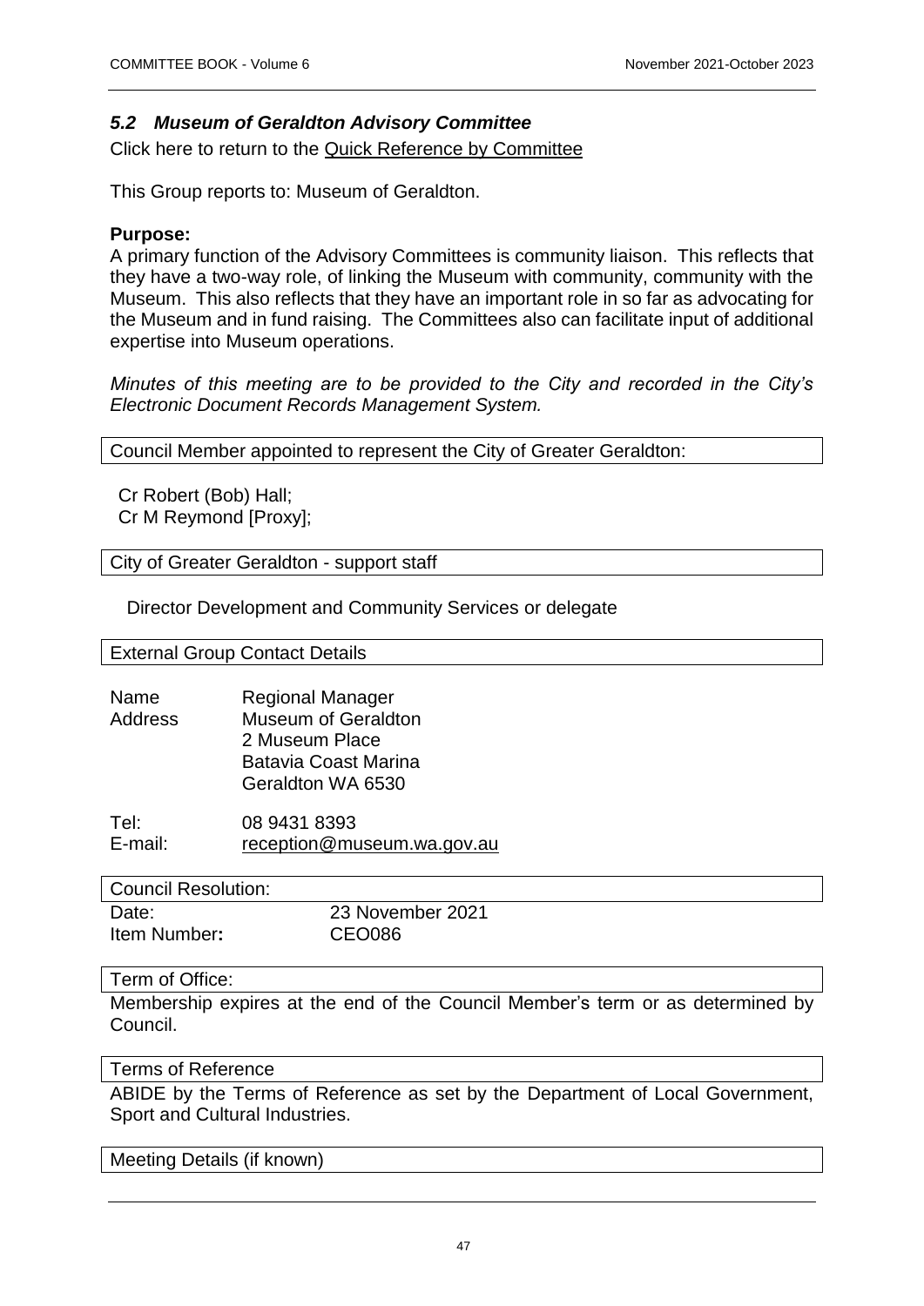## *5.2 Museum of Geraldton Advisory Committee*

Click here to return to the Quick Reference by Committee

This Group reports to: Museum of Geraldton.

**Purpose:**

A primary function of the Advisory Committees is community liaison. This reflects that they have a two-way role, of linking the Museum with community, community with the Museum. This also reflects that they have an important role in so far as advocating for the Museum and in fund raising. The Committees also can facilitate input of additional expertise into Museum operations.

*Minutes of this meeting are to be provided to the City and recorded in the City's Electronic Document Records Management System.*

| Council Member appointed to represent the City of Greater Geraldton: |
|---|

Cr Robert (Bob) Hall;
Cr M Reymond [Proxy];

| City of Greater Geraldton - support staff |
|---|

Director Development and Community Services or delegate

| External Group Contact Details |
|---|

| | |
|---|---|
| Name | Regional Manager |
| Address | Museum of Geraldton<br>2 Museum Place<br>Batavia Coast Marina<br>Geraldton WA 6530 |
| Tel: | 08 9431 8393 |
| E-mail: | reception@museum.wa.gov.au |

| Council Resolution: | |
|---|---|
| Date: | 23 November 2021 |
| Item Number**:** | CEO086 |

| Term of Office: |
|---|

Membership expires at the end of the Council Member's term or as determined by Council.

| Terms of Reference |
|---|

ABIDE by the Terms of Reference as set by the Department of Local Government, Sport and Cultural Industries.

| Meeting Details (if known) |
|---|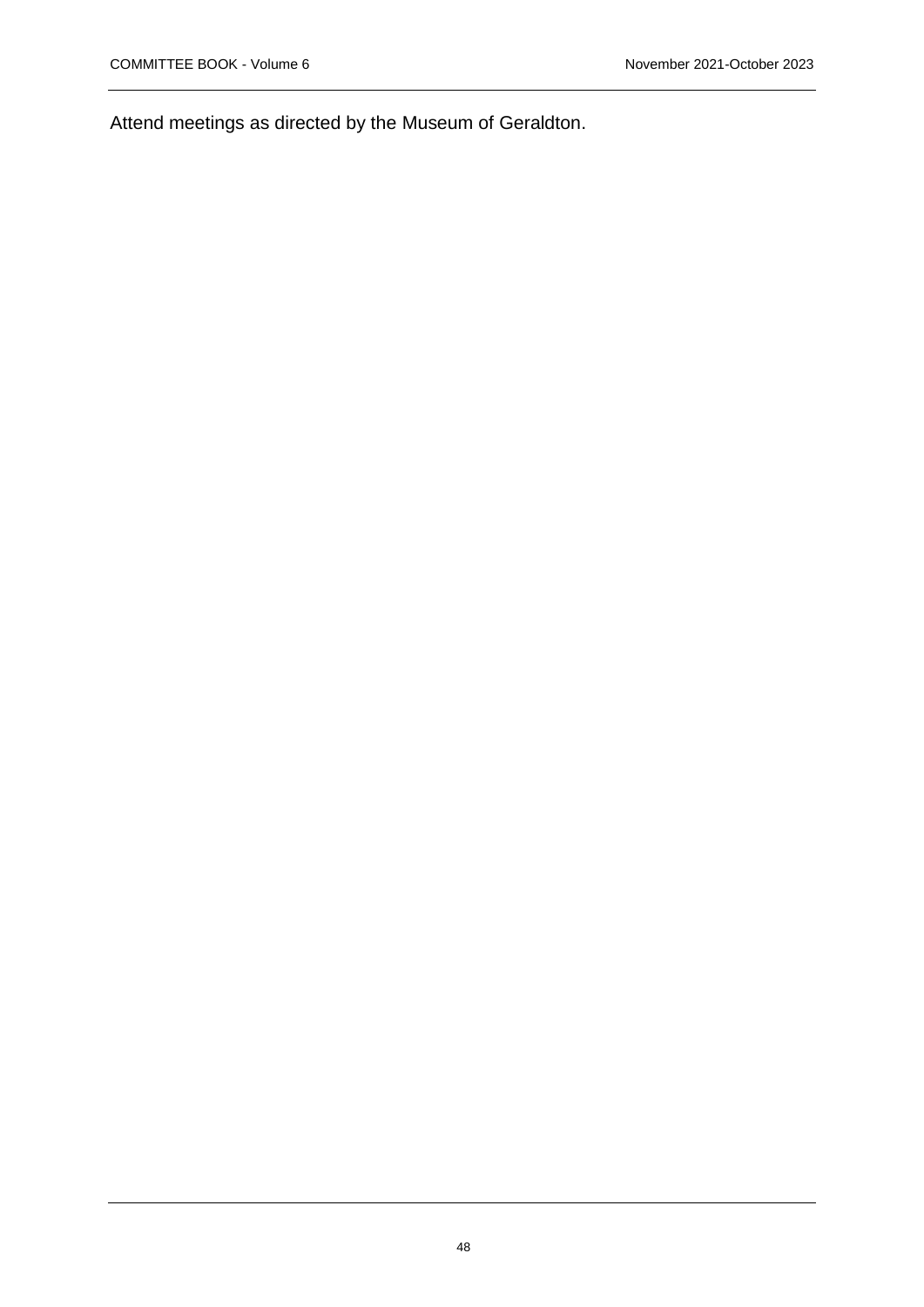Attend meetings as directed by the Museum of Geraldton.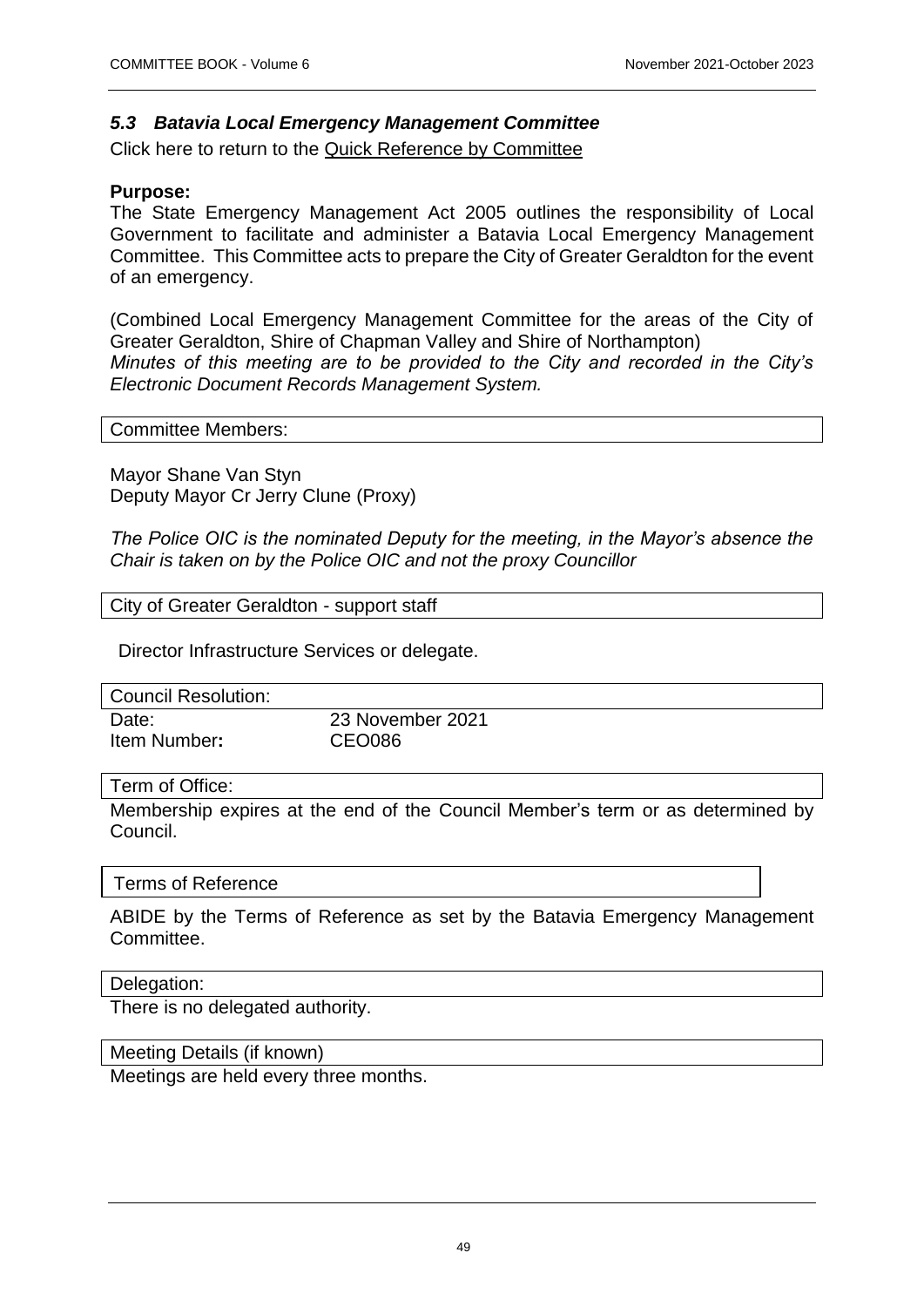### *5.3 Batavia Local Emergency Management Committee*

Click here to return to the Quick Reference by Committee

**Purpose:**

The State Emergency Management Act 2005 outlines the responsibility of Local Government to facilitate and administer a Batavia Local Emergency Management Committee. This Committee acts to prepare the City of Greater Geraldton for the event of an emergency.

(Combined Local Emergency Management Committee for the areas of the City of Greater Geraldton, Shire of Chapman Valley and Shire of Northampton)
*Minutes of this meeting are to be provided to the City and recorded in the City's Electronic Document Records Management System.*

Committee Members:

Mayor Shane Van Styn
Deputy Mayor Cr Jerry Clune (Proxy)

*The Police OIC is the nominated Deputy for the meeting, in the Mayor's absence the Chair is taken on by the Police OIC and not the proxy Councillor*

City of Greater Geraldton - support staff

Director Infrastructure Services or delegate.

Council Resolution:

| | |
|---|---|
| Date: | 23 November 2021 |
| Item Number**:** | CEO086 |

Term of Office:

Membership expires at the end of the Council Member's term or as determined by Council.

Terms of Reference

ABIDE by the Terms of Reference as set by the Batavia Emergency Management Committee.

Delegation:

There is no delegated authority.

Meeting Details (if known)

Meetings are held every three months.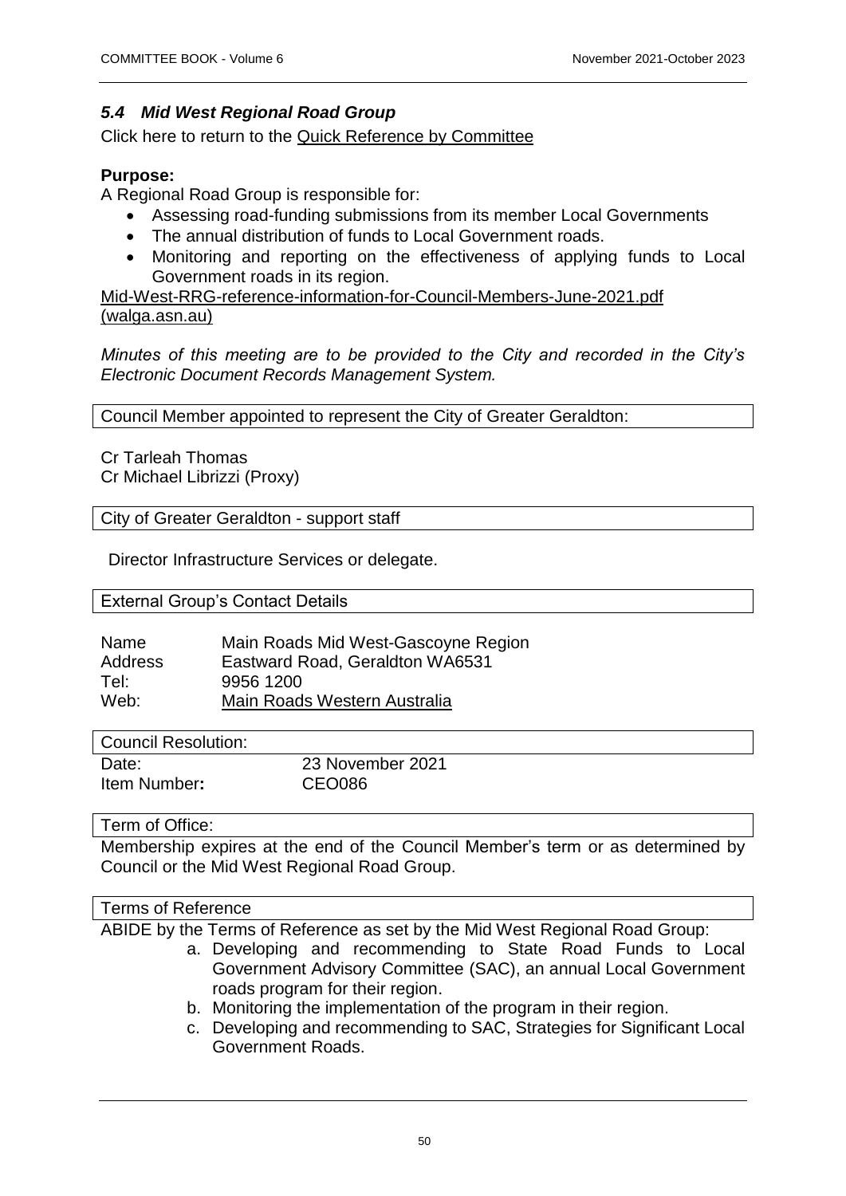## *5.4 Mid West Regional Road Group*

Click here to return to the Quick Reference by Committee

**Purpose:**

A Regional Road Group is responsible for:

- Assessing road-funding submissions from its member Local Governments
- The annual distribution of funds to Local Government roads.
- Monitoring and reporting on the effectiveness of applying funds to Local Government roads in its region.

Mid-West-RRG-reference-information-for-Council-Members-June-2021.pdf (walga.asn.au)

*Minutes of this meeting are to be provided to the City and recorded in the City's Electronic Document Records Management System.*

| Council Member appointed to represent the City of Greater Geraldton: |
|---|

Cr Tarleah Thomas
Cr Michael Librizzi (Proxy)

| City of Greater Geraldton - support staff |
|---|

Director Infrastructure Services or delegate.

| External Group's Contact Details |
|---|

| | |
|---|---|
| Name | Main Roads Mid West-Gascoyne Region |
| Address | Eastward Road, Geraldton WA6531 |
| Tel: | 9956 1200 |
| Web: | Main Roads Western Australia |

| Council Resolution: | |
|---|---|
| Date: | 23 November 2021 |
| Item Number**:** | CEO086 |

| Term of Office: |
|---|
| Membership expires at the end of the Council Member's term or as determined by Council or the Mid West Regional Road Group. |

| Terms of Reference |
|---|

ABIDE by the Terms of Reference as set by the Mid West Regional Road Group:

a. Developing and recommending to State Road Funds to Local Government Advisory Committee (SAC), an annual Local Government roads program for their region.
b. Monitoring the implementation of the program in their region.
c. Developing and recommending to SAC, Strategies for Significant Local Government Roads.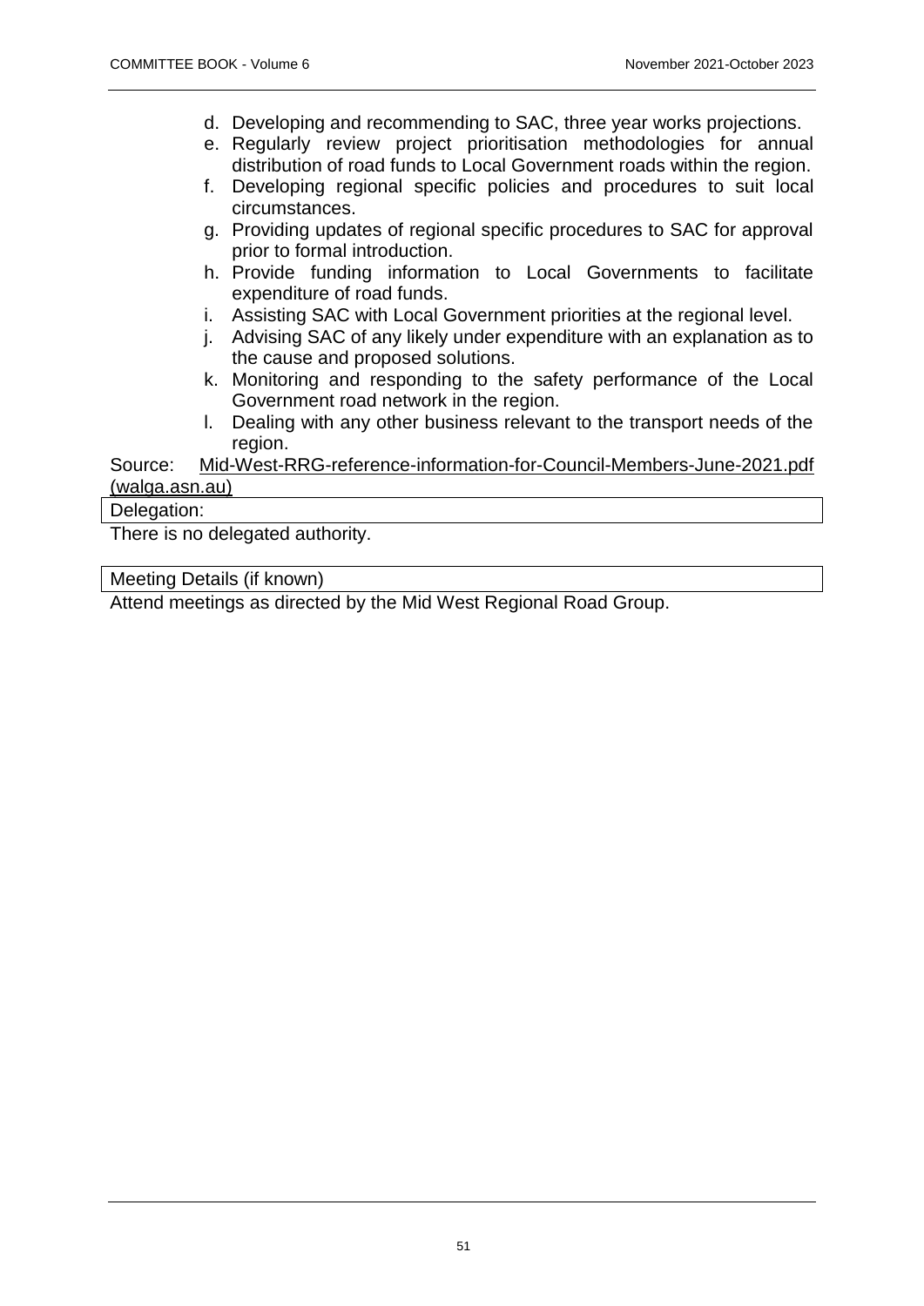d. Developing and recommending to SAC, three year works projections.
e. Regularly review project prioritisation methodologies for annual distribution of road funds to Local Government roads within the region.
f. Developing regional specific policies and procedures to suit local circumstances.
g. Providing updates of regional specific procedures to SAC for approval prior to formal introduction.
h. Provide funding information to Local Governments to facilitate expenditure of road funds.
i. Assisting SAC with Local Government priorities at the regional level.
j. Advising SAC of any likely under expenditure with an explanation as to the cause and proposed solutions.
k. Monitoring and responding to the safety performance of the Local Government road network in the region.
l. Dealing with any other business relevant to the transport needs of the region.

Source: Mid-West-RRG-reference-information-for-Council-Members-June-2021.pdf (walga.asn.au)

| Delegation: |
| --- |

There is no delegated authority.

| Meeting Details (if known) |
| --- |

Attend meetings as directed by the Mid West Regional Road Group.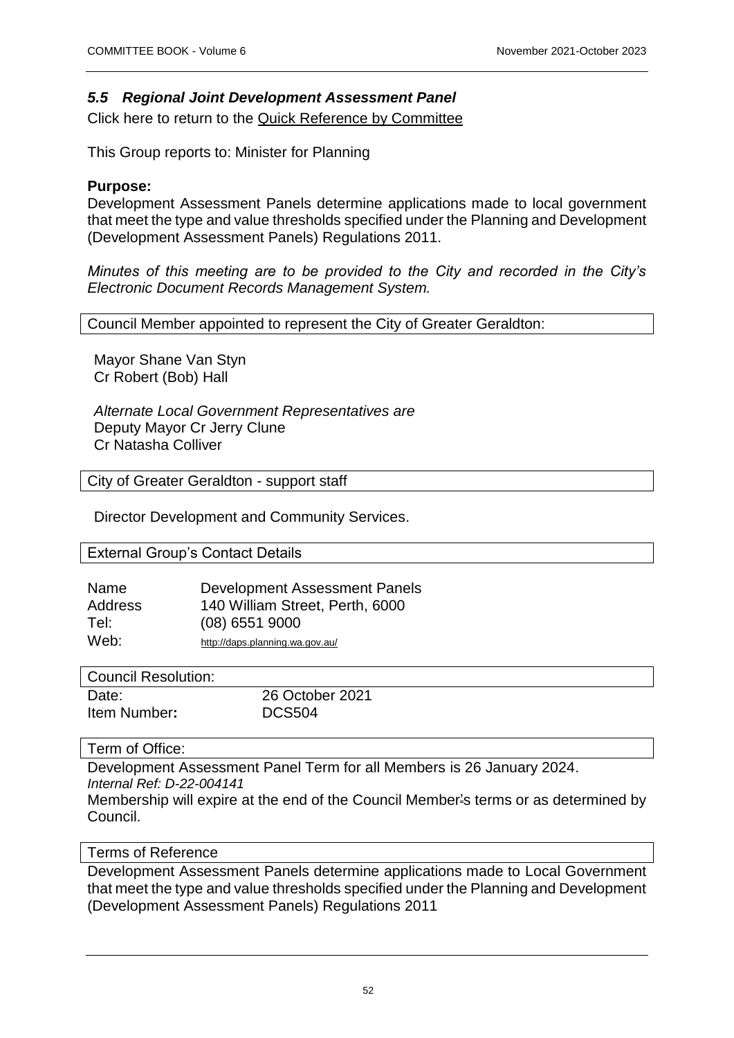### *5.5 Regional Joint Development Assessment Panel*

Click here to return to the Quick Reference by Committee

This Group reports to: Minister for Planning

**Purpose:**

Development Assessment Panels determine applications made to local government that meet the type and value thresholds specified under the Planning and Development (Development Assessment Panels) Regulations 2011.

*Minutes of this meeting are to be provided to the City and recorded in the City's Electronic Document Records Management System.*

Council Member appointed to represent the City of Greater Geraldton:

Mayor Shane Van Styn
Cr Robert (Bob) Hall

*Alternate Local Government Representatives are*
Deputy Mayor Cr Jerry Clune
Cr Natasha Colliver

City of Greater Geraldton - support staff

Director Development and Community Services.

External Group's Contact Details

| | |
|---|---|
| Name | Development Assessment Panels |
| Address | 140 William Street, Perth, 6000 |
| Tel: | (08) 6551 9000 |
| Web: | http://daps.planning.wa.gov.au/ |

Council Resolution:

| | |
|---|---|
| Date: | 26 October 2021 |
| Item Number**:** | DCS504 |

Term of Office:

Development Assessment Panel Term for all Members is 26 January 2024.
*Internal Ref: D-22-004141*
Membership will expire at the end of the Council Member's terms or as determined by Council.

Terms of Reference

Development Assessment Panels determine applications made to Local Government that meet the type and value thresholds specified under the Planning and Development (Development Assessment Panels) Regulations 2011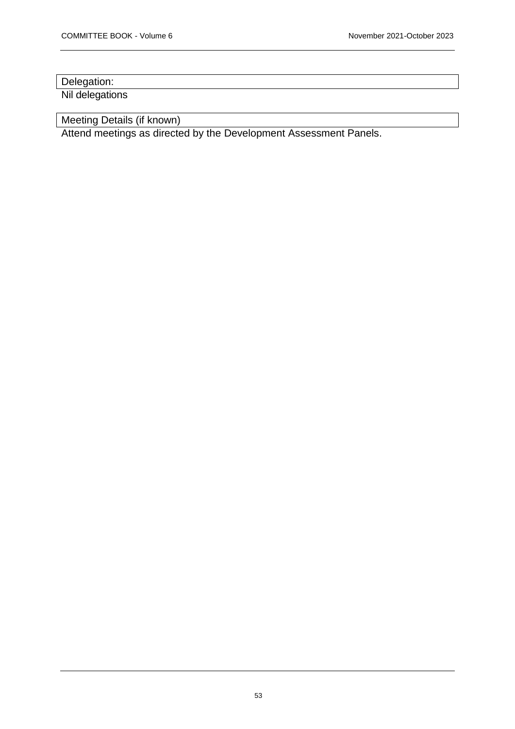| Delegation: |
| --- |

Nil delegations

| Meeting Details (if known) |
| --- |

Attend meetings as directed by the Development Assessment Panels.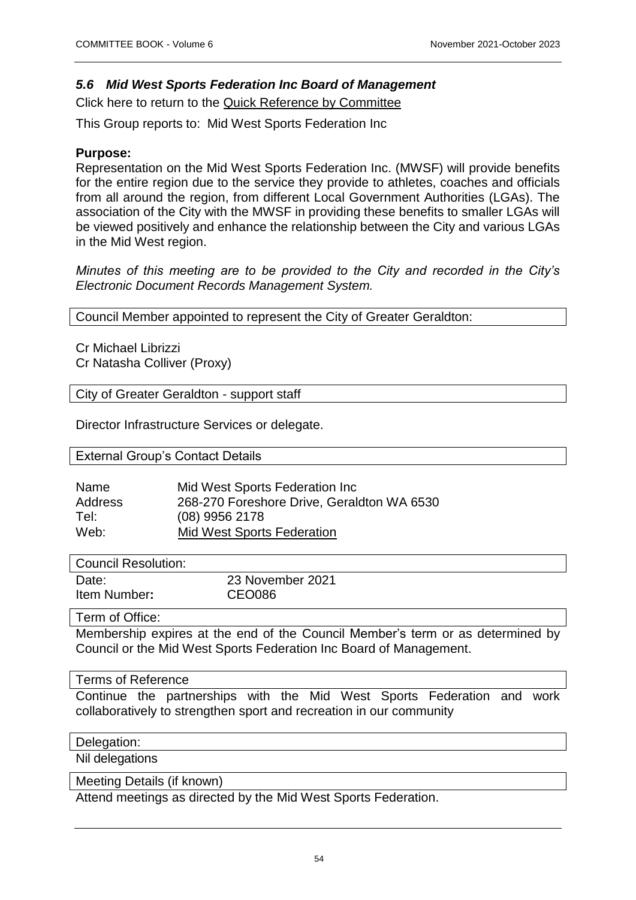### *5.6 Mid West Sports Federation Inc Board of Management*

Click here to return to the Quick Reference by Committee

This Group reports to: Mid West Sports Federation Inc

**Purpose:**

Representation on the Mid West Sports Federation Inc. (MWSF) will provide benefits for the entire region due to the service they provide to athletes, coaches and officials from all around the region, from different Local Government Authorities (LGAs). The association of the City with the MWSF in providing these benefits to smaller LGAs will be viewed positively and enhance the relationship between the City and various LGAs in the Mid West region.

*Minutes of this meeting are to be provided to the City and recorded in the City's Electronic Document Records Management System.*

Council Member appointed to represent the City of Greater Geraldton:

Cr Michael Librizzi
Cr Natasha Colliver (Proxy)

City of Greater Geraldton - support staff

Director Infrastructure Services or delegate.

External Group's Contact Details

| | |
|---|---|
| Name | Mid West Sports Federation Inc |
| Address | 268-270 Foreshore Drive, Geraldton WA 6530 |
| Tel: | (08) 9956 2178 |
| Web: | Mid West Sports Federation |

Council Resolution:

| | |
|---|---|
| Date: | 23 November 2021 |
| Item Number**:** | CEO086 |

Term of Office:

Membership expires at the end of the Council Member's term or as determined by Council or the Mid West Sports Federation Inc Board of Management.

Terms of Reference

Continue the partnerships with the Mid West Sports Federation and work collaboratively to strengthen sport and recreation in our community

Delegation:

Nil delegations

Meeting Details (if known)

Attend meetings as directed by the Mid West Sports Federation.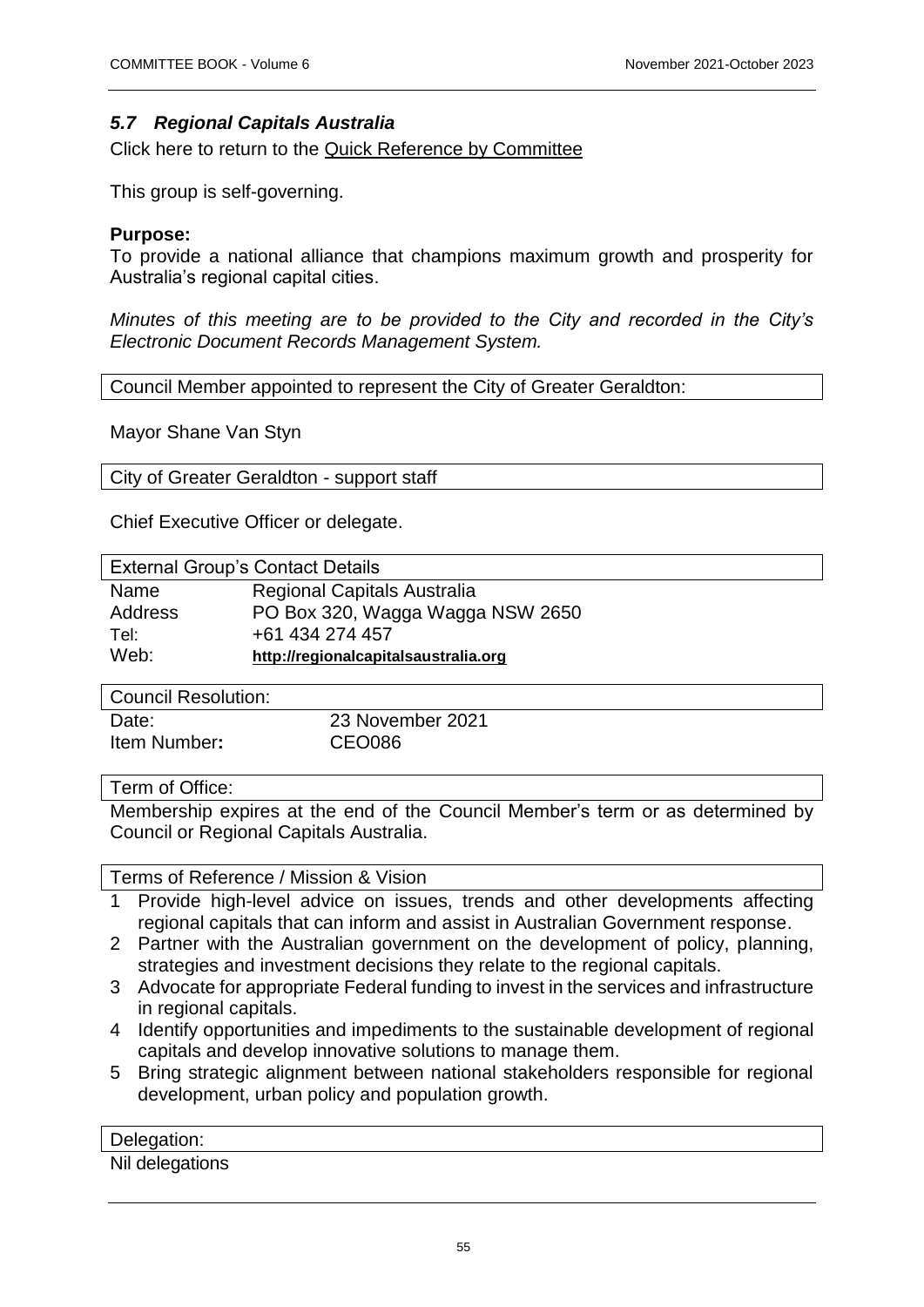### *5.7 Regional Capitals Australia*

Click here to return to the Quick Reference by Committee

This group is self-governing.

**Purpose:**
To provide a national alliance that champions maximum growth and prosperity for Australia's regional capital cities.

*Minutes of this meeting are to be provided to the City and recorded in the City's Electronic Document Records Management System.*

| Council Member appointed to represent the City of Greater Geraldton: |
|---|

Mayor Shane Van Styn

| City of Greater Geraldton - support staff |
|---|

Chief Executive Officer or delegate.

| External Group's Contact Details | |
|---|---|
| Name | Regional Capitals Australia |
| Address | PO Box 320, Wagga Wagga NSW 2650 |
| Tel: | +61 434 274 457 |
| Web: | **http://regionalcapitalsaustralia.org** |

| Council Resolution: | |
|---|---|
| Date: | 23 November 2021 |
| Item Number**:** | CEO086 |

| Term of Office: |
|---|
| Membership expires at the end of the Council Member's term or as determined by Council or Regional Capitals Australia. |

| Terms of Reference / Mission & Vision |
|---|

1. Provide high-level advice on issues, trends and other developments affecting regional capitals that can inform and assist in Australian Government response.
2. Partner with the Australian government on the development of policy, planning, strategies and investment decisions they relate to the regional capitals.
3. Advocate for appropriate Federal funding to invest in the services and infrastructure in regional capitals.
4. Identify opportunities and impediments to the sustainable development of regional capitals and develop innovative solutions to manage them.
5. Bring strategic alignment between national stakeholders responsible for regional development, urban policy and population growth.

| Delegation: |
|---|
| Nil delegations |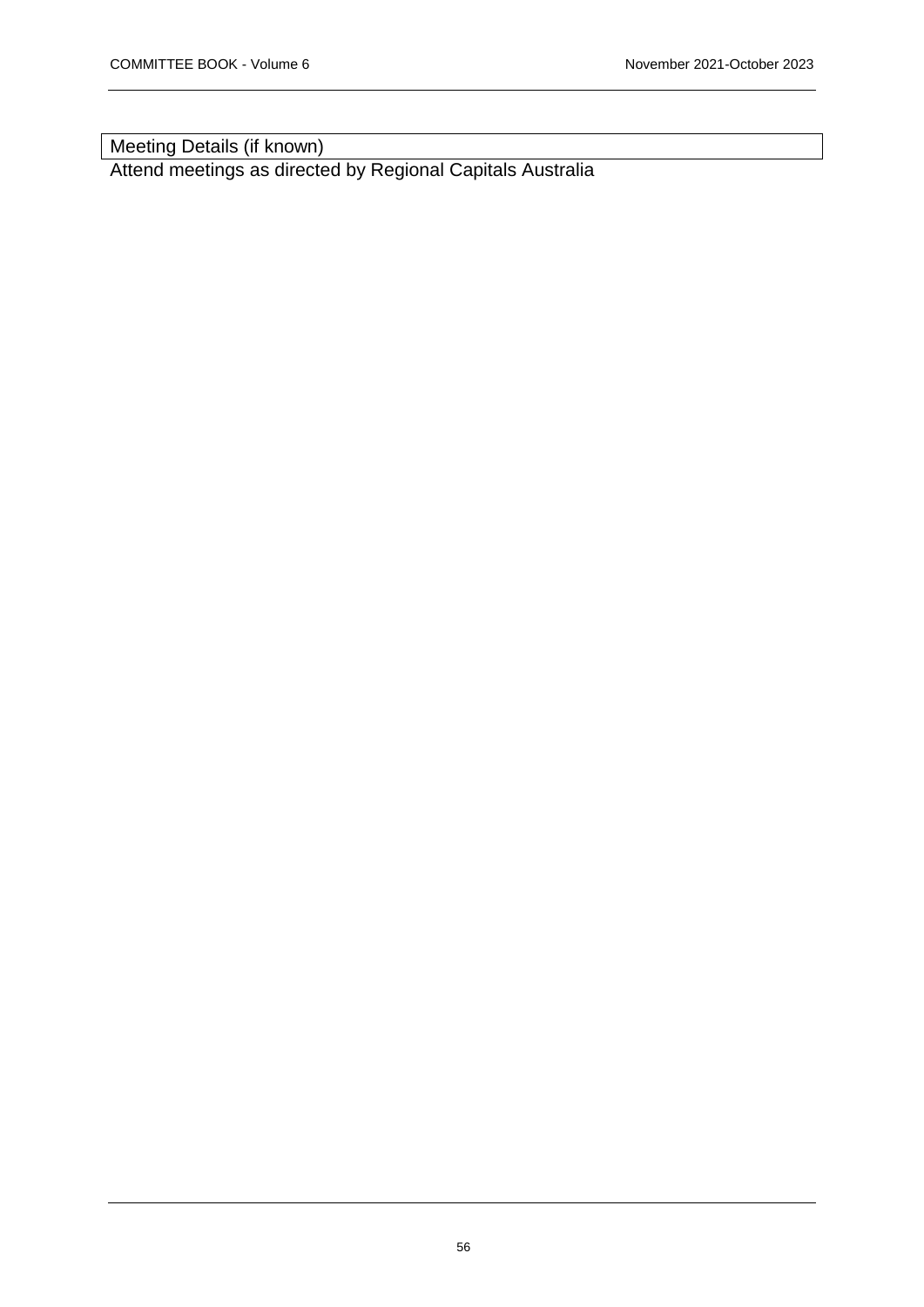| Meeting Details (if known) |
| --- |
| Attend meetings as directed by Regional Capitals Australia |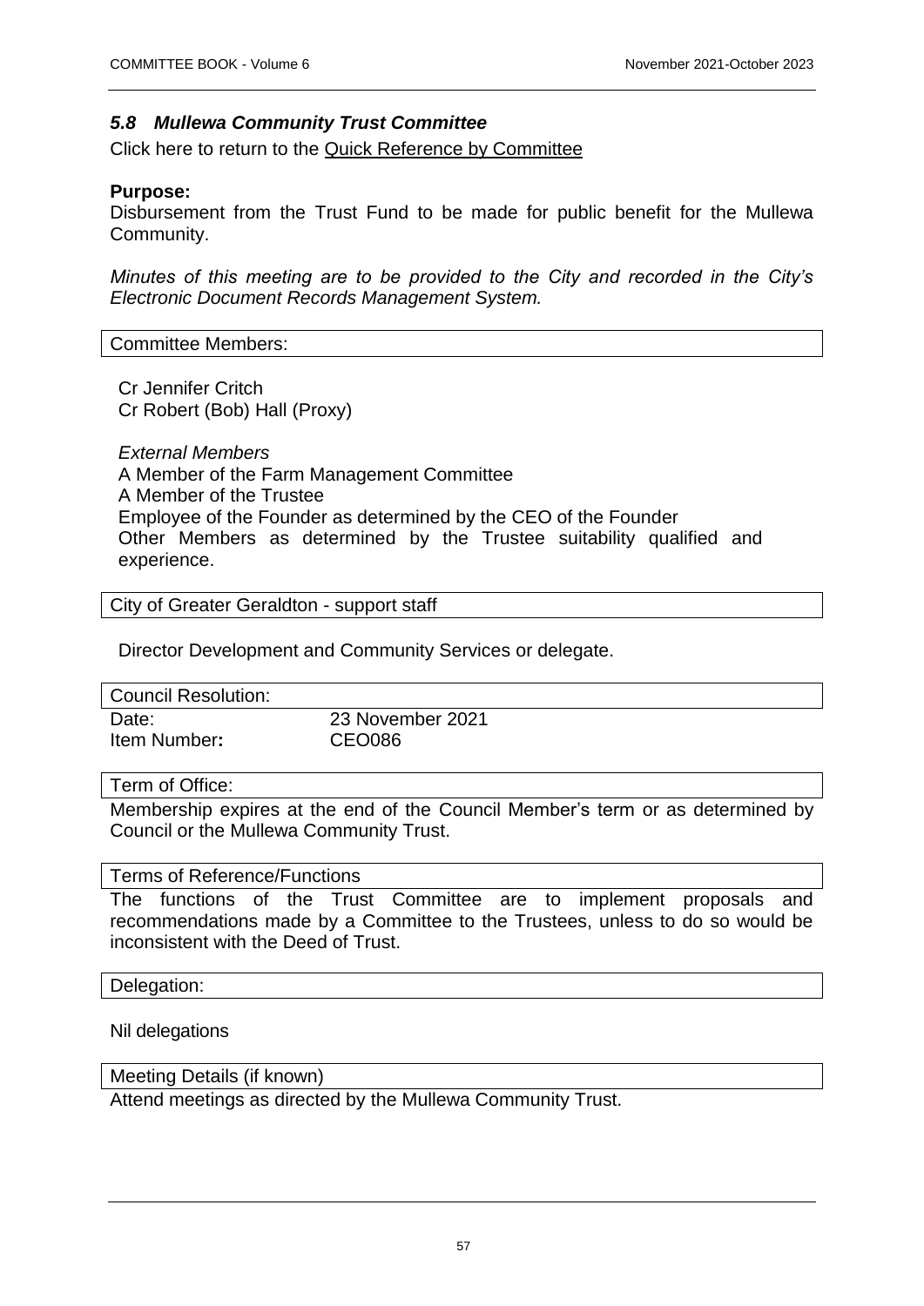### *5.8 Mullewa Community Trust Committee*

Click here to return to the Quick Reference by Committee

**Purpose:**
Disbursement from the Trust Fund to be made for public benefit for the Mullewa Community.

*Minutes of this meeting are to be provided to the City and recorded in the City's Electronic Document Records Management System.*

| Committee Members: |
|---|

Cr Jennifer Critch
Cr Robert (Bob) Hall (Proxy)

*External Members*
A Member of the Farm Management Committee
A Member of the Trustee
Employee of the Founder as determined by the CEO of the Founder
Other Members as determined by the Trustee suitability qualified and experience.

| City of Greater Geraldton - support staff |
|---|

Director Development and Community Services or delegate.

| Council Resolution: | |
|---|---|
| Date: | 23 November 2021 |
| Item Number**:** | CEO086 |

| Term of Office: |
|---|

Membership expires at the end of the Council Member's term or as determined by Council or the Mullewa Community Trust.

| Terms of Reference/Functions |
|---|

The functions of the Trust Committee are to implement proposals and recommendations made by a Committee to the Trustees, unless to do so would be inconsistent with the Deed of Trust.

| Delegation: |
|---|

Nil delegations

| Meeting Details (if known) |
|---|

Attend meetings as directed by the Mullewa Community Trust.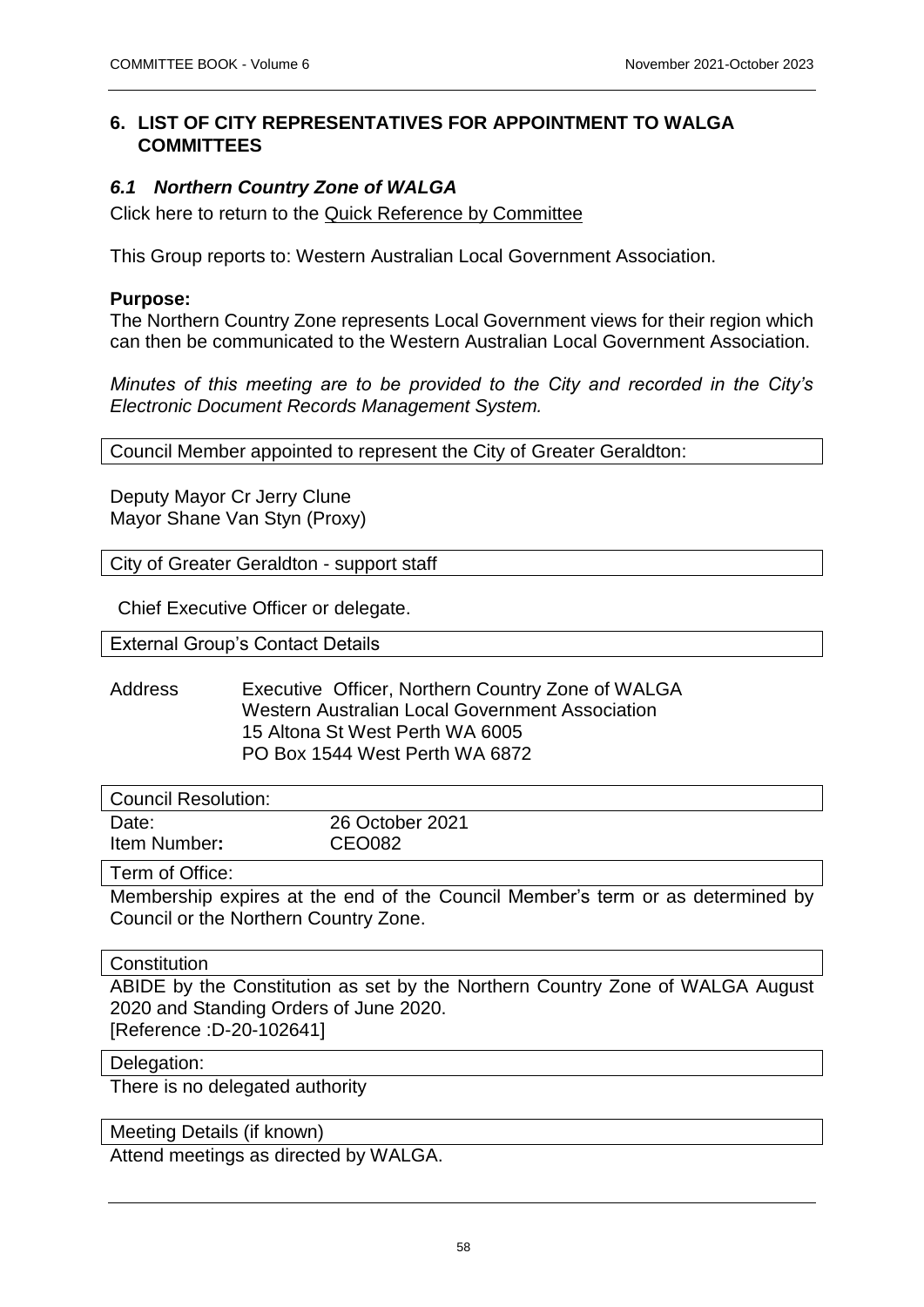## 6. LIST OF CITY REPRESENTATIVES FOR APPOINTMENT TO WALGA COMMITTEES

### *6.1 Northern Country Zone of WALGA*

Click here to return to the Quick Reference by Committee

This Group reports to: Western Australian Local Government Association.

**Purpose:**
The Northern Country Zone represents Local Government views for their region which can then be communicated to the Western Australian Local Government Association.

*Minutes of this meeting are to be provided to the City and recorded in the City's Electronic Document Records Management System.*

Council Member appointed to represent the City of Greater Geraldton:

Deputy Mayor Cr Jerry Clune
Mayor Shane Van Styn (Proxy)

City of Greater Geraldton - support staff

Chief Executive Officer or delegate.

External Group's Contact Details

Address Executive Officer, Northern Country Zone of WALGA
Western Australian Local Government Association
15 Altona St West Perth WA 6005
PO Box 1544 West Perth WA 6872

Council Resolution:

Date: 26 October 2021
Item Number**:** CEO082

Term of Office:

Membership expires at the end of the Council Member's term or as determined by Council or the Northern Country Zone.

Constitution

ABIDE by the Constitution as set by the Northern Country Zone of WALGA August 2020 and Standing Orders of June 2020.
[Reference :D-20-102641]

Delegation:

There is no delegated authority

Meeting Details (if known)

Attend meetings as directed by WALGA.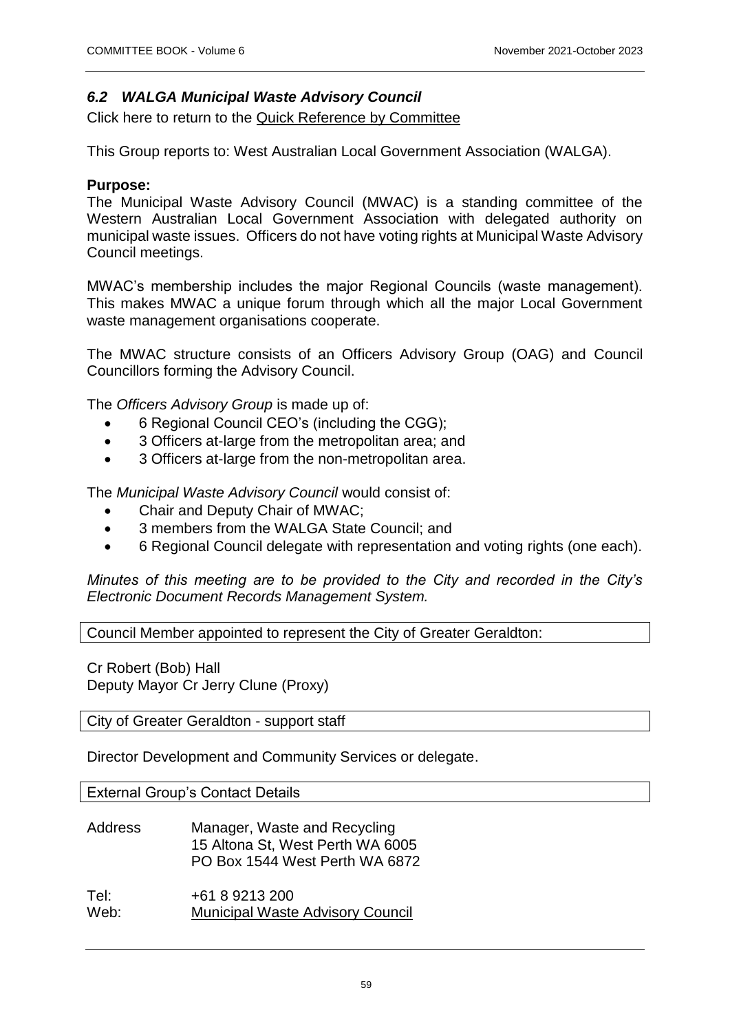## *6.2 WALGA Municipal Waste Advisory Council*

Click here to return to the Quick Reference by Committee

This Group reports to: West Australian Local Government Association (WALGA).

**Purpose:**

The Municipal Waste Advisory Council (MWAC) is a standing committee of the Western Australian Local Government Association with delegated authority on municipal waste issues. Officers do not have voting rights at Municipal Waste Advisory Council meetings.

MWAC's membership includes the major Regional Councils (waste management). This makes MWAC a unique forum through which all the major Local Government waste management organisations cooperate.

The MWAC structure consists of an Officers Advisory Group (OAG) and Council Councillors forming the Advisory Council.

The *Officers Advisory Group* is made up of:

- 6 Regional Council CEO's (including the CGG);
- 3 Officers at-large from the metropolitan area; and
- 3 Officers at-large from the non-metropolitan area.

The *Municipal Waste Advisory Council* would consist of:

- Chair and Deputy Chair of MWAC;
- 3 members from the WALGA State Council; and
- 6 Regional Council delegate with representation and voting rights (one each).

*Minutes of this meeting are to be provided to the City and recorded in the City's Electronic Document Records Management System.*

| Council Member appointed to represent the City of Greater Geraldton: |
| --- |

Cr Robert (Bob) Hall
Deputy Mayor Cr Jerry Clune (Proxy)

| City of Greater Geraldton - support staff |
| --- |

Director Development and Community Services or delegate.

| External Group's Contact Details |
| --- |

| | |
| --- | --- |
| Address | Manager, Waste and Recycling<br>15 Altona St, West Perth WA 6005<br>PO Box 1544 West Perth WA 6872 |
| Tel: | +61 8 9213 200 |
| Web: | Municipal Waste Advisory Council |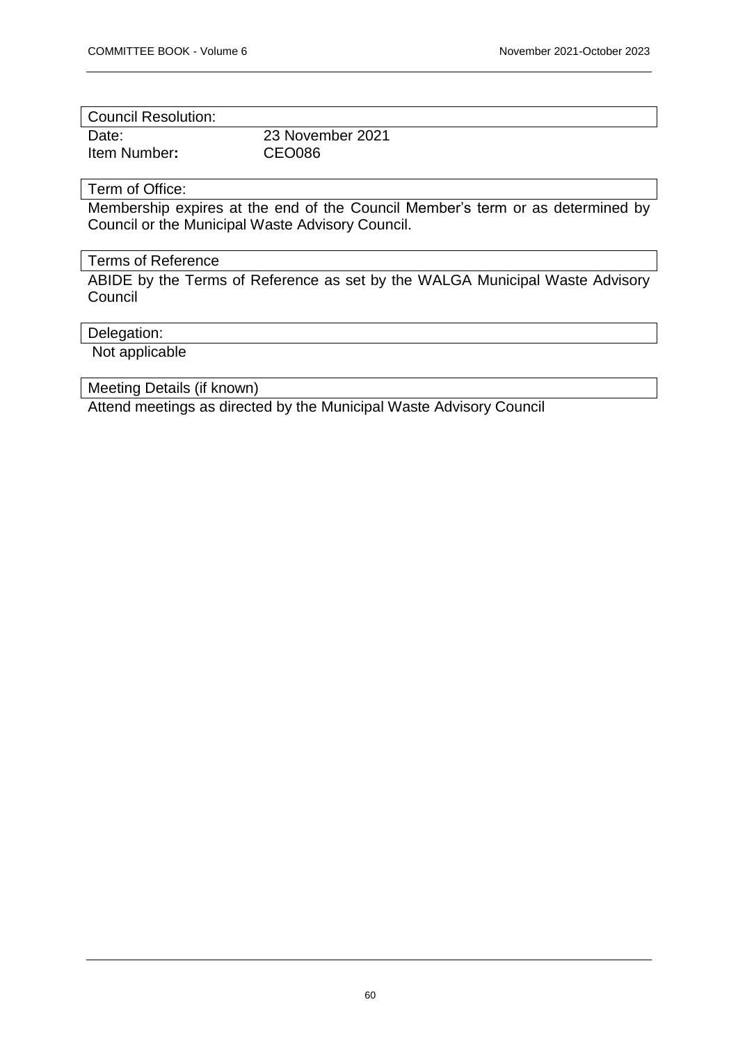| Council Resolution: | |
|---|---|
| Date: | 23 November 2021 |
| Item Number**:** | CEO086 |

| Term of Office: |
|---|
| Membership expires at the end of the Council Member's term or as determined by Council or the Municipal Waste Advisory Council. |

| Terms of Reference |
|---|
| ABIDE by the Terms of Reference as set by the WALGA Municipal Waste Advisory Council |

| Delegation: |
|---|
| Not applicable |

| Meeting Details (if known) |
|---|
| Attend meetings as directed by the Municipal Waste Advisory Council |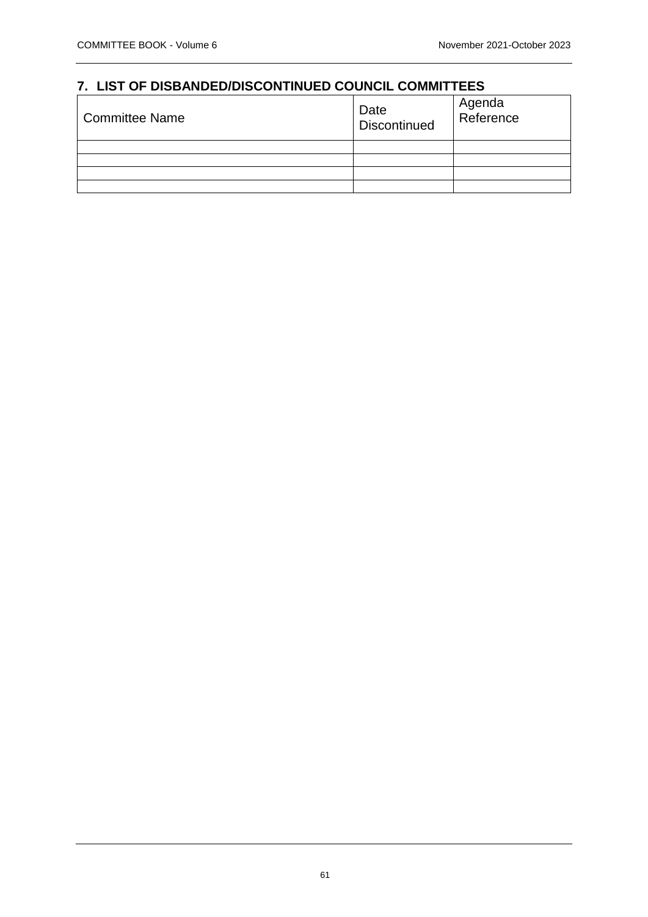## 7. LIST OF DISBANDED/DISCONTINUED COUNCIL COMMITTEES

| Committee Name | Date Discontinued | Agenda Reference |
|---|---|---|
| | | |
| | | |
| | | |
| | | |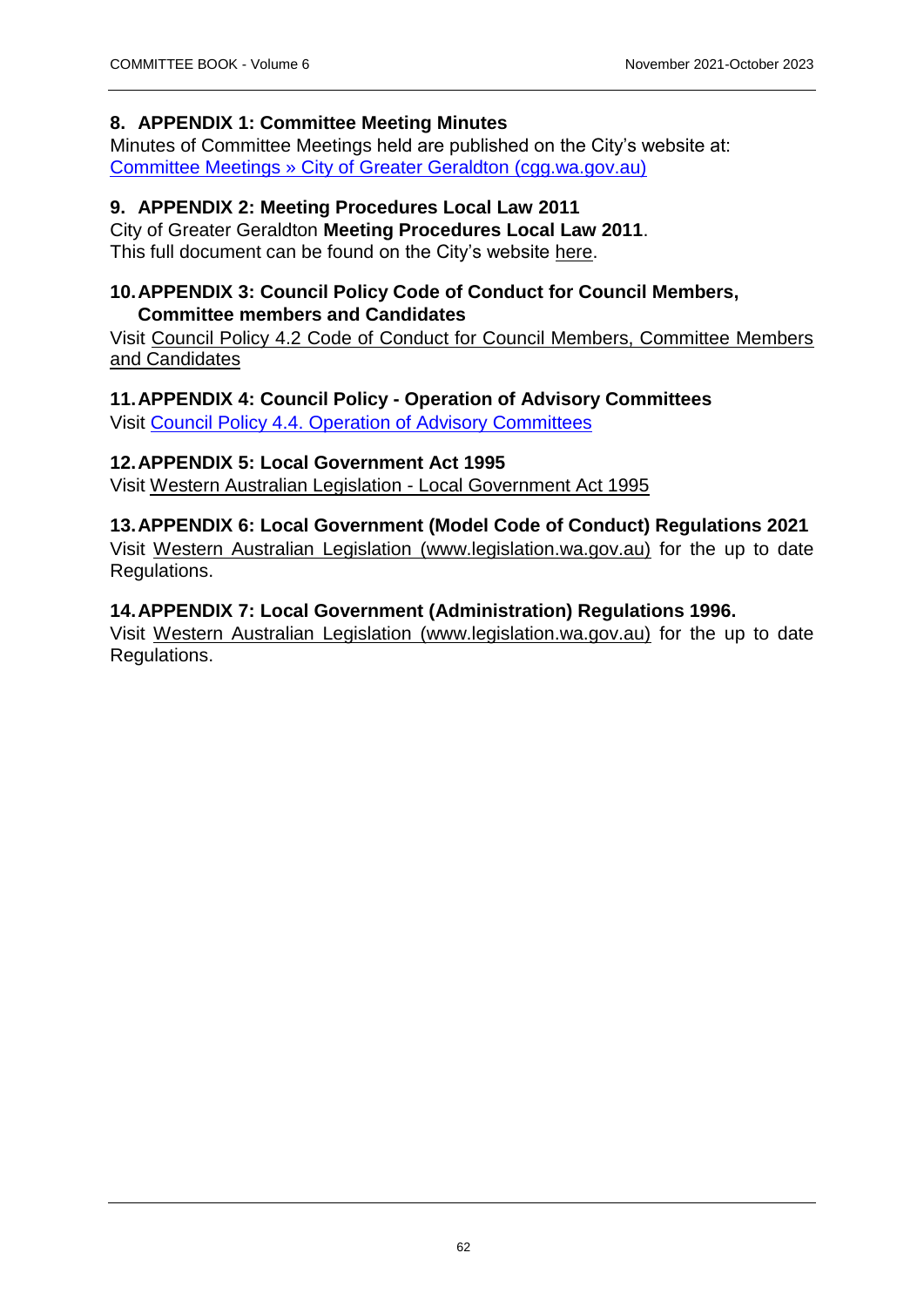## 8. APPENDIX 1: Committee Meeting Minutes

Minutes of Committee Meetings held are published on the City's website at: Committee Meetings » City of Greater Geraldton (cgg.wa.gov.au)

## 9. APPENDIX 2: Meeting Procedures Local Law 2011

City of Greater Geraldton **Meeting Procedures Local Law 2011**.
This full document can be found on the City's website here.

## 10. APPENDIX 3: Council Policy Code of Conduct for Council Members, Committee members and Candidates

Visit Council Policy 4.2 Code of Conduct for Council Members, Committee Members and Candidates

## 11. APPENDIX 4: Council Policy - Operation of Advisory Committees

Visit Council Policy 4.4. Operation of Advisory Committees

## 12. APPENDIX 5: Local Government Act 1995

Visit Western Australian Legislation - Local Government Act 1995

## 13. APPENDIX 6: Local Government (Model Code of Conduct) Regulations 2021

Visit Western Australian Legislation (www.legislation.wa.gov.au) for the up to date Regulations.

## 14. APPENDIX 7: Local Government (Administration) Regulations 1996.

Visit Western Australian Legislation (www.legislation.wa.gov.au) for the up to date Regulations.